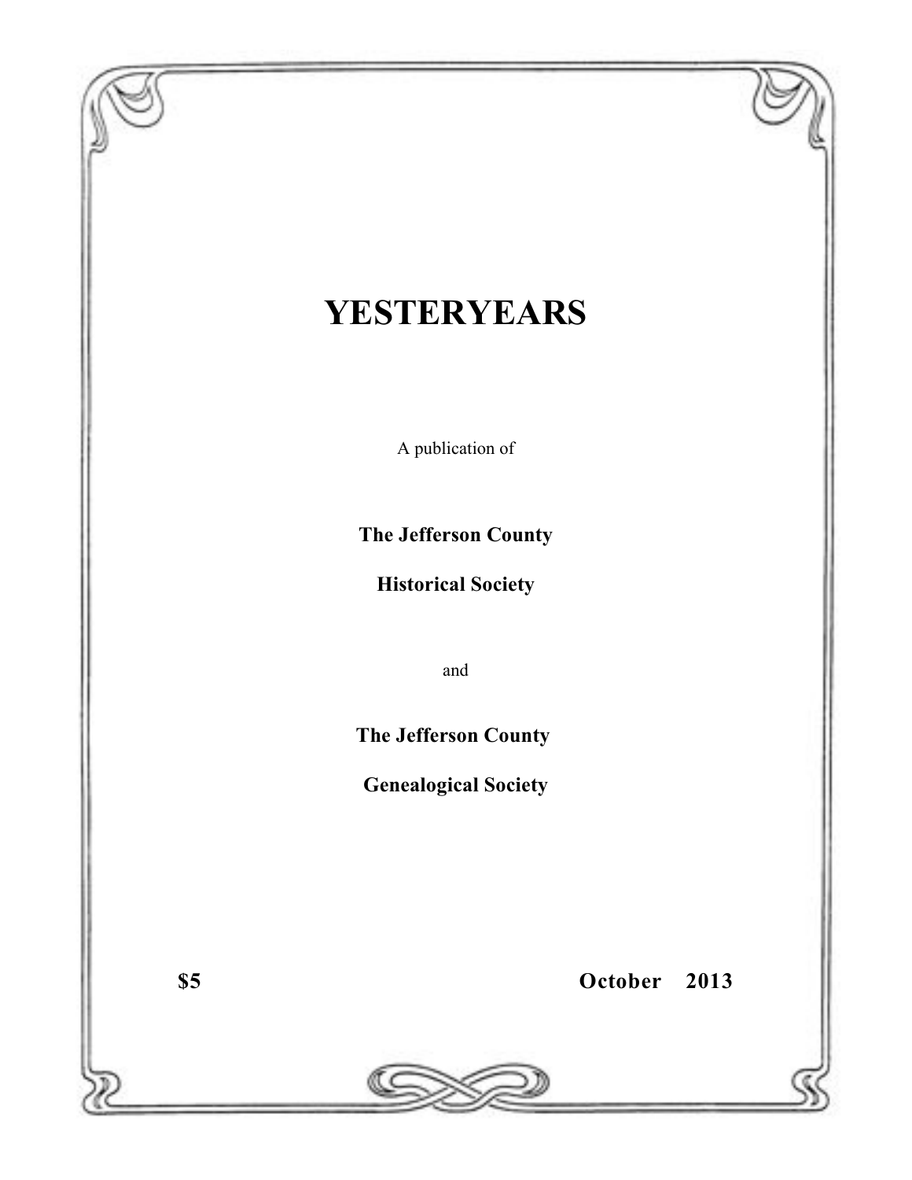# YESTERYEARS

A publication of

**The Jefferson County**

**Historical Society**

and

**The Jefferson County**

**Genealogical Society**

**$5** **October 2013**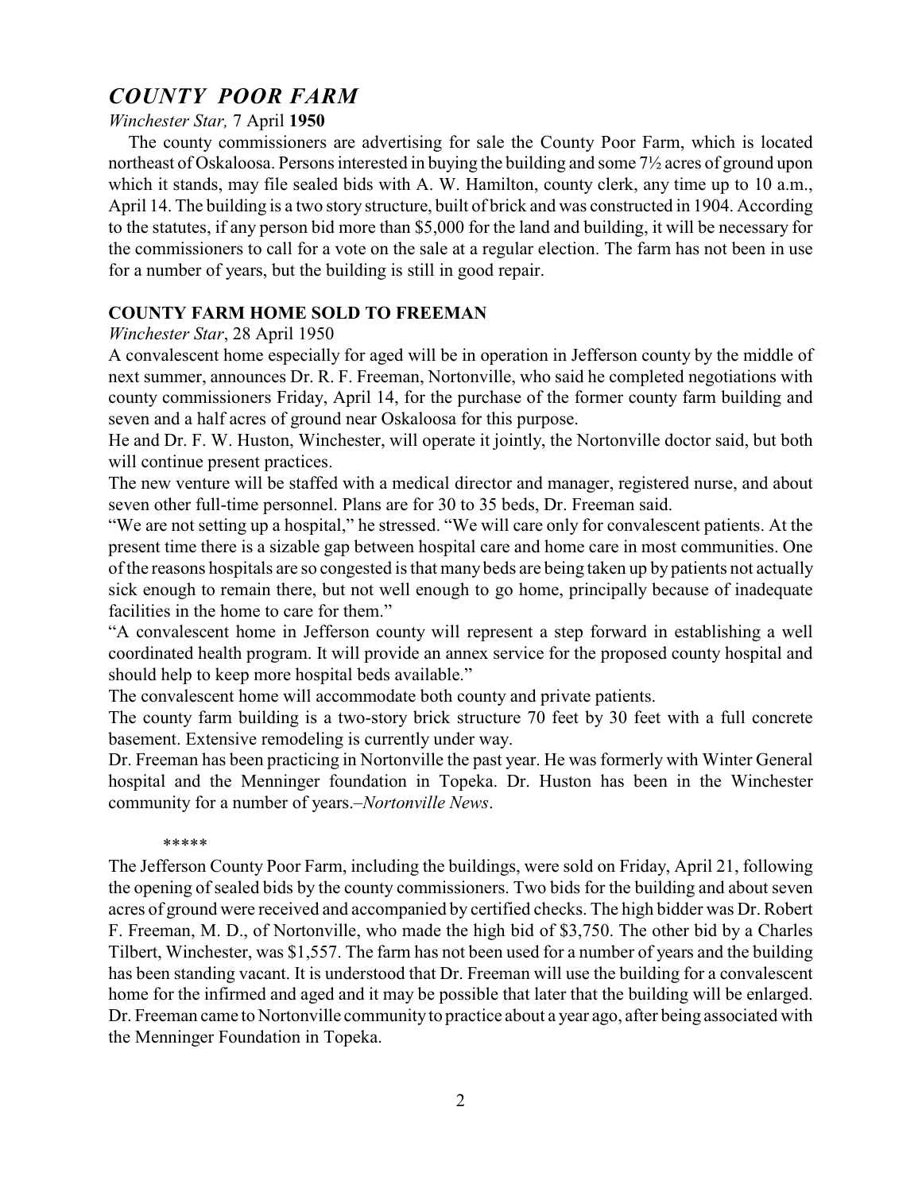## *COUNTY POOR FARM*

*Winchester Star,* 7 April **1950**

The county commissioners are advertising for sale the County Poor Farm, which is located northeast of Oskaloosa. Persons interested in buying the building and some 7½ acres of ground upon which it stands, may file sealed bids with A. W. Hamilton, county clerk, any time up to 10 a.m., April 14. The building is a two story structure, built of brick and was constructed in 1904. According to the statutes, if any person bid more than $5,000 for the land and building, it will be necessary for the commissioners to call for a vote on the sale at a regular election. The farm has not been in use for a number of years, but the building is still in good repair.

**COUNTY FARM HOME SOLD TO FREEMAN**

*Winchester Star*, 28 April 1950

A convalescent home especially for aged will be in operation in Jefferson county by the middle of next summer, announces Dr. R. F. Freeman, Nortonville, who said he completed negotiations with county commissioners Friday, April 14, for the purchase of the former county farm building and seven and a half acres of ground near Oskaloosa for this purpose.

He and Dr. F. W. Huston, Winchester, will operate it jointly, the Nortonville doctor said, but both will continue present practices.

The new venture will be staffed with a medical director and manager, registered nurse, and about seven other full-time personnel. Plans are for 30 to 35 beds, Dr. Freeman said.

"We are not setting up a hospital," he stressed. "We will care only for convalescent patients. At the present time there is a sizable gap between hospital care and home care in most communities. One of the reasons hospitals are so congested is that many beds are being taken up by patients not actually sick enough to remain there, but not well enough to go home, principally because of inadequate facilities in the home to care for them."

"A convalescent home in Jefferson county will represent a step forward in establishing a well coordinated health program. It will provide an annex service for the proposed county hospital and should help to keep more hospital beds available."

The convalescent home will accommodate both county and private patients.

The county farm building is a two-story brick structure 70 feet by 30 feet with a full concrete basement. Extensive remodeling is currently under way.

Dr. Freeman has been practicing in Nortonville the past year. He was formerly with Winter General hospital and the Menninger foundation in Topeka. Dr. Huston has been in the Winchester community for a number of years.–*Nortonville News*.

*****

The Jefferson County Poor Farm, including the buildings, were sold on Friday, April 21, following the opening of sealed bids by the county commissioners. Two bids for the building and about seven acres of ground were received and accompanied by certified checks. The high bidder was Dr. Robert F. Freeman, M. D., of Nortonville, who made the high bid of $3,750. The other bid by a Charles Tilbert, Winchester, was $1,557. The farm has not been used for a number of years and the building has been standing vacant. It is understood that Dr. Freeman will use the building for a convalescent home for the infirmed and aged and it may be possible that later that the building will be enlarged. Dr. Freeman came to Nortonville community to practice about a year ago, after being associated with the Menninger Foundation in Topeka.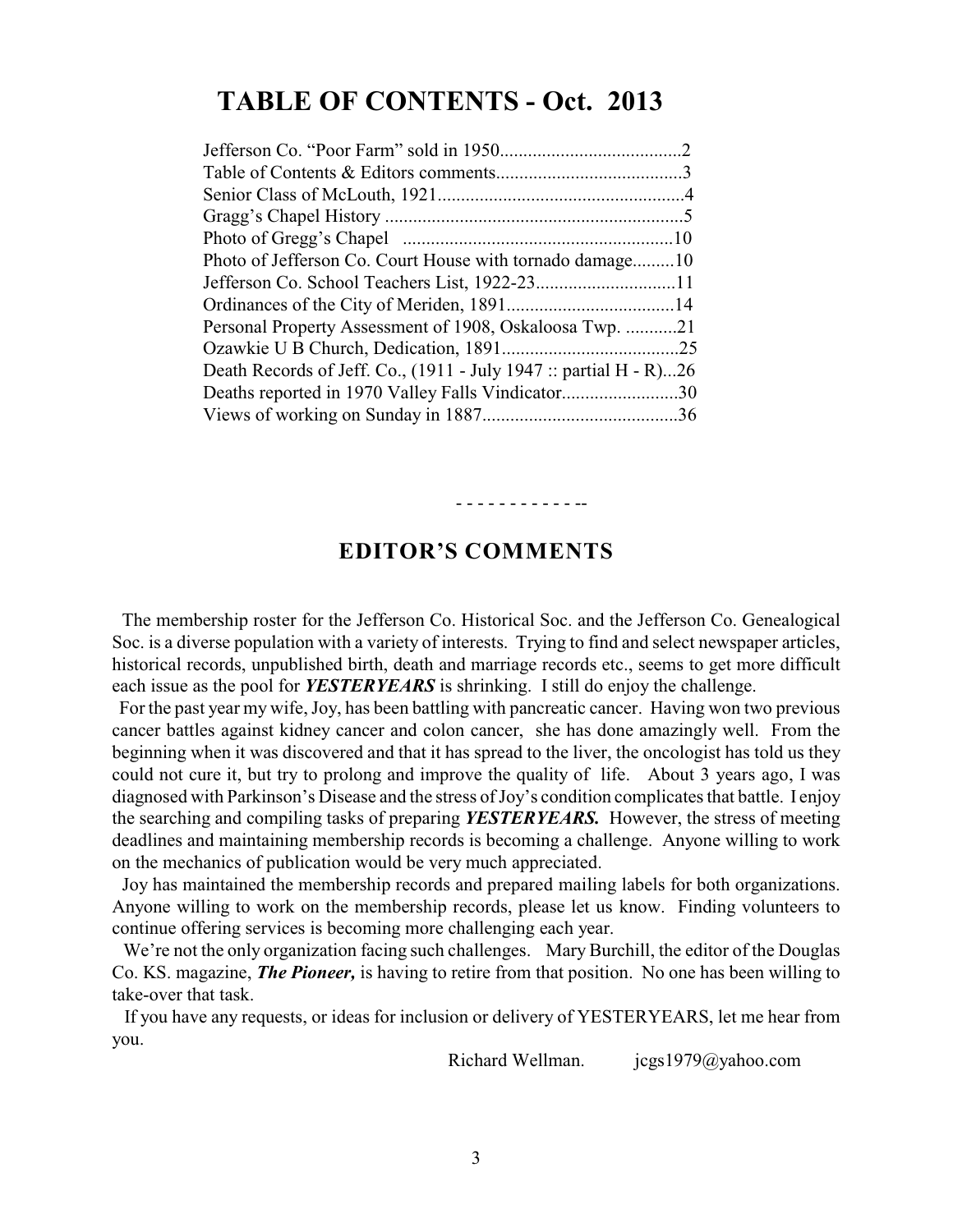# TABLE OF CONTENTS - Oct. 2013

Jefferson Co. "Poor Farm" sold in 1950.......................................2
Table of Contents & Editors comments........................................3
Senior Class of McLouth, 1921.....................................................4
Gragg's Chapel History ................................................................5
Photo of Gregg's Chapel ..........................................................10
Photo of Jefferson Co. Court House with tornado damage.........10
Jefferson Co. School Teachers List, 1922-23..............................11
Ordinances of the City of Meriden, 1891....................................14
Personal Property Assessment of 1908, Oskaloosa Twp. ...........21
Ozawkie U B Church, Dedication, 1891......................................25
Death Records of Jeff. Co., (1911 - July 1947 :: partial H - R)...26
Deaths reported in 1970 Valley Falls Vindicator.........................30
Views of working on Sunday in 1887..........................................36

- - - - - - - - - - - - --

## EDITOR'S COMMENTS

The membership roster for the Jefferson Co. Historical Soc. and the Jefferson Co. Genealogical Soc. is a diverse population with a variety of interests. Trying to find and select newspaper articles, historical records, unpublished birth, death and marriage records etc., seems to get more difficult each issue as the pool for ***YESTERYEARS*** is shrinking. I still do enjoy the challenge.

For the past year my wife, Joy, has been battling with pancreatic cancer. Having won two previous cancer battles against kidney cancer and colon cancer, she has done amazingly well. From the beginning when it was discovered and that it has spread to the liver, the oncologist has told us they could not cure it, but try to prolong and improve the quality of life. About 3 years ago, I was diagnosed with Parkinson's Disease and the stress of Joy's condition complicates that battle. I enjoy the searching and compiling tasks of preparing ***YESTERYEARS.*** However, the stress of meeting deadlines and maintaining membership records is becoming a challenge. Anyone willing to work on the mechanics of publication would be very much appreciated.

Joy has maintained the membership records and prepared mailing labels for both organizations. Anyone willing to work on the membership records, please let us know. Finding volunteers to continue offering services is becoming more challenging each year.

We're not the only organization facing such challenges. Mary Burchill, the editor of the Douglas Co. KS. magazine, ***The Pioneer,*** is having to retire from that position. No one has been willing to take-over that task.

If you have any requests, or ideas for inclusion or delivery of YESTERYEARS, let me hear from you.

Richard Wellman. jcgs1979@yahoo.com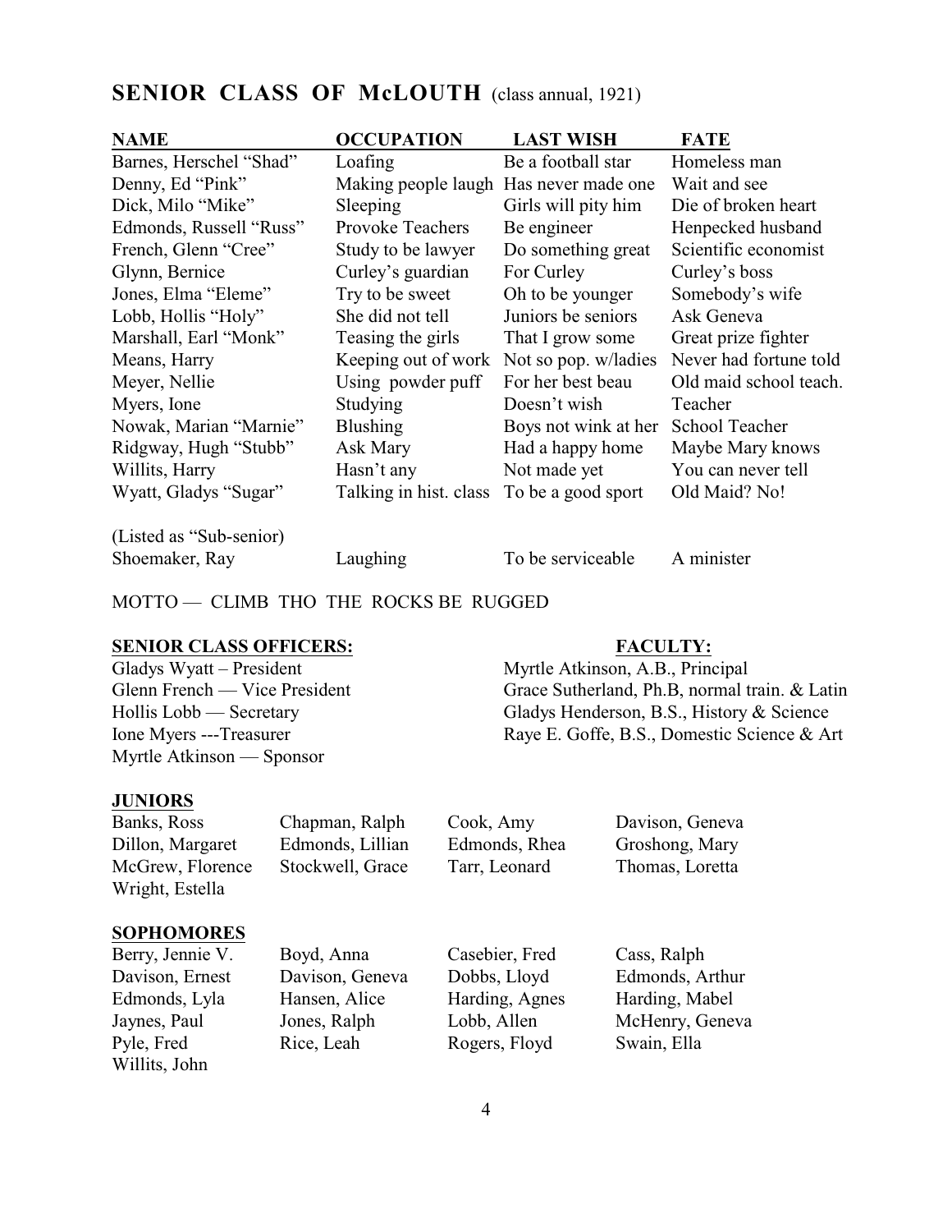## SENIOR CLASS OF McLOUTH (class annual, 1921)

| NAME | OCCUPATION | LAST WISH | FATE |
|---|---|---|---|
| Barnes, Herschel "Shad" | Loafing | Be a football star | Homeless man |
| Denny, Ed "Pink" | Making people laugh | Has never made one | Wait and see |
| Dick, Milo "Mike" | Sleeping | Girls will pity him | Die of broken heart |
| Edmonds, Russell "Russ" | Provoke Teachers | Be engineer | Henpecked husband |
| French, Glenn "Cree" | Study to be lawyer | Do something great | Scientific economist |
| Glynn, Bernice | Curley's guardian | For Curley | Curley's boss |
| Jones, Elma "Eleme" | Try to be sweet | Oh to be younger | Somebody's wife |
| Lobb, Hollis "Holy" | She did not tell | Juniors be seniors | Ask Geneva |
| Marshall, Earl "Monk" | Teasing the girls | That I grow some | Great prize fighter |
| Means, Harry | Keeping out of work | Not so pop. w/ladies | Never had fortune told |
| Meyer, Nellie | Using powder puff | For her best beau | Old maid school teach. |
| Myers, Ione | Studying | Doesn't wish | Teacher |
| Nowak, Marian "Marnie" | Blushing | Boys not wink at her | School Teacher |
| Ridgway, Hugh "Stubb" | Ask Mary | Had a happy home | Maybe Mary knows |
| Willits, Harry | Hasn't any | Not made yet | You can never tell |
| Wyatt, Gladys "Sugar" | Talking in hist. class | To be a good sport | Old Maid? No! |
| (Listed as "Sub-senior) | | | |
| Shoemaker, Ray | Laughing | To be serviceable | A minister |

MOTTO — CLIMB THO THE ROCKS BE RUGGED

**SENIOR CLASS OFFICERS:**

Gladys Wyatt – President
Glenn French — Vice President
Hollis Lobb — Secretary
Ione Myers ---Treasurer
Myrtle Atkinson — Sponsor

**FACULTY:**

Myrtle Atkinson, A.B., Principal
Grace Sutherland, Ph.B, normal train. & Latin
Gladys Henderson, B.S., History & Science
Raye E. Goffe, B.S., Domestic Science & Art

**JUNIORS**

Banks, Ross
Chapman, Ralph
Cook, Amy
Davison, Geneva
Dillon, Margaret
Edmonds, Lillian
Edmonds, Rhea
Groshong, Mary
McGrew, Florence
Stockwell, Grace
Tarr, Leonard
Thomas, Loretta
Wright, Estella

**SOPHOMORES**

Berry, Jennie V.
Boyd, Anna
Casebier, Fred
Cass, Ralph
Davison, Ernest
Davison, Geneva
Dobbs, Lloyd
Edmonds, Arthur
Edmonds, Lyla
Hansen, Alice
Harding, Agnes
Harding, Mabel
Jaynes, Paul
Jones, Ralph
Lobb, Allen
McHenry, Geneva
Pyle, Fred
Rice, Leah
Rogers, Floyd
Swain, Ella
Willits, John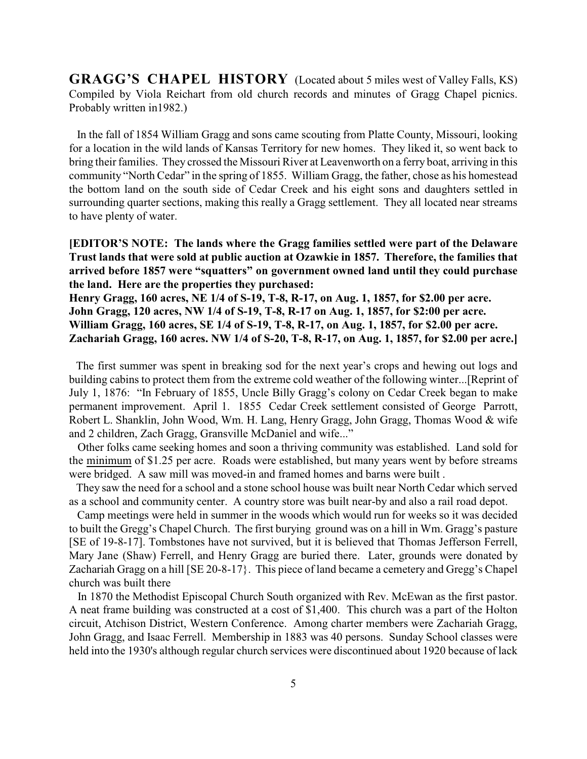**GRAGG'S CHAPEL HISTORY** (Located about 5 miles west of Valley Falls, KS) Compiled by Viola Reichart from old church records and minutes of Gragg Chapel picnics. Probably written in1982.)

In the fall of 1854 William Gragg and sons came scouting from Platte County, Missouri, looking for a location in the wild lands of Kansas Territory for new homes. They liked it, so went back to bring their families. They crossed the Missouri River at Leavenworth on a ferry boat, arriving in this community "North Cedar" in the spring of 1855. William Gragg, the father, chose as his homestead the bottom land on the south side of Cedar Creek and his eight sons and daughters settled in surrounding quarter sections, making this really a Gragg settlement. They all located near streams to have plenty of water.

**[EDITOR'S NOTE: The lands where the Gragg families settled were part of the Delaware Trust lands that were sold at public auction at Ozawkie in 1857. Therefore, the families that arrived before 1857 were "squatters" on government owned land until they could purchase the land. Here are the properties they purchased:**
**Henry Gragg, 160 acres, NE 1/4 of S-19, T-8, R-17, on Aug. 1, 1857, for $2.00 per acre.**
**John Gragg, 120 acres, NW 1/4 of S-19, T-8, R-17 on Aug. 1, 1857, for $2:00 per acre.**
**William Gragg, 160 acres, SE 1/4 of S-19, T-8, R-17, on Aug. 1, 1857, for $2.00 per acre.**
**Zachariah Gragg, 160 acres. NW 1/4 of S-20, T-8, R-17, on Aug. 1, 1857, for $2.00 per acre.]**

The first summer was spent in breaking sod for the next year's crops and hewing out logs and building cabins to protect them from the extreme cold weather of the following winter...[Reprint of July 1, 1876: "In February of 1855, Uncle Billy Gragg's colony on Cedar Creek began to make permanent improvement. April 1. 1855 Cedar Creek settlement consisted of George Parrott, Robert L. Shanklin, John Wood, Wm. H. Lang, Henry Gragg, John Gragg, Thomas Wood & wife and 2 children, Zach Gragg, Gransville McDaniel and wife..."

Other folks came seeking homes and soon a thriving community was established. Land sold for the minimum of $1.25 per acre. Roads were established, but many years went by before streams were bridged. A saw mill was moved-in and framed homes and barns were built .

They saw the need for a school and a stone school house was built near North Cedar which served as a school and community center. A country store was built near-by and also a rail road depot.

Camp meetings were held in summer in the woods which would run for weeks so it was decided to built the Gregg's Chapel Church. The first burying ground was on a hill in Wm. Gragg's pasture [SE of 19-8-17]. Tombstones have not survived, but it is believed that Thomas Jefferson Ferrell, Mary Jane (Shaw) Ferrell, and Henry Gragg are buried there. Later, grounds were donated by Zachariah Gragg on a hill [SE 20-8-17}. This piece of land became a cemetery and Gregg's Chapel church was built there

In 1870 the Methodist Episcopal Church South organized with Rev. McEwan as the first pastor. A neat frame building was constructed at a cost of $1,400. This church was a part of the Holton circuit, Atchison District, Western Conference. Among charter members were Zachariah Gragg, John Gragg, and Isaac Ferrell. Membership in 1883 was 40 persons. Sunday School classes were held into the 1930's although regular church services were discontinued about 1920 because of lack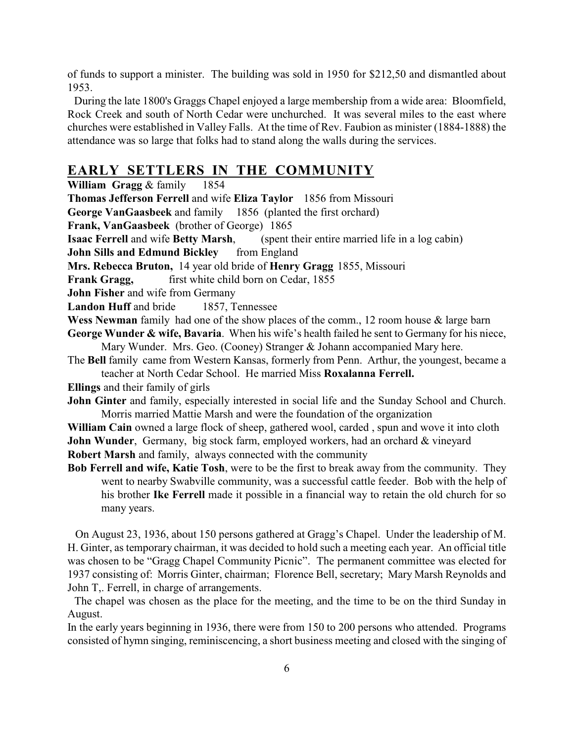of funds to support a minister. The building was sold in 1950 for $212,50 and dismantled about 1953.

During the late 1800's Graggs Chapel enjoyed a large membership from a wide area: Bloomfield, Rock Creek and south of North Cedar were unchurched. It was several miles to the east where churches were established in Valley Falls. At the time of Rev. Faubion as minister (1884-1888) the attendance was so large that folks had to stand along the walls during the services.

## EARLY SETTLERS IN THE COMMUNITY

**William Gragg** & family 1854

**Thomas Jefferson Ferrell** and wife **Eliza Taylor** 1856 from Missouri

**George VanGaasbeek** and family 1856 (planted the first orchard)

**Frank, VanGaasbeek** (brother of George) 1865

**Isaac Ferrell** and wife **Betty Marsh**, (spent their entire married life in a log cabin)

**John Sills and Edmund Bickley** from England

**Mrs. Rebecca Bruton,** 14 year old bride of **Henry Gragg** 1855, Missouri

**Frank Gragg,** first white child born on Cedar, 1855

**John Fisher** and wife from Germany

**Landon Huff** and bride 1857, Tennessee

**Wess Newman** family had one of the show places of the comm., 12 room house & large barn

**George Wunder & wife, Bavaria**. When his wife's health failed he sent to Germany for his niece, Mary Wunder. Mrs. Geo. (Cooney) Stranger & Johann accompanied Mary here.

The **Bell** family came from Western Kansas, formerly from Penn. Arthur, the youngest, became a teacher at North Cedar School. He married Miss **Roxalanna Ferrell.**

**Ellings** and their family of girls

**John Ginter** and family, especially interested in social life and the Sunday School and Church. Morris married Mattie Marsh and were the foundation of the organization

**William Cain** owned a large flock of sheep, gathered wool, carded , spun and wove it into cloth

**John Wunder**, Germany, big stock farm, employed workers, had an orchard & vineyard

**Robert Marsh** and family, always connected with the community

**Bob Ferrell and wife, Katie Tosh**, were to be the first to break away from the community. They went to nearby Swabville community, was a successful cattle feeder. Bob with the help of his brother **Ike Ferrell** made it possible in a financial way to retain the old church for so many years.

On August 23, 1936, about 150 persons gathered at Gragg's Chapel. Under the leadership of M. H. Ginter, as temporary chairman, it was decided to hold such a meeting each year. An official title was chosen to be "Gragg Chapel Community Picnic". The permanent committee was elected for 1937 consisting of: Morris Ginter, chairman; Florence Bell, secretary; Mary Marsh Reynolds and John T,. Ferrell, in charge of arrangements.

The chapel was chosen as the place for the meeting, and the time to be on the third Sunday in August.

In the early years beginning in 1936, there were from 150 to 200 persons who attended. Programs consisted of hymn singing, reminiscencing, a short business meeting and closed with the singing of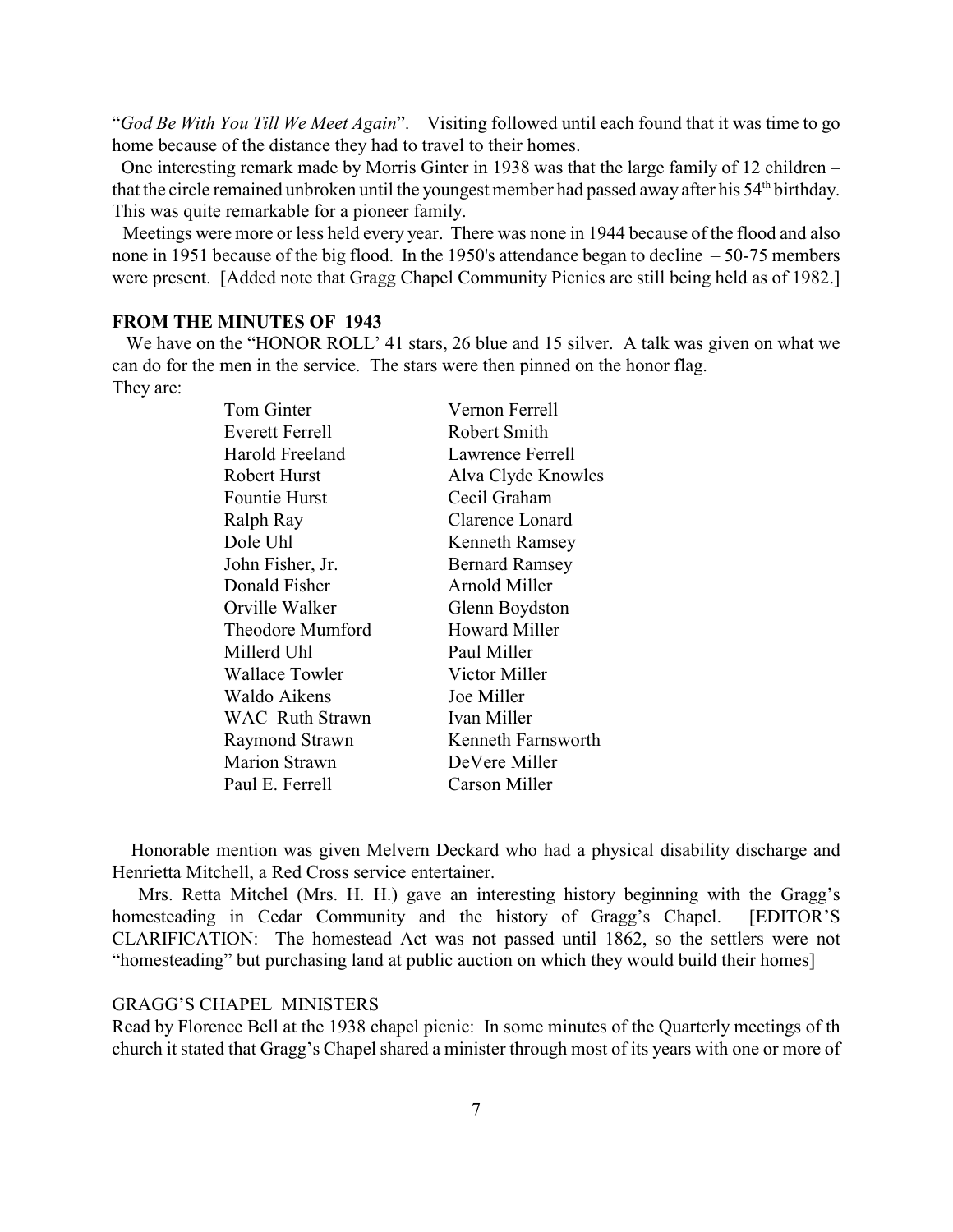"*God Be With You Till We Meet Again*". Visiting followed until each found that it was time to go home because of the distance they had to travel to their homes.

One interesting remark made by Morris Ginter in 1938 was that the large family of 12 children – that the circle remained unbroken until the youngest member had passed away after his 54th birthday. This was quite remarkable for a pioneer family.

Meetings were more or less held every year. There was none in 1944 because of the flood and also none in 1951 because of the big flood. In the 1950's attendance began to decline – 50-75 members were present. [Added note that Gragg Chapel Community Picnics are still being held as of 1982.]

**FROM THE MINUTES OF 1943**

We have on the "HONOR ROLL' 41 stars, 26 blue and 15 silver. A talk was given on what we can do for the men in the service. The stars were then pinned on the honor flag.
They are:

| | |
|---|---|
| Tom Ginter | Vernon Ferrell |
| Everett Ferrell | Robert Smith |
| Harold Freeland | Lawrence Ferrell |
| Robert Hurst | Alva Clyde Knowles |
| Fountie Hurst | Cecil Graham |
| Ralph Ray | Clarence Lonard |
| Dole Uhl | Kenneth Ramsey |
| John Fisher, Jr. | Bernard Ramsey |
| Donald Fisher | Arnold Miller |
| Orville Walker | Glenn Boydston |
| Theodore Mumford | Howard Miller |
| Millerd Uhl | Paul Miller |
| Wallace Towler | Victor Miller |
| Waldo Aikens | Joe Miller |
| WAC Ruth Strawn | Ivan Miller |
| Raymond Strawn | Kenneth Farnsworth |
| Marion Strawn | DeVere Miller |
| Paul E. Ferrell | Carson Miller |

Honorable mention was given Melvern Deckard who had a physical disability discharge and Henrietta Mitchell, a Red Cross service entertainer.

Mrs. Retta Mitchel (Mrs. H. H.) gave an interesting history beginning with the Gragg's homesteading in Cedar Community and the history of Gragg's Chapel. [EDITOR'S CLARIFICATION: The homestead Act was not passed until 1862, so the settlers were not "homesteading" but purchasing land at public auction on which they would build their homes]

GRAGG'S CHAPEL MINISTERS

Read by Florence Bell at the 1938 chapel picnic: In some minutes of the Quarterly meetings of th church it stated that Gragg's Chapel shared a minister through most of its years with one or more of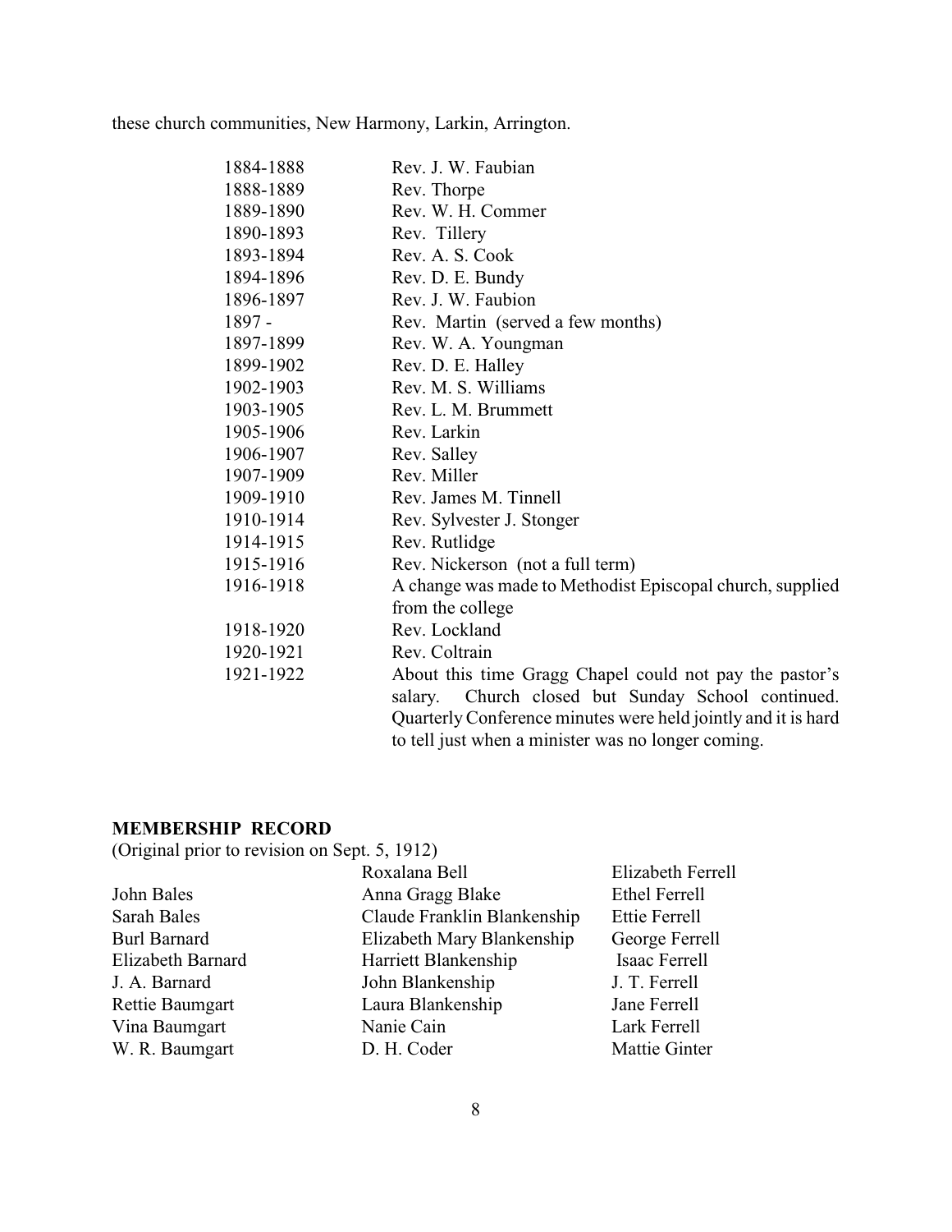these church communities, New Harmony, Larkin, Arrington.

| | |
|---|---|
| 1884-1888 | Rev. J. W. Faubian |
| 1888-1889 | Rev. Thorpe |
| 1889-1890 | Rev. W. H. Commer |
| 1890-1893 | Rev. Tillery |
| 1893-1894 | Rev. A. S. Cook |
| 1894-1896 | Rev. D. E. Bundy |
| 1896-1897 | Rev. J. W. Faubion |
| 1897 - | Rev. Martin (served a few months) |
| 1897-1899 | Rev. W. A. Youngman |
| 1899-1902 | Rev. D. E. Halley |
| 1902-1903 | Rev. M. S. Williams |
| 1903-1905 | Rev. L. M. Brummett |
| 1905-1906 | Rev. Larkin |
| 1906-1907 | Rev. Salley |
| 1907-1909 | Rev. Miller |
| 1909-1910 | Rev. James M. Tinnell |
| 1910-1914 | Rev. Sylvester J. Stonger |
| 1914-1915 | Rev. Rutlidge |
| 1915-1916 | Rev. Nickerson (not a full term) |
| 1916-1918 | A change was made to Methodist Episcopal church, supplied from the college |
| 1918-1920 | Rev. Lockland |
| 1920-1921 | Rev. Coltrain |
| 1921-1922 | About this time Gragg Chapel could not pay the pastor's salary. Church closed but Sunday School continued. Quarterly Conference minutes were held jointly and it is hard to tell just when a minister was no longer coming. |

**MEMBERSHIP RECORD**

(Original prior to revision on Sept. 5, 1912)

John Bales
Sarah Bales
Burl Barnard
Elizabeth Barnard
J. A. Barnard
Rettie Baumgart
Vina Baumgart
W. R. Baumgart
Roxalana Bell
Anna Gragg Blake
Claude Franklin Blankenship
Elizabeth Mary Blankenship
Harriett Blankenship
John Blankenship
Laura Blankenship
Nanie Cain
D. H. Coder
Elizabeth Ferrell
Ethel Ferrell
Ettie Ferrell
George Ferrell
Isaac Ferrell
J. T. Ferrell
Jane Ferrell
Lark Ferrell
Mattie Ginter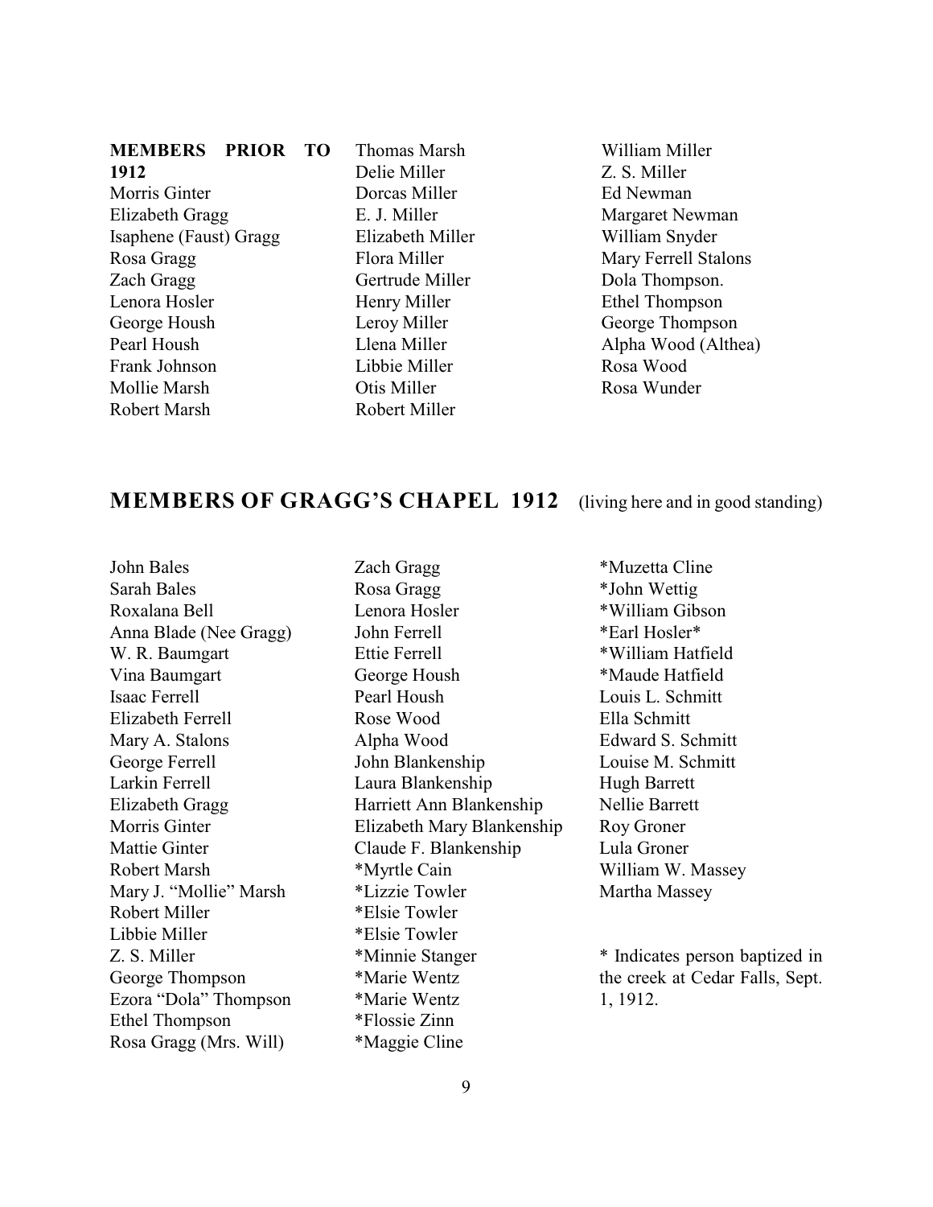**MEMBERS PRIOR TO 1912**

Morris Ginter
Elizabeth Gragg
Isaphene (Faust) Gragg
Rosa Gragg
Zach Gragg
Lenora Hosler
George Housh
Pearl Housh
Frank Johnson
Mollie Marsh
Robert Marsh
Thomas Marsh
Delie Miller
Dorcas Miller
E. J. Miller
Elizabeth Miller
Flora Miller
Gertrude Miller
Henry Miller
Leroy Miller
Llena Miller
Libbie Miller
Otis Miller
Robert Miller
William Miller
Z. S. Miller
Ed Newman
Margaret Newman
William Snyder
Mary Ferrell Stalons
Dola Thompson.
Ethel Thompson
George Thompson
Alpha Wood (Althea)
Rosa Wood
Rosa Wunder

## MEMBERS OF GRAGG'S CHAPEL 1912 (living here and in good standing)

John Bales
Sarah Bales
Roxalana Bell
Anna Blade (Nee Gragg)
W. R. Baumgart
Vina Baumgart
Isaac Ferrell
Elizabeth Ferrell
Mary A. Stalons
George Ferrell
Larkin Ferrell
Elizabeth Gragg
Morris Ginter
Mattie Ginter
Robert Marsh
Mary J. "Mollie" Marsh
Robert Miller
Libbie Miller
Z. S. Miller
George Thompson
Ezora "Dola" Thompson
Ethel Thompson
Rosa Gragg (Mrs. Will)
Zach Gragg
Rosa Gragg
Lenora Hosler
John Ferrell
Ettie Ferrell
George Housh
Pearl Housh
Rose Wood
Alpha Wood
John Blankenship
Laura Blankenship
Harriett Ann Blankenship
Elizabeth Mary Blankenship
Claude F. Blankenship
*Myrtle Cain
*Lizzie Towler
*Elsie Towler
*Elsie Towler
*Minnie Stanger
*Marie Wentz
*Marie Wentz
*Flossie Zinn
*Maggie Cline
*Muzetta Cline
*John Wettig
*William Gibson
*Earl Hosler*
*William Hatfield
*Maude Hatfield
Louis L. Schmitt
Ella Schmitt
Edward S. Schmitt
Louise M. Schmitt
Hugh Barrett
Nellie Barrett
Roy Groner
Lula Groner
William W. Massey
Martha Massey

* Indicates person baptized in the creek at Cedar Falls, Sept. 1, 1912.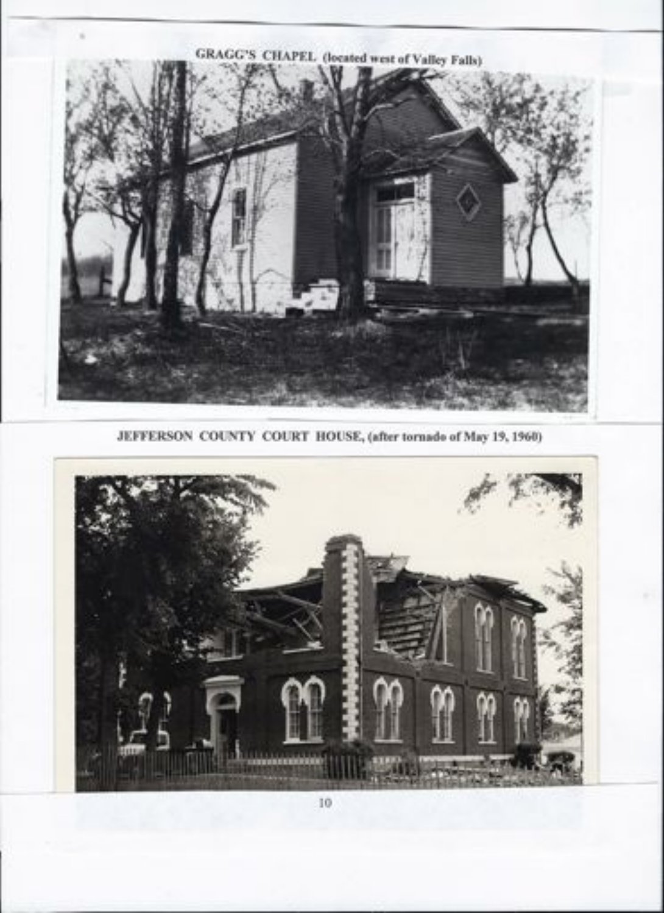GRAGG'S CHAPEL (located west of Valley Falls)

JEFFERSON COUNTY COURT HOUSE, (after tornado of May 19, 1960)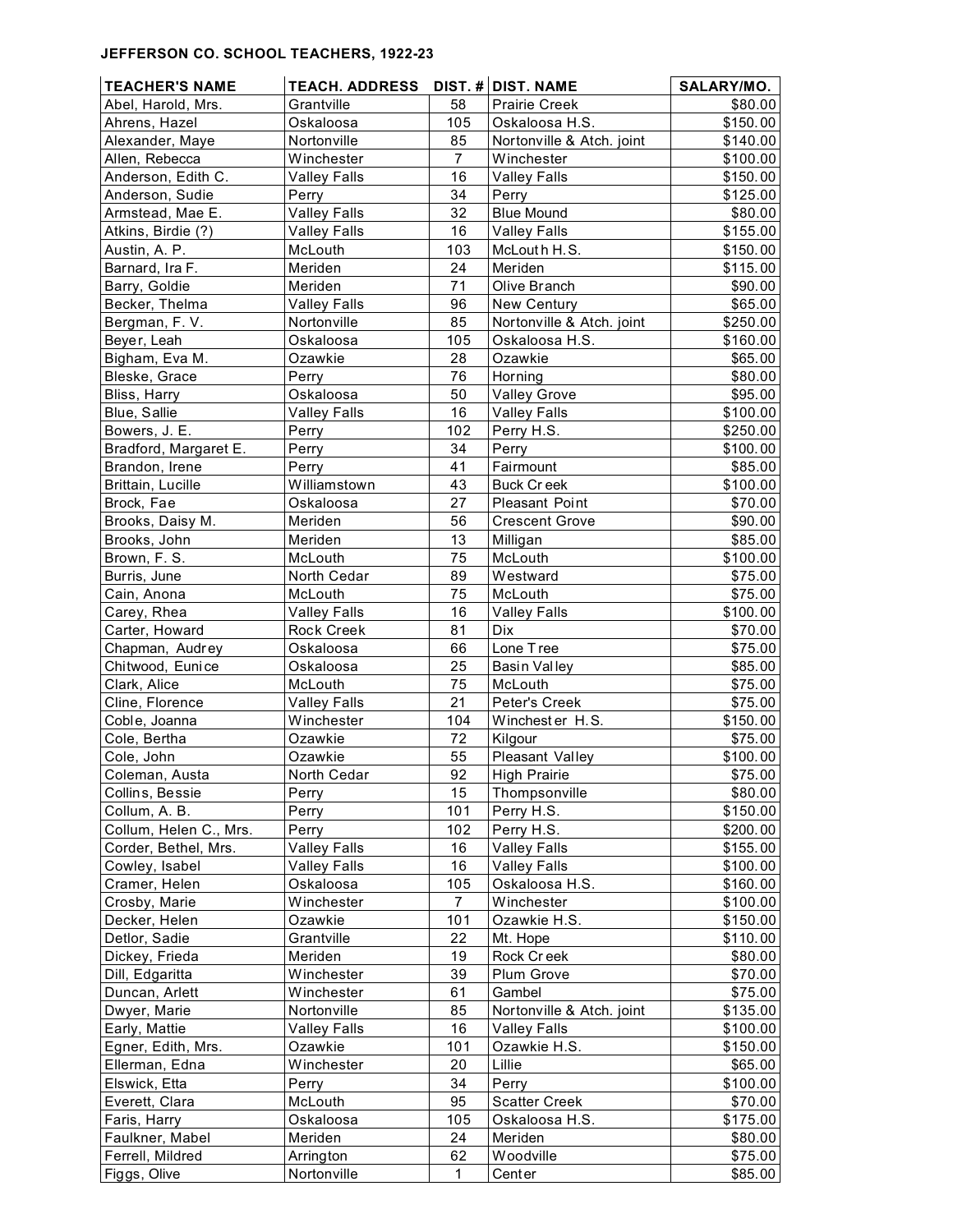**JEFFERSON CO. SCHOOL TEACHERS, 1922-23**

| TEACHER'S NAME | TEACH. ADDRESS | DIST. # | DIST. NAME | SALARY/MO. |
|---|---|---|---|---|
| Abel, Harold, Mrs. | Grantville | 58 | Prairie Creek | $80.00 |
| Ahrens, Hazel | Oskaloosa | 105 | Oskaloosa H.S. | $150.00 |
| Alexander, Maye | Nortonville | 85 | Nortonville & Atch. joint | $140.00 |
| Allen, Rebecca | Winchester | 7 | Winchester | $100.00 |
| Anderson, Edith C. | Valley Falls | 16 | Valley Falls | $150.00 |
| Anderson, Sudie | Perry | 34 | Perry | $125.00 |
| Armstead, Mae E. | Valley Falls | 32 | Blue Mound | $80.00 |
| Atkins, Birdie (?) | Valley Falls | 16 | Valley Falls | $155.00 |
| Austin, A. P. | McLouth | 103 | McLouth H.S. | $150.00 |
| Barnard, Ira F. | Meriden | 24 | Meriden | $115.00 |
| Barry, Goldie | Meriden | 71 | Olive Branch | $90.00 |
| Becker, Thelma | Valley Falls | 96 | New Century | $65.00 |
| Bergman, F. V. | Nortonville | 85 | Nortonville & Atch. joint | $250.00 |
| Beyer, Leah | Oskaloosa | 105 | Oskaloosa H.S. | $160.00 |
| Bigham, Eva M. | Ozawkie | 28 | Ozawkie | $65.00 |
| Bleske, Grace | Perry | 76 | Horning | $80.00 |
| Bliss, Harry | Oskaloosa | 50 | Valley Grove | $95.00 |
| Blue, Sallie | Valley Falls | 16 | Valley Falls | $100.00 |
| Bowers, J. E. | Perry | 102 | Perry H.S. | $250.00 |
| Bradford, Margaret E. | Perry | 34 | Perry | $100.00 |
| Brandon, Irene | Perry | 41 | Fairmount | $85.00 |
| Brittain, Lucille | Williamstown | 43 | Buck Creek | $100.00 |
| Brock, Fae | Oskaloosa | 27 | Pleasant Point | $70.00 |
| Brooks, Daisy M. | Meriden | 56 | Crescent Grove | $90.00 |
| Brooks, John | Meriden | 13 | Milligan | $85.00 |
| Brown, F. S. | McLouth | 75 | McLouth | $100.00 |
| Burris, June | North Cedar | 89 | Westward | $75.00 |
| Cain, Anona | McLouth | 75 | McLouth | $75.00 |
| Carey, Rhea | Valley Falls | 16 | Valley Falls | $100.00 |
| Carter, Howard | Rock Creek | 81 | Dix | $70.00 |
| Chapman, Audrey | Oskaloosa | 66 | Lone Tree | $75.00 |
| Chitwood, Eunice | Oskaloosa | 25 | Basin Valley | $85.00 |
| Clark, Alice | McLouth | 75 | McLouth | $75.00 |
| Cline, Florence | Valley Falls | 21 | Peter's Creek | $75.00 |
| Coble, Joanna | Winchester | 104 | Winchester H.S. | $150.00 |
| Cole, Bertha | Ozawkie | 72 | Kilgour | $75.00 |
| Cole, John | Ozawkie | 55 | Pleasant Valley | $100.00 |
| Coleman, Austa | North Cedar | 92 | High Prairie | $75.00 |
| Collins, Bessie | Perry | 15 | Thompsonville | $80.00 |
| Collum, A. B. | Perry | 101 | Perry H.S. | $150.00 |
| Collum, Helen C., Mrs. | Perry | 102 | Perry H.S. | $200.00 |
| Corder, Bethel, Mrs. | Valley Falls | 16 | Valley Falls | $155.00 |
| Cowley, Isabel | Valley Falls | 16 | Valley Falls | $100.00 |
| Cramer, Helen | Oskaloosa | 105 | Oskaloosa H.S. | $160.00 |
| Crosby, Marie | Winchester | 7 | Winchester | $100.00 |
| Decker, Helen | Ozawkie | 101 | Ozawkie H.S. | $150.00 |
| Detlor, Sadie | Grantville | 22 | Mt. Hope | $110.00 |
| Dickey, Frieda | Meriden | 19 | Rock Creek | $80.00 |
| Dill, Edgaritta | Winchester | 39 | Plum Grove | $70.00 |
| Duncan, Arlett | Winchester | 61 | Gambel | $75.00 |
| Dwyer, Marie | Nortonville | 85 | Nortonville & Atch. joint | $135.00 |
| Early, Mattie | Valley Falls | 16 | Valley Falls | $100.00 |
| Egner, Edith, Mrs. | Ozawkie | 101 | Ozawkie H.S. | $150.00 |
| Ellerman, Edna | Winchester | 20 | Lillie | $65.00 |
| Elswick, Etta | Perry | 34 | Perry | $100.00 |
| Everett, Clara | McLouth | 95 | Scatter Creek | $70.00 |
| Faris, Harry | Oskaloosa | 105 | Oskaloosa H.S. | $175.00 |
| Faulkner, Mabel | Meriden | 24 | Meriden | $80.00 |
| Ferrell, Mildred | Arrington | 62 | Woodville | $75.00 |
| Figgs, Olive | Nortonville | 1 | Center | $85.00 |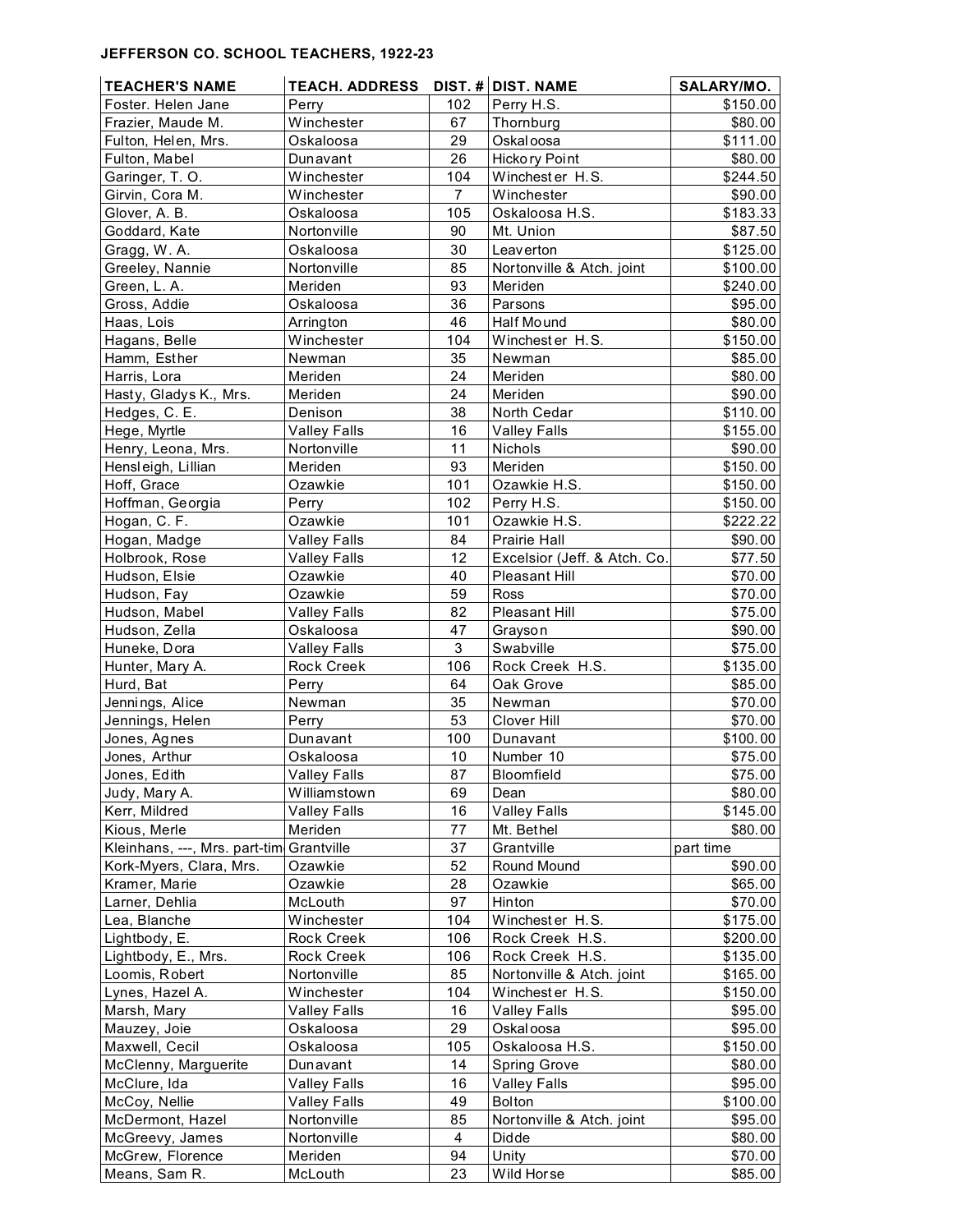**JEFFERSON CO. SCHOOL TEACHERS, 1922-23**

| TEACHER'S NAME | TEACH. ADDRESS | DIST. # | DIST. NAME | SALARY/MO. |
|---|---|---|---|---|
| Foster. Helen Jane | Perry | 102 | Perry H.S. | $150.00 |
| Frazier, Maude M. | Winchester | 67 | Thornburg | $80.00 |
| Fulton, Helen, Mrs. | Oskaloosa | 29 | Oskaloosa | $111.00 |
| Fulton, Mabel | Dunavant | 26 | Hickory Point | $80.00 |
| Garinger, T. O. | Winchester | 104 | Winchester H.S. | $244.50 |
| Girvin, Cora M. | Winchester | 7 | Winchester | $90.00 |
| Glover, A. B. | Oskaloosa | 105 | Oskaloosa H.S. | $183.33 |
| Goddard, Kate | Nortonville | 90 | Mt. Union | $87.50 |
| Gragg, W. A. | Oskaloosa | 30 | Leaverton | $125.00 |
| Greeley, Nannie | Nortonville | 85 | Nortonville & Atch. joint | $100.00 |
| Green, L. A. | Meriden | 93 | Meriden | $240.00 |
| Gross, Addie | Oskaloosa | 36 | Parsons | $95.00 |
| Haas, Lois | Arrington | 46 | Half Mound | $80.00 |
| Hagans, Belle | Winchester | 104 | Winchester H.S. | $150.00 |
| Hamm, Esther | Newman | 35 | Newman | $85.00 |
| Harris, Lora | Meriden | 24 | Meriden | $80.00 |
| Hasty, Gladys K., Mrs. | Meriden | 24 | Meriden | $90.00 |
| Hedges, C. E. | Denison | 38 | North Cedar | $110.00 |
| Hege, Myrtle | Valley Falls | 16 | Valley Falls | $155.00 |
| Henry, Leona, Mrs. | Nortonville | 11 | Nichols | $90.00 |
| Hensleigh, Lillian | Meriden | 93 | Meriden | $150.00 |
| Hoff, Grace | Ozawkie | 101 | Ozawkie H.S. | $150.00 |
| Hoffman, Georgia | Perry | 102 | Perry H.S. | $150.00 |
| Hogan, C. F. | Ozawkie | 101 | Ozawkie H.S. | $222.22 |
| Hogan, Madge | Valley Falls | 84 | Prairie Hall | $90.00 |
| Holbrook, Rose | Valley Falls | 12 | Excelsior (Jeff. & Atch. Co. | $77.50 |
| Hudson, Elsie | Ozawkie | 40 | Pleasant Hill | $70.00 |
| Hudson, Fay | Ozawkie | 59 | Ross | $70.00 |
| Hudson, Mabel | Valley Falls | 82 | Pleasant Hill | $75.00 |
| Hudson, Zella | Oskaloosa | 47 | Grayson | $90.00 |
| Huneke, Dora | Valley Falls | 3 | Swabville | $75.00 |
| Hunter, Mary A. | Rock Creek | 106 | Rock Creek H.S. | $135.00 |
| Hurd, Bat | Perry | 64 | Oak Grove | $85.00 |
| Jennings, Alice | Newman | 35 | Newman | $70.00 |
| Jennings, Helen | Perry | 53 | Clover Hill | $70.00 |
| Jones, Agnes | Dunavant | 100 | Dunavant | $100.00 |
| Jones, Arthur | Oskaloosa | 10 | Number 10 | $75.00 |
| Jones, Edith | Valley Falls | 87 | Bloomfield | $75.00 |
| Judy, Mary A. | Williamstown | 69 | Dean | $80.00 |
| Kerr, Mildred | Valley Falls | 16 | Valley Falls | $145.00 |
| Kious, Merle | Meriden | 77 | Mt. Bethel | $80.00 |
| Kleinhans, ---, Mrs. part-tim | Grantville | 37 | Grantville | part time |
| Kork-Myers, Clara, Mrs. | Ozawkie | 52 | Round Mound | $90.00 |
| Kramer, Marie | Ozawkie | 28 | Ozawkie | $65.00 |
| Larner, Dehlia | McLouth | 97 | Hinton | $70.00 |
| Lea, Blanche | Winchester | 104 | Winchester H.S. | $175.00 |
| Lightbody, E. | Rock Creek | 106 | Rock Creek H.S. | $200.00 |
| Lightbody, E., Mrs. | Rock Creek | 106 | Rock Creek H.S. | $135.00 |
| Loomis, Robert | Nortonville | 85 | Nortonville & Atch. joint | $165.00 |
| Lynes, Hazel A. | Winchester | 104 | Winchester H.S. | $150.00 |
| Marsh, Mary | Valley Falls | 16 | Valley Falls | $95.00 |
| Mauzey, Joie | Oskaloosa | 29 | Oskaloosa | $95.00 |
| Maxwell, Cecil | Oskaloosa | 105 | Oskaloosa H.S. | $150.00 |
| McClenny, Marguerite | Dunavant | 14 | Spring Grove | $80.00 |
| McClure, Ida | Valley Falls | 16 | Valley Falls | $95.00 |
| McCoy, Nellie | Valley Falls | 49 | Bolton | $100.00 |
| McDermont, Hazel | Nortonville | 85 | Nortonville & Atch. joint | $95.00 |
| McGreevy, James | Nortonville | 4 | Didde | $80.00 |
| McGrew, Florence | Meriden | 94 | Unity | $70.00 |
| Means, Sam R. | McLouth | 23 | Wild Horse | $85.00 |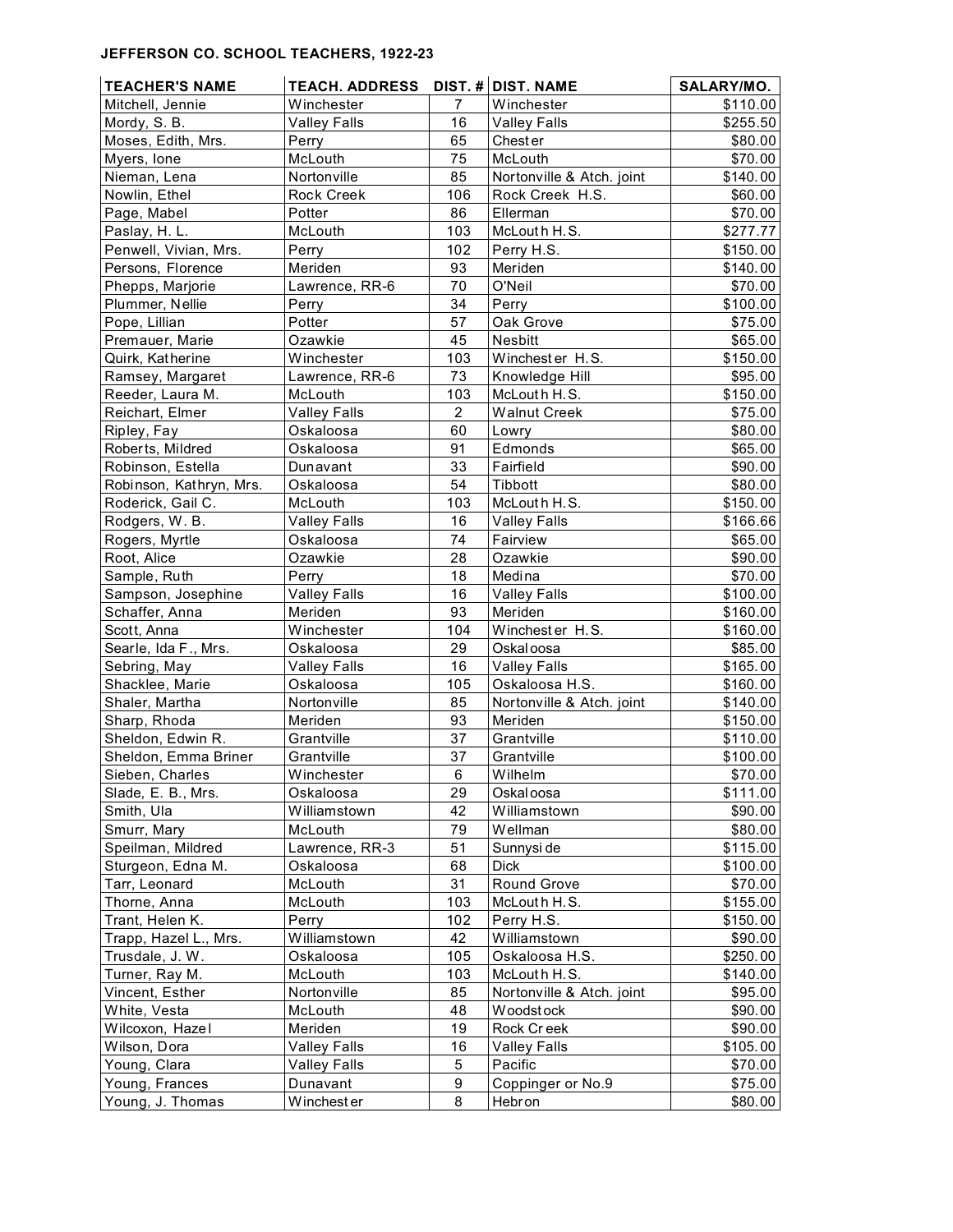**JEFFERSON CO. SCHOOL TEACHERS, 1922-23**

| TEACHER'S NAME | TEACH. ADDRESS | DIST. # | DIST. NAME | SALARY/MO. |
|---|---|---|---|---|
| Mitchell, Jennie | Winchester | 7 | Winchester | $110.00 |
| Mordy, S. B. | Valley Falls | 16 | Valley Falls | $255.50 |
| Moses, Edith, Mrs. | Perry | 65 | Chester | $80.00 |
| Myers, Ione | McLouth | 75 | McLouth | $70.00 |
| Nieman, Lena | Nortonville | 85 | Nortonville & Atch. joint | $140.00 |
| Nowlin, Ethel | Rock Creek | 106 | Rock Creek H.S. | $60.00 |
| Page, Mabel | Potter | 86 | Ellerman | $70.00 |
| Paslay, H. L. | McLouth | 103 | McLouth H.S. | $277.77 |
| Penwell, Vivian, Mrs. | Perry | 102 | Perry H.S. | $150.00 |
| Persons, Florence | Meriden | 93 | Meriden | $140.00 |
| Phepps, Marjorie | Lawrence, RR-6 | 70 | O'Neil | $70.00 |
| Plummer, Nellie | Perry | 34 | Perry | $100.00 |
| Pope, Lillian | Potter | 57 | Oak Grove | $75.00 |
| Premauer, Marie | Ozawkie | 45 | Nesbitt | $65.00 |
| Quirk, Katherine | Winchester | 103 | Winchester H.S. | $150.00 |
| Ramsey, Margaret | Lawrence, RR-6 | 73 | Knowledge Hill | $95.00 |
| Reeder, Laura M. | McLouth | 103 | McLouth H.S. | $150.00 |
| Reichart, Elmer | Valley Falls | 2 | Walnut Creek | $75.00 |
| Ripley, Fay | Oskaloosa | 60 | Lowry | $80.00 |
| Roberts, Mildred | Oskaloosa | 91 | Edmonds | $65.00 |
| Robinson, Estella | Dunavant | 33 | Fairfield | $90.00 |
| Robinson, Kathryn, Mrs. | Oskaloosa | 54 | Tibbott | $80.00 |
| Roderick, Gail C. | McLouth | 103 | McLouth H.S. | $150.00 |
| Rodgers, W. B. | Valley Falls | 16 | Valley Falls | $166.66 |
| Rogers, Myrtle | Oskaloosa | 74 | Fairview | $65.00 |
| Root, Alice | Ozawkie | 28 | Ozawkie | $90.00 |
| Sample, Ruth | Perry | 18 | Medina | $70.00 |
| Sampson, Josephine | Valley Falls | 16 | Valley Falls | $100.00 |
| Schaffer, Anna | Meriden | 93 | Meriden | $160.00 |
| Scott, Anna | Winchester | 104 | Winchester H.S. | $160.00 |
| Searle, Ida F., Mrs. | Oskaloosa | 29 | Oskaloosa | $85.00 |
| Sebring, May | Valley Falls | 16 | Valley Falls | $165.00 |
| Shacklee, Marie | Oskaloosa | 105 | Oskaloosa H.S. | $160.00 |
| Shaler, Martha | Nortonville | 85 | Nortonville & Atch. joint | $140.00 |
| Sharp, Rhoda | Meriden | 93 | Meriden | $150.00 |
| Sheldon, Edwin R. | Grantville | 37 | Grantville | $110.00 |
| Sheldon, Emma Briner | Grantville | 37 | Grantville | $100.00 |
| Sieben, Charles | Winchester | 6 | Wilhelm | $70.00 |
| Slade, E. B., Mrs. | Oskaloosa | 29 | Oskaloosa | $111.00 |
| Smith, Ula | Williamstown | 42 | Williamstown | $90.00 |
| Smurr, Mary | McLouth | 79 | Wellman | $80.00 |
| Speilman, Mildred | Lawrence, RR-3 | 51 | Sunnyside | $115.00 |
| Sturgeon, Edna M. | Oskaloosa | 68 | Dick | $100.00 |
| Tarr, Leonard | McLouth | 31 | Round Grove | $70.00 |
| Thorne, Anna | McLouth | 103 | McLouth H.S. | $155.00 |
| Trant, Helen K. | Perry | 102 | Perry H.S. | $150.00 |
| Trapp, Hazel L., Mrs. | Williamstown | 42 | Williamstown | $90.00 |
| Trusdale, J. W. | Oskaloosa | 105 | Oskaloosa H.S. | $250.00 |
| Turner, Ray M. | McLouth | 103 | McLouth H.S. | $140.00 |
| Vincent, Esther | Nortonville | 85 | Nortonville & Atch. joint | $95.00 |
| White, Vesta | McLouth | 48 | Woodstock | $90.00 |
| Wilcoxon, Hazel | Meriden | 19 | Rock Creek | $90.00 |
| Wilson, Dora | Valley Falls | 16 | Valley Falls | $105.00 |
| Young, Clara | Valley Falls | 5 | Pacific | $70.00 |
| Young, Frances | Dunavant | 9 | Coppinger or No.9 | $75.00 |
| Young, J. Thomas | Winchester | 8 | Hebron | $80.00 |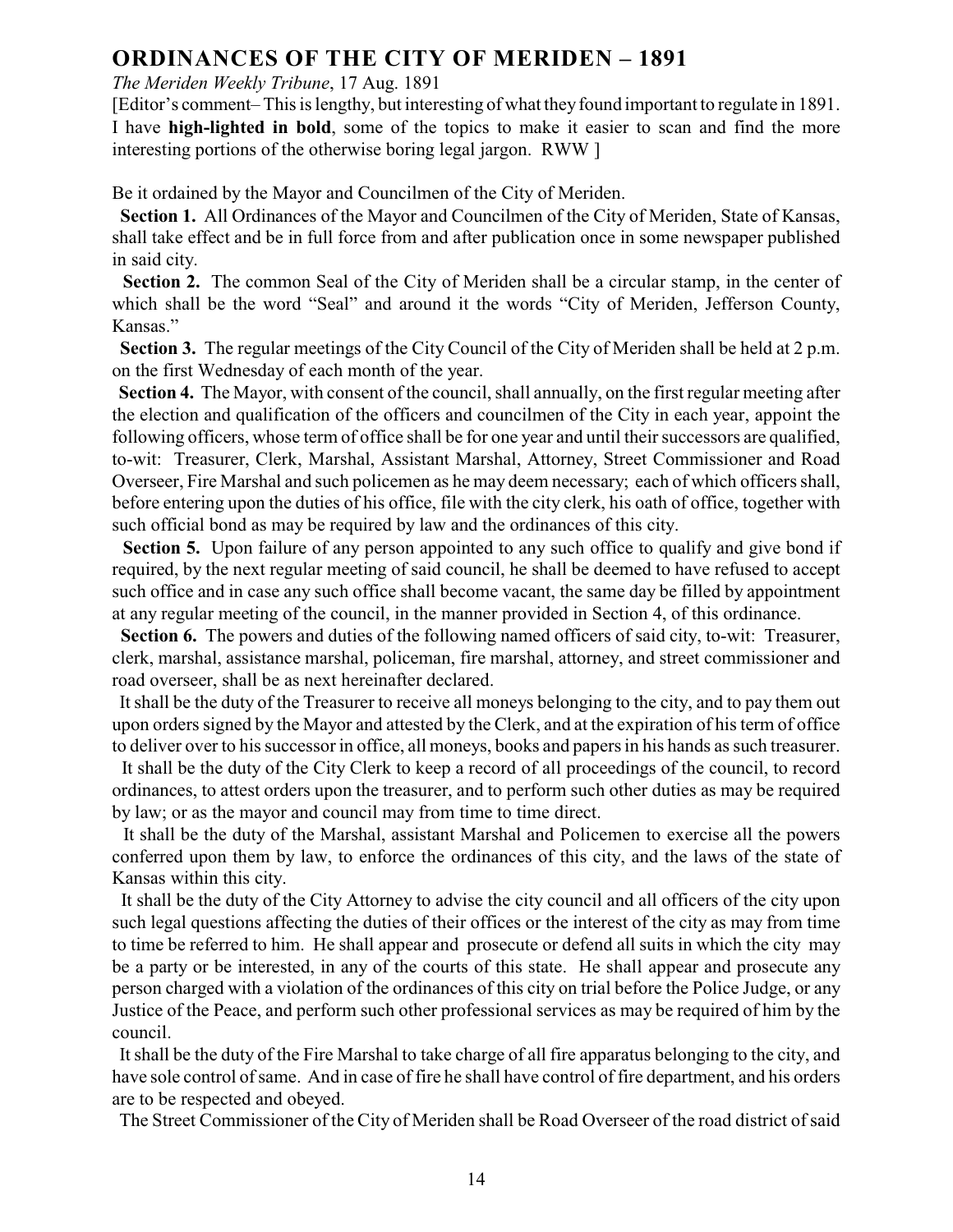## ORDINANCES OF THE CITY OF MERIDEN – 1891

*The Meriden Weekly Tribune*, 17 Aug. 1891

[Editor's comment– This is lengthy, but interesting of what they found important to regulate in 1891. I have **high-lighted in bold**, some of the topics to make it easier to scan and find the more interesting portions of the otherwise boring legal jargon. RWW ]

Be it ordained by the Mayor and Councilmen of the City of Meriden.

**Section 1.** All Ordinances of the Mayor and Councilmen of the City of Meriden, State of Kansas, shall take effect and be in full force from and after publication once in some newspaper published in said city.

**Section 2.** The common Seal of the City of Meriden shall be a circular stamp, in the center of which shall be the word "Seal" and around it the words "City of Meriden, Jefferson County, Kansas."

**Section 3.** The regular meetings of the City Council of the City of Meriden shall be held at 2 p.m. on the first Wednesday of each month of the year.

**Section 4.** The Mayor, with consent of the council, shall annually, on the first regular meeting after the election and qualification of the officers and councilmen of the City in each year, appoint the following officers, whose term of office shall be for one year and until their successors are qualified, to-wit: Treasurer, Clerk, Marshal, Assistant Marshal, Attorney, Street Commissioner and Road Overseer, Fire Marshal and such policemen as he may deem necessary; each of which officers shall, before entering upon the duties of his office, file with the city clerk, his oath of office, together with such official bond as may be required by law and the ordinances of this city.

**Section 5.** Upon failure of any person appointed to any such office to qualify and give bond if required, by the next regular meeting of said council, he shall be deemed to have refused to accept such office and in case any such office shall become vacant, the same day be filled by appointment at any regular meeting of the council, in the manner provided in Section 4, of this ordinance.

**Section 6.** The powers and duties of the following named officers of said city, to-wit: Treasurer, clerk, marshal, assistance marshal, policeman, fire marshal, attorney, and street commissioner and road overseer, shall be as next hereinafter declared.

It shall be the duty of the Treasurer to receive all moneys belonging to the city, and to pay them out upon orders signed by the Mayor and attested by the Clerk, and at the expiration of his term of office to deliver over to his successor in office, all moneys, books and papers in his hands as such treasurer.

It shall be the duty of the City Clerk to keep a record of all proceedings of the council, to record ordinances, to attest orders upon the treasurer, and to perform such other duties as may be required by law; or as the mayor and council may from time to time direct.

It shall be the duty of the Marshal, assistant Marshal and Policemen to exercise all the powers conferred upon them by law, to enforce the ordinances of this city, and the laws of the state of Kansas within this city.

It shall be the duty of the City Attorney to advise the city council and all officers of the city upon such legal questions affecting the duties of their offices or the interest of the city as may from time to time be referred to him. He shall appear and prosecute or defend all suits in which the city may be a party or be interested, in any of the courts of this state. He shall appear and prosecute any person charged with a violation of the ordinances of this city on trial before the Police Judge, or any Justice of the Peace, and perform such other professional services as may be required of him by the council.

It shall be the duty of the Fire Marshal to take charge of all fire apparatus belonging to the city, and have sole control of same. And in case of fire he shall have control of fire department, and his orders are to be respected and obeyed.

The Street Commissioner of the City of Meriden shall be Road Overseer of the road district of said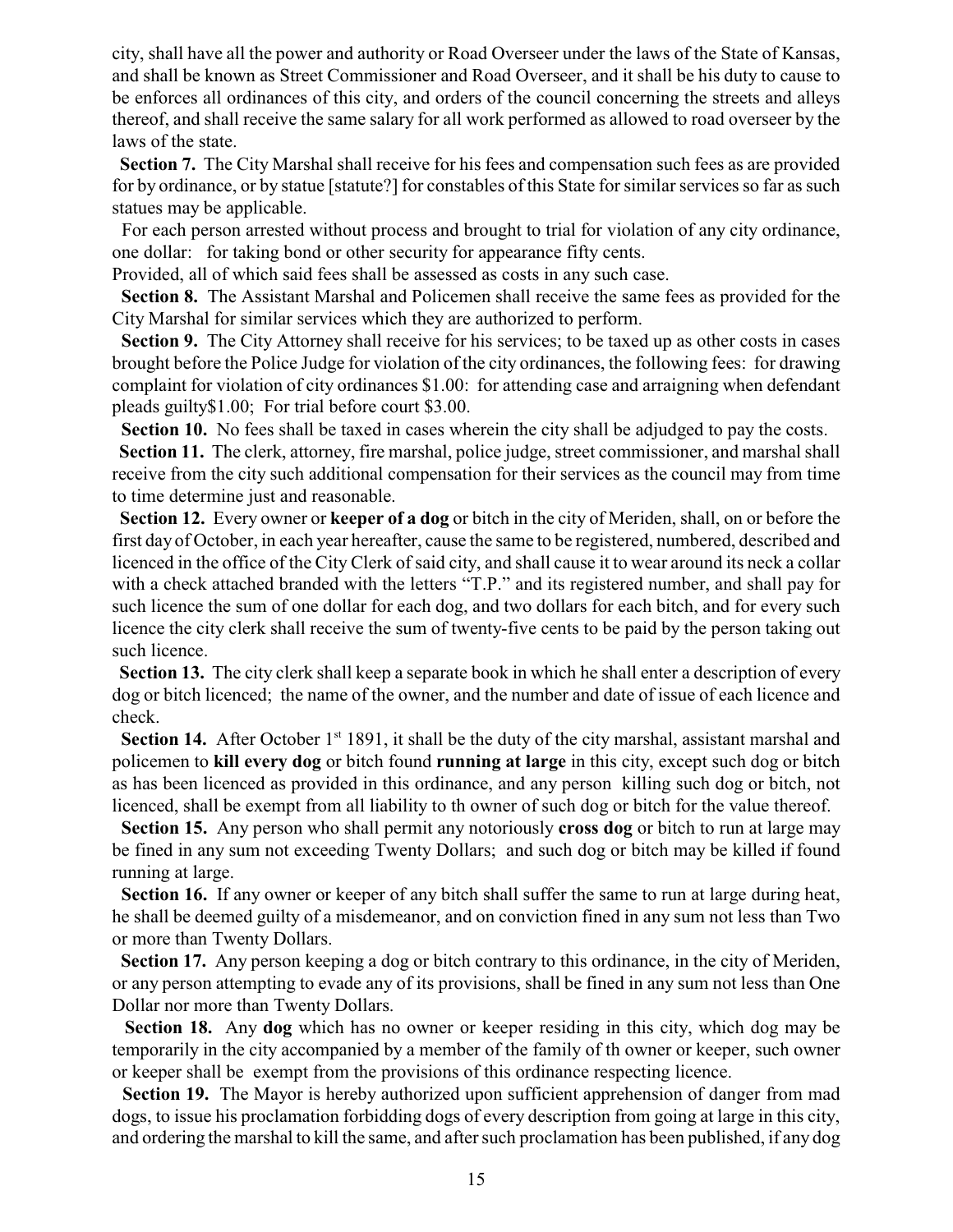city, shall have all the power and authority or Road Overseer under the laws of the State of Kansas, and shall be known as Street Commissioner and Road Overseer, and it shall be his duty to cause to be enforces all ordinances of this city, and orders of the council concerning the streets and alleys thereof, and shall receive the same salary for all work performed as allowed to road overseer by the laws of the state.

**Section 7.** The City Marshal shall receive for his fees and compensation such fees as are provided for by ordinance, or by statue [statute?] for constables of this State for similar services so far as such statues may be applicable.

For each person arrested without process and brought to trial for violation of any city ordinance, one dollar: for taking bond or other security for appearance fifty cents.

Provided, all of which said fees shall be assessed as costs in any such case.

**Section 8.** The Assistant Marshal and Policemen shall receive the same fees as provided for the City Marshal for similar services which they are authorized to perform.

**Section 9.** The City Attorney shall receive for his services; to be taxed up as other costs in cases brought before the Police Judge for violation of the city ordinances, the following fees: for drawing complaint for violation of city ordinances $1.00: for attending case and arraigning when defendant pleads guilty$1.00; For trial before court $3.00.

**Section 10.** No fees shall be taxed in cases wherein the city shall be adjudged to pay the costs.

**Section 11.** The clerk, attorney, fire marshal, police judge, street commissioner, and marshal shall receive from the city such additional compensation for their services as the council may from time to time determine just and reasonable.

**Section 12.** Every owner or **keeper of a dog** or bitch in the city of Meriden, shall, on or before the first day of October, in each year hereafter, cause the same to be registered, numbered, described and licenced in the office of the City Clerk of said city, and shall cause it to wear around its neck a collar with a check attached branded with the letters "T.P." and its registered number, and shall pay for such licence the sum of one dollar for each dog, and two dollars for each bitch, and for every such licence the city clerk shall receive the sum of twenty-five cents to be paid by the person taking out such licence.

**Section 13.** The city clerk shall keep a separate book in which he shall enter a description of every dog or bitch licenced; the name of the owner, and the number and date of issue of each licence and check.

**Section 14.** After October 1st 1891, it shall be the duty of the city marshal, assistant marshal and policemen to **kill every dog** or bitch found **running at large** in this city, except such dog or bitch as has been licenced as provided in this ordinance, and any person killing such dog or bitch, not licenced, shall be exempt from all liability to th owner of such dog or bitch for the value thereof.

**Section 15.** Any person who shall permit any notoriously **cross dog** or bitch to run at large may be fined in any sum not exceeding Twenty Dollars; and such dog or bitch may be killed if found running at large.

**Section 16.** If any owner or keeper of any bitch shall suffer the same to run at large during heat, he shall be deemed guilty of a misdemeanor, and on conviction fined in any sum not less than Two or more than Twenty Dollars.

**Section 17.** Any person keeping a dog or bitch contrary to this ordinance, in the city of Meriden, or any person attempting to evade any of its provisions, shall be fined in any sum not less than One Dollar nor more than Twenty Dollars.

**Section 18.** Any **dog** which has no owner or keeper residing in this city, which dog may be temporarily in the city accompanied by a member of the family of th owner or keeper, such owner or keeper shall be exempt from the provisions of this ordinance respecting licence.

**Section 19.** The Mayor is hereby authorized upon sufficient apprehension of danger from mad dogs, to issue his proclamation forbidding dogs of every description from going at large in this city, and ordering the marshal to kill the same, and after such proclamation has been published, if any dog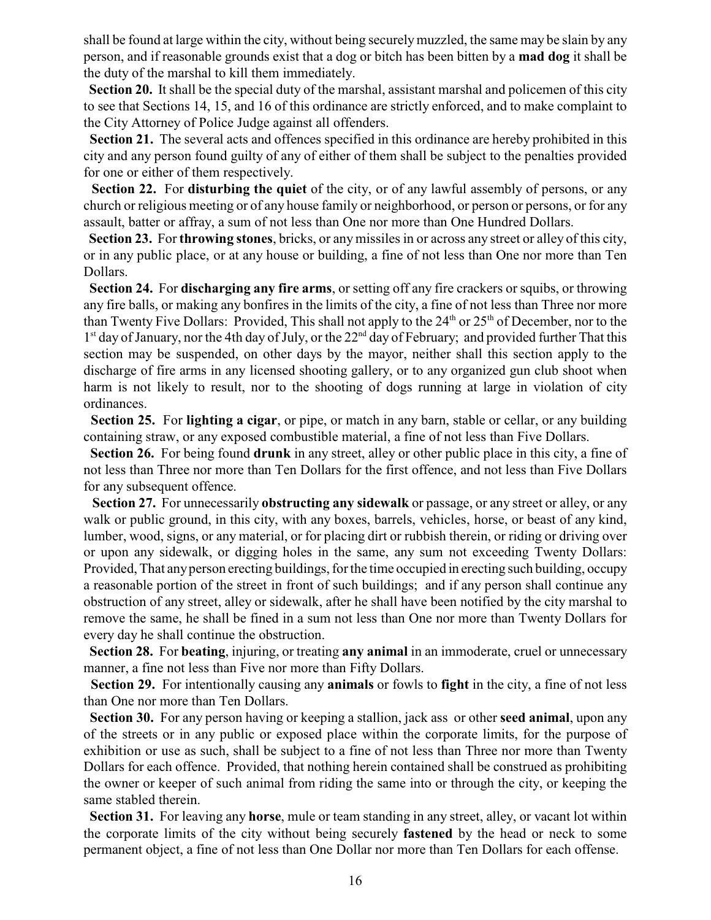shall be found at large within the city, without being securely muzzled, the same may be slain by any person, and if reasonable grounds exist that a dog or bitch has been bitten by a **mad dog** it shall be the duty of the marshal to kill them immediately.

**Section 20.** It shall be the special duty of the marshal, assistant marshal and policemen of this city to see that Sections 14, 15, and 16 of this ordinance are strictly enforced, and to make complaint to the City Attorney of Police Judge against all offenders.

**Section 21.** The several acts and offences specified in this ordinance are hereby prohibited in this city and any person found guilty of any of either of them shall be subject to the penalties provided for one or either of them respectively.

**Section 22.** For **disturbing the quiet** of the city, or of any lawful assembly of persons, or any church or religious meeting or of any house family or neighborhood, or person or persons, or for any assault, batter or affray, a sum of not less than One nor more than One Hundred Dollars.

**Section 23.** For **throwing stones**, bricks, or any missiles in or across any street or alley of this city, or in any public place, or at any house or building, a fine of not less than One nor more than Ten Dollars.

**Section 24.** For **discharging any fire arms**, or setting off any fire crackers or squibs, or throwing any fire balls, or making any bonfires in the limits of the city, a fine of not less than Three nor more than Twenty Five Dollars: Provided, This shall not apply to the 24th or 25th of December, nor to the 1st day of January, nor the 4th day of July, or the 22nd day of February; and provided further That this section may be suspended, on other days by the mayor, neither shall this section apply to the discharge of fire arms in any licensed shooting gallery, or to any organized gun club shoot when harm is not likely to result, nor to the shooting of dogs running at large in violation of city ordinances.

**Section 25.** For **lighting a cigar**, or pipe, or match in any barn, stable or cellar, or any building containing straw, or any exposed combustible material, a fine of not less than Five Dollars.

**Section 26.** For being found **drunk** in any street, alley or other public place in this city, a fine of not less than Three nor more than Ten Dollars for the first offence, and not less than Five Dollars for any subsequent offence.

**Section 27.** For unnecessarily **obstructing any sidewalk** or passage, or any street or alley, or any walk or public ground, in this city, with any boxes, barrels, vehicles, horse, or beast of any kind, lumber, wood, signs, or any material, or for placing dirt or rubbish therein, or riding or driving over or upon any sidewalk, or digging holes in the same, any sum not exceeding Twenty Dollars: Provided, That any person erecting buildings, for the time occupied in erecting such building, occupy a reasonable portion of the street in front of such buildings; and if any person shall continue any obstruction of any street, alley or sidewalk, after he shall have been notified by the city marshal to remove the same, he shall be fined in a sum not less than One nor more than Twenty Dollars for every day he shall continue the obstruction.

**Section 28.** For **beating**, injuring, or treating **any animal** in an immoderate, cruel or unnecessary manner, a fine not less than Five nor more than Fifty Dollars.

**Section 29.** For intentionally causing any **animals** or fowls to **fight** in the city, a fine of not less than One nor more than Ten Dollars.

**Section 30.** For any person having or keeping a stallion, jack ass or other **seed animal**, upon any of the streets or in any public or exposed place within the corporate limits, for the purpose of exhibition or use as such, shall be subject to a fine of not less than Three nor more than Twenty Dollars for each offence. Provided, that nothing herein contained shall be construed as prohibiting the owner or keeper of such animal from riding the same into or through the city, or keeping the same stabled therein.

**Section 31.** For leaving any **horse**, mule or team standing in any street, alley, or vacant lot within the corporate limits of the city without being securely **fastened** by the head or neck to some permanent object, a fine of not less than One Dollar nor more than Ten Dollars for each offense.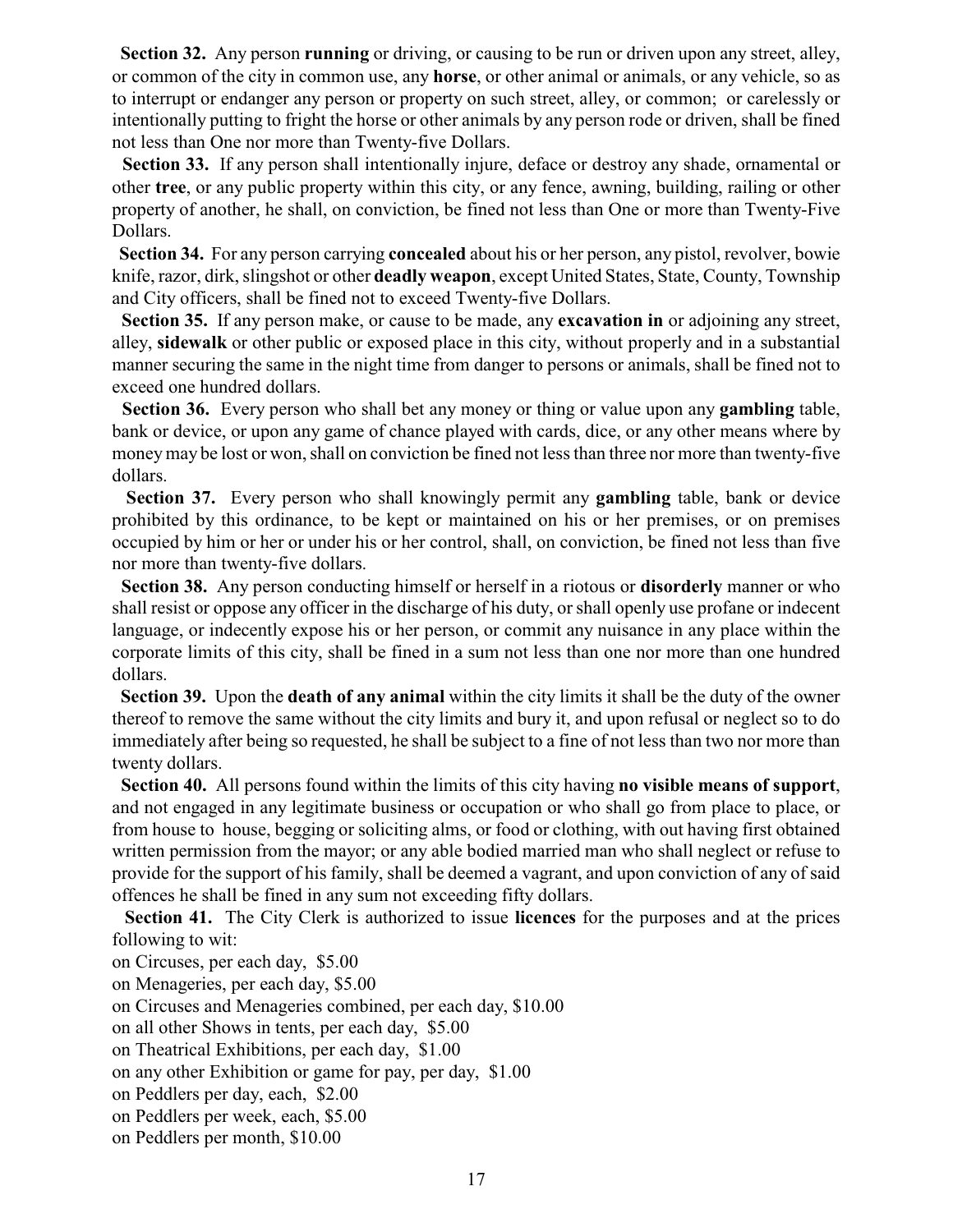**Section 32.** Any person **running** or driving, or causing to be run or driven upon any street, alley, or common of the city in common use, any **horse**, or other animal or animals, or any vehicle, so as to interrupt or endanger any person or property on such street, alley, or common; or carelessly or intentionally putting to fright the horse or other animals by any person rode or driven, shall be fined not less than One nor more than Twenty-five Dollars.

**Section 33.** If any person shall intentionally injure, deface or destroy any shade, ornamental or other **tree**, or any public property within this city, or any fence, awning, building, railing or other property of another, he shall, on conviction, be fined not less than One or more than Twenty-Five Dollars.

**Section 34.** For any person carrying **concealed** about his or her person, any pistol, revolver, bowie knife, razor, dirk, slingshot or other **deadly weapon**, except United States, State, County, Township and City officers, shall be fined not to exceed Twenty-five Dollars.

**Section 35.** If any person make, or cause to be made, any **excavation in** or adjoining any street, alley, **sidewalk** or other public or exposed place in this city, without properly and in a substantial manner securing the same in the night time from danger to persons or animals, shall be fined not to exceed one hundred dollars.

**Section 36.** Every person who shall bet any money or thing or value upon any **gambling** table, bank or device, or upon any game of chance played with cards, dice, or any other means where by money may be lost or won, shall on conviction be fined not less than three nor more than twenty-five dollars.

**Section 37.** Every person who shall knowingly permit any **gambling** table, bank or device prohibited by this ordinance, to be kept or maintained on his or her premises, or on premises occupied by him or her or under his or her control, shall, on conviction, be fined not less than five nor more than twenty-five dollars.

**Section 38.** Any person conducting himself or herself in a riotous or **disorderly** manner or who shall resist or oppose any officer in the discharge of his duty, or shall openly use profane or indecent language, or indecently expose his or her person, or commit any nuisance in any place within the corporate limits of this city, shall be fined in a sum not less than one nor more than one hundred dollars.

**Section 39.** Upon the **death of any animal** within the city limits it shall be the duty of the owner thereof to remove the same without the city limits and bury it, and upon refusal or neglect so to do immediately after being so requested, he shall be subject to a fine of not less than two nor more than twenty dollars.

**Section 40.** All persons found within the limits of this city having **no visible means of support**, and not engaged in any legitimate business or occupation or who shall go from place to place, or from house to house, begging or soliciting alms, or food or clothing, with out having first obtained written permission from the mayor; or any able bodied married man who shall neglect or refuse to provide for the support of his family, shall be deemed a vagrant, and upon conviction of any of said offences he shall be fined in any sum not exceeding fifty dollars.

**Section 41.** The City Clerk is authorized to issue **licences** for the purposes and at the prices following to wit:

on Circuses, per each day, $5.00
on Menageries, per each day, $5.00
on Circuses and Menageries combined, per each day, $10.00
on all other Shows in tents, per each day, $5.00
on Theatrical Exhibitions, per each day, $1.00
on any other Exhibition or game for pay, per day, $1.00
on Peddlers per day, each, $2.00
on Peddlers per week, each, $5.00
on Peddlers per month, $10.00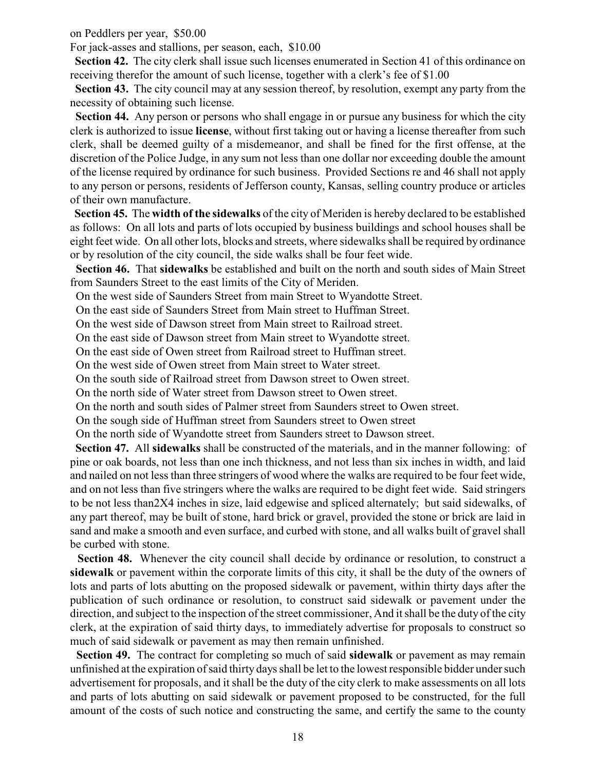on Peddlers per year, $50.00

For jack-asses and stallions, per season, each, $10.00

**Section 42.** The city clerk shall issue such licenses enumerated in Section 41 of this ordinance on receiving therefor the amount of such license, together with a clerk's fee of $1.00

**Section 43.** The city council may at any session thereof, by resolution, exempt any party from the necessity of obtaining such license.

**Section 44.** Any person or persons who shall engage in or pursue any business for which the city clerk is authorized to issue **license**, without first taking out or having a license thereafter from such clerk, shall be deemed guilty of a misdemeanor, and shall be fined for the first offense, at the discretion of the Police Judge, in any sum not less than one dollar nor exceeding double the amount of the license required by ordinance for such business. Provided Sections re and 46 shall not apply to any person or persons, residents of Jefferson county, Kansas, selling country produce or articles of their own manufacture.

**Section 45.** The **width of the sidewalks** of the city of Meriden is hereby declared to be established as follows: On all lots and parts of lots occupied by business buildings and school houses shall be eight feet wide. On all other lots, blocks and streets, where sidewalks shall be required by ordinance or by resolution of the city council, the side walks shall be four feet wide.

**Section 46.** That **sidewalks** be established and built on the north and south sides of Main Street from Saunders Street to the east limits of the City of Meriden.

On the west side of Saunders Street from main Street to Wyandotte Street.

On the east side of Saunders Street from Main street to Huffman Street.

On the west side of Dawson street from Main street to Railroad street.

On the east side of Dawson street from Main street to Wyandotte street.

On the east side of Owen street from Railroad street to Huffman street.

On the west side of Owen street from Main street to Water street.

On the south side of Railroad street from Dawson street to Owen street.

On the north side of Water street from Dawson street to Owen street.

On the north and south sides of Palmer street from Saunders street to Owen street.

On the sough side of Huffman street from Saunders street to Owen street

On the north side of Wyandotte street from Saunders street to Dawson street.

**Section 47.** All **sidewalks** shall be constructed of the materials, and in the manner following: of pine or oak boards, not less than one inch thickness, and not less than six inches in width, and laid and nailed on not less than three stringers of wood where the walks are required to be four feet wide, and on not less than five stringers where the walks are required to be dight feet wide. Said stringers to be not less than2X4 inches in size, laid edgewise and spliced alternately; but said sidewalks, of any part thereof, may be built of stone, hard brick or gravel, provided the stone or brick are laid in sand and make a smooth and even surface, and curbed with stone, and all walks built of gravel shall be curbed with stone.

**Section 48.** Whenever the city council shall decide by ordinance or resolution, to construct a **sidewalk** or pavement within the corporate limits of this city, it shall be the duty of the owners of lots and parts of lots abutting on the proposed sidewalk or pavement, within thirty days after the publication of such ordinance or resolution, to construct said sidewalk or pavement under the direction, and subject to the inspection of the street commissioner, And it shall be the duty of the city clerk, at the expiration of said thirty days, to immediately advertise for proposals to construct so much of said sidewalk or pavement as may then remain unfinished.

**Section 49.** The contract for completing so much of said **sidewalk** or pavement as may remain unfinished at the expiration of said thirty days shall be let to the lowest responsible bidder under such advertisement for proposals, and it shall be the duty of the city clerk to make assessments on all lots and parts of lots abutting on said sidewalk or pavement proposed to be constructed, for the full amount of the costs of such notice and constructing the same, and certify the same to the county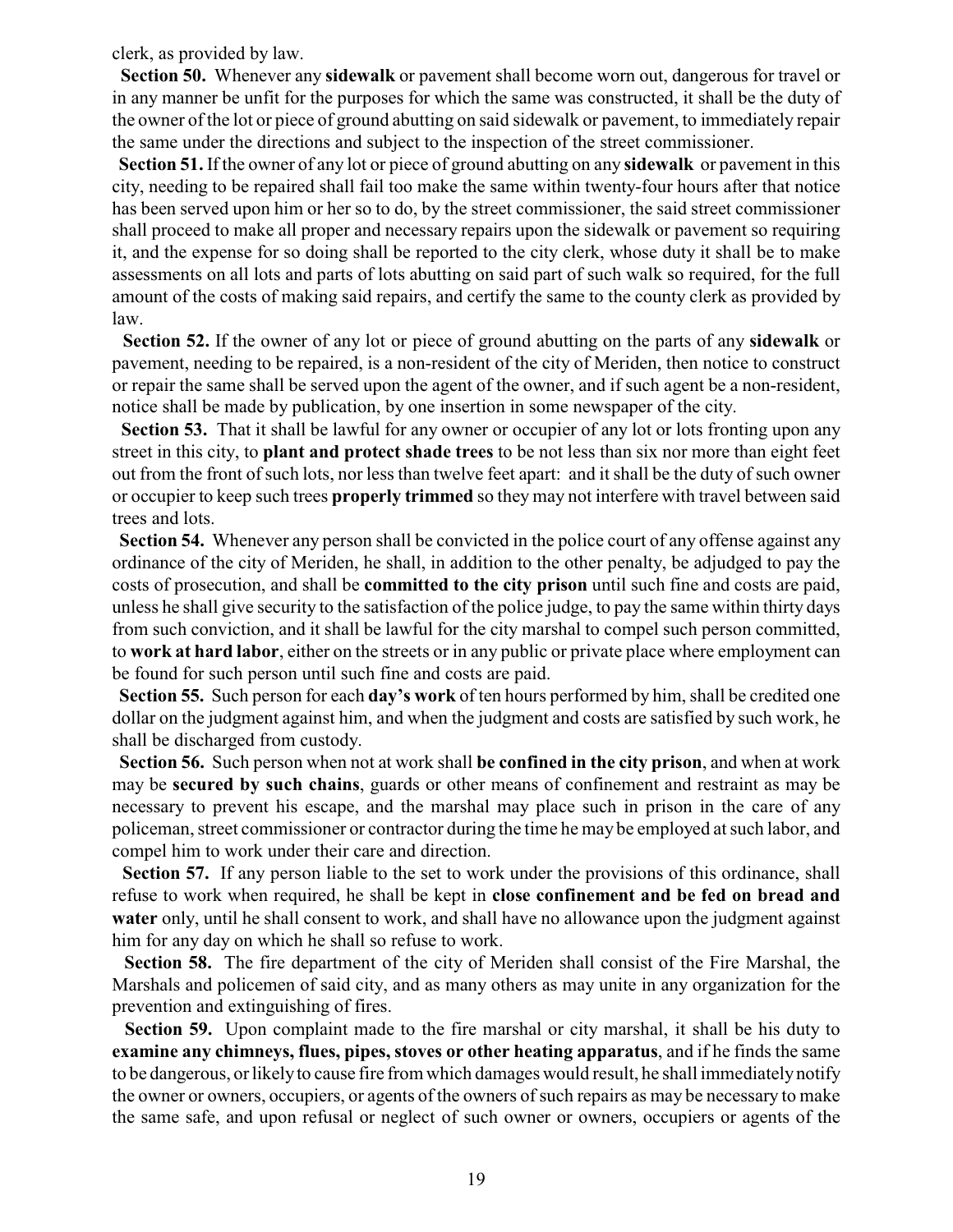clerk, as provided by law.

**Section 50.** Whenever any **sidewalk** or pavement shall become worn out, dangerous for travel or in any manner be unfit for the purposes for which the same was constructed, it shall be the duty of the owner of the lot or piece of ground abutting on said sidewalk or pavement, to immediately repair the same under the directions and subject to the inspection of the street commissioner.

**Section 51.** If the owner of any lot or piece of ground abutting on any **sidewalk** or pavement in this city, needing to be repaired shall fail too make the same within twenty-four hours after that notice has been served upon him or her so to do, by the street commissioner, the said street commissioner shall proceed to make all proper and necessary repairs upon the sidewalk or pavement so requiring it, and the expense for so doing shall be reported to the city clerk, whose duty it shall be to make assessments on all lots and parts of lots abutting on said part of such walk so required, for the full amount of the costs of making said repairs, and certify the same to the county clerk as provided by law.

**Section 52.** If the owner of any lot or piece of ground abutting on the parts of any **sidewalk** or pavement, needing to be repaired, is a non-resident of the city of Meriden, then notice to construct or repair the same shall be served upon the agent of the owner, and if such agent be a non-resident, notice shall be made by publication, by one insertion in some newspaper of the city.

**Section 53.** That it shall be lawful for any owner or occupier of any lot or lots fronting upon any street in this city, to **plant and protect shade trees** to be not less than six nor more than eight feet out from the front of such lots, nor less than twelve feet apart: and it shall be the duty of such owner or occupier to keep such trees **properly trimmed** so they may not interfere with travel between said trees and lots.

**Section 54.** Whenever any person shall be convicted in the police court of any offense against any ordinance of the city of Meriden, he shall, in addition to the other penalty, be adjudged to pay the costs of prosecution, and shall be **committed to the city prison** until such fine and costs are paid, unless he shall give security to the satisfaction of the police judge, to pay the same within thirty days from such conviction, and it shall be lawful for the city marshal to compel such person committed, to **work at hard labor**, either on the streets or in any public or private place where employment can be found for such person until such fine and costs are paid.

**Section 55.** Such person for each **day's work** of ten hours performed by him, shall be credited one dollar on the judgment against him, and when the judgment and costs are satisfied by such work, he shall be discharged from custody.

**Section 56.** Such person when not at work shall **be confined in the city prison**, and when at work may be **secured by such chains**, guards or other means of confinement and restraint as may be necessary to prevent his escape, and the marshal may place such in prison in the care of any policeman, street commissioner or contractor during the time he may be employed at such labor, and compel him to work under their care and direction.

**Section 57.** If any person liable to the set to work under the provisions of this ordinance, shall refuse to work when required, he shall be kept in **close confinement and be fed on bread and water** only, until he shall consent to work, and shall have no allowance upon the judgment against him for any day on which he shall so refuse to work.

**Section 58.** The fire department of the city of Meriden shall consist of the Fire Marshal, the Marshals and policemen of said city, and as many others as may unite in any organization for the prevention and extinguishing of fires.

**Section 59.** Upon complaint made to the fire marshal or city marshal, it shall be his duty to **examine any chimneys, flues, pipes, stoves or other heating apparatus**, and if he finds the same to be dangerous, or likely to cause fire from which damages would result, he shall immediately notify the owner or owners, occupiers, or agents of the owners of such repairs as may be necessary to make the same safe, and upon refusal or neglect of such owner or owners, occupiers or agents of the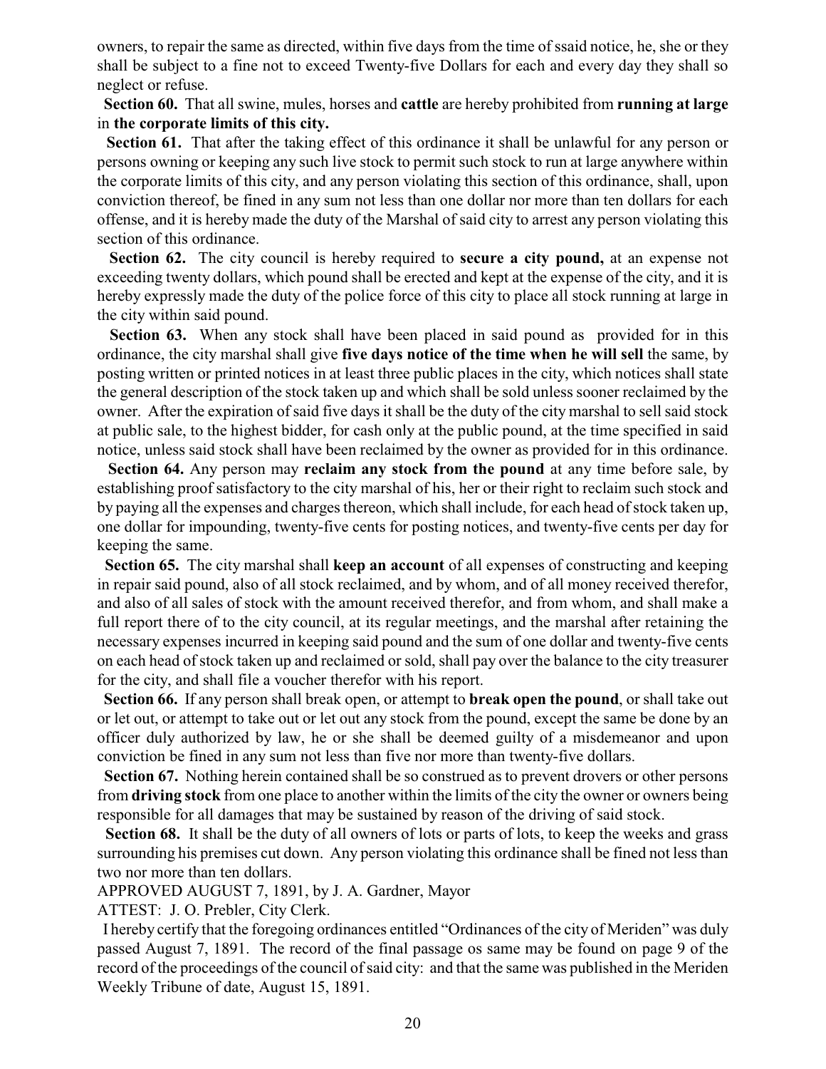owners, to repair the same as directed, within five days from the time of ssaid notice, he, she or they shall be subject to a fine not to exceed Twenty-five Dollars for each and every day they shall so neglect or refuse.

**Section 60.** That all swine, mules, horses and **cattle** are hereby prohibited from **running at large** in **the corporate limits of this city.**

**Section 61.** That after the taking effect of this ordinance it shall be unlawful for any person or persons owning or keeping any such live stock to permit such stock to run at large anywhere within the corporate limits of this city, and any person violating this section of this ordinance, shall, upon conviction thereof, be fined in any sum not less than one dollar nor more than ten dollars for each offense, and it is hereby made the duty of the Marshal of said city to arrest any person violating this section of this ordinance.

**Section 62.** The city council is hereby required to **secure a city pound,** at an expense not exceeding twenty dollars, which pound shall be erected and kept at the expense of the city, and it is hereby expressly made the duty of the police force of this city to place all stock running at large in the city within said pound.

**Section 63.** When any stock shall have been placed in said pound as provided for in this ordinance, the city marshal shall give **five days notice of the time when he will sell** the same, by posting written or printed notices in at least three public places in the city, which notices shall state the general description of the stock taken up and which shall be sold unless sooner reclaimed by the owner. After the expiration of said five days it shall be the duty of the city marshal to sell said stock at public sale, to the highest bidder, for cash only at the public pound, at the time specified in said notice, unless said stock shall have been reclaimed by the owner as provided for in this ordinance.

**Section 64.** Any person may **reclaim any stock from the pound** at any time before sale, by establishing proof satisfactory to the city marshal of his, her or their right to reclaim such stock and by paying all the expenses and charges thereon, which shall include, for each head of stock taken up, one dollar for impounding, twenty-five cents for posting notices, and twenty-five cents per day for keeping the same.

**Section 65.** The city marshal shall **keep an account** of all expenses of constructing and keeping in repair said pound, also of all stock reclaimed, and by whom, and of all money received therefor, and also of all sales of stock with the amount received therefor, and from whom, and shall make a full report there of to the city council, at its regular meetings, and the marshal after retaining the necessary expenses incurred in keeping said pound and the sum of one dollar and twenty-five cents on each head of stock taken up and reclaimed or sold, shall pay over the balance to the city treasurer for the city, and shall file a voucher therefor with his report.

**Section 66.** If any person shall break open, or attempt to **break open the pound**, or shall take out or let out, or attempt to take out or let out any stock from the pound, except the same be done by an officer duly authorized by law, he or she shall be deemed guilty of a misdemeanor and upon conviction be fined in any sum not less than five nor more than twenty-five dollars.

**Section 67.** Nothing herein contained shall be so construed as to prevent drovers or other persons from **driving stock** from one place to another within the limits of the city the owner or owners being responsible for all damages that may be sustained by reason of the driving of said stock.

**Section 68.** It shall be the duty of all owners of lots or parts of lots, to keep the weeks and grass surrounding his premises cut down. Any person violating this ordinance shall be fined not less than two nor more than ten dollars.

APPROVED AUGUST 7, 1891, by J. A. Gardner, Mayor

ATTEST: J. O. Prebler, City Clerk.

I hereby certify that the foregoing ordinances entitled "Ordinances of the city of Meriden" was duly passed August 7, 1891. The record of the final passage os same may be found on page 9 of the record of the proceedings of the council of said city: and that the same was published in the Meriden Weekly Tribune of date, August 15, 1891.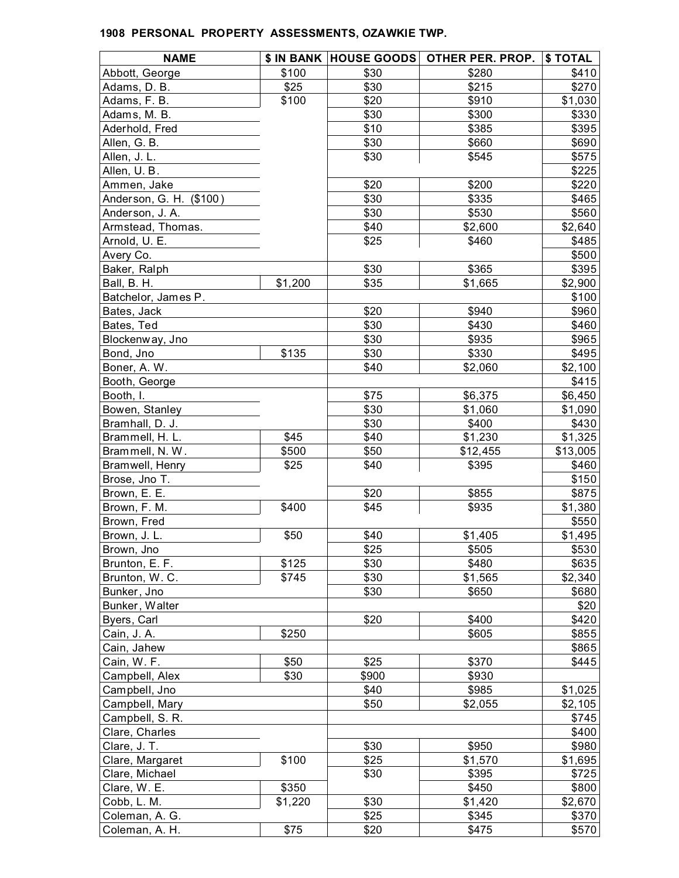**1908 PERSONAL PROPERTY ASSESSMENTS, OZAWKIE TWP.**

| NAME | $ IN BANK | HOUSE GOODS | OTHER PER. PROP. | $ TOTAL |
|---|---|---|---|---|
| Abbott, George | $100 | $30 | $280 | $410 |
| Adams, D. B. | $25 | $30 | $215 | $270 |
| Adams, F. B. | $100 | $20 | $910 | $1,030 |
| Adams, M. B. | | $30 | $300 | $330 |
| Aderhold, Fred | | $10 | $385 | $395 |
| Allen, G. B. | | $30 | $660 | $690 |
| Allen, J. L. | | $30 | $545 | $575 |
| Allen, U. B. | | | | $225 |
| Ammen, Jake | | $20 | $200 | $220 |
| Anderson, G. H. ($100) | | $30 | $335 | $465 |
| Anderson, J. A. | | $30 | $530 | $560 |
| Armstead, Thomas. | | $40 | $2,600 | $2,640 |
| Arnold, U. E. | | $25 | $460 | $485 |
| Avery Co. | | | | $500 |
| Baker, Ralph | | $30 | $365 | $395 |
| Ball, B. H. | $1,200 | $35 | $1,665 | $2,900 |
| Batchelor, James P. | | | | $100 |
| Bates, Jack | | $20 | $940 | $960 |
| Bates, Ted | | $30 | $430 | $460 |
| Blockenway, Jno | | $30 | $935 | $965 |
| Bond, Jno | $135 | $30 | $330 | $495 |
| Boner, A. W. | | $40 | $2,060 | $2,100 |
| Booth, George | | | | $415 |
| Booth, I. | | $75 | $6,375 | $6,450 |
| Bowen, Stanley | | $30 | $1,060 | $1,090 |
| Bramhall, D. J. | | $30 | $400 | $430 |
| Brammell, H. L. | $45 | $40 | $1,230 | $1,325 |
| Brammell, N. W. | $500 | $50 | $12,455 | $13,005 |
| Bramwell, Henry | $25 | $40 | $395 | $460 |
| Brose, Jno T. | | | | $150 |
| Brown, E. E. | | $20 | $855 | $875 |
| Brown, F. M. | $400 | $45 | $935 | $1,380 |
| Brown, Fred | | | | $550 |
| Brown, J. L. | $50 | $40 | $1,405 | $1,495 |
| Brown, Jno | | $25 | $505 | $530 |
| Brunton, E. F. | $125 | $30 | $480 | $635 |
| Brunton, W. C. | $745 | $30 | $1,565 | $2,340 |
| Bunker, Jno | | $30 | $650 | $680 |
| Bunker, Walter | | | | $20 |
| Byers, Carl | | $20 | $400 | $420 |
| Cain, J. A. | $250 | | $605 | $855 |
| Cain, Jahew | | | | $865 |
| Cain, W. F. | $50 | $25 | $370 | $445 |
| Campbell, Alex | $30 | $900 | $930 | |
| Campbell, Jno | | $40 | $985 | $1,025 |
| Campbell, Mary | | $50 | $2,055 | $2,105 |
| Campbell, S. R. | | | | $745 |
| Clare, Charles | | | | $400 |
| Clare, J. T. | | $30 | $950 | $980 |
| Clare, Margaret | $100 | $25 | $1,570 | $1,695 |
| Clare, Michael | | $30 | $395 | $725 |
| Clare, W. E. | $350 | | $450 | $800 |
| Cobb, L. M. | $1,220 | $30 | $1,420 | $2,670 |
| Coleman, A. G. | | $25 | $345 | $370 |
| Coleman, A. H. | $75 | $20 | $475 | $570 |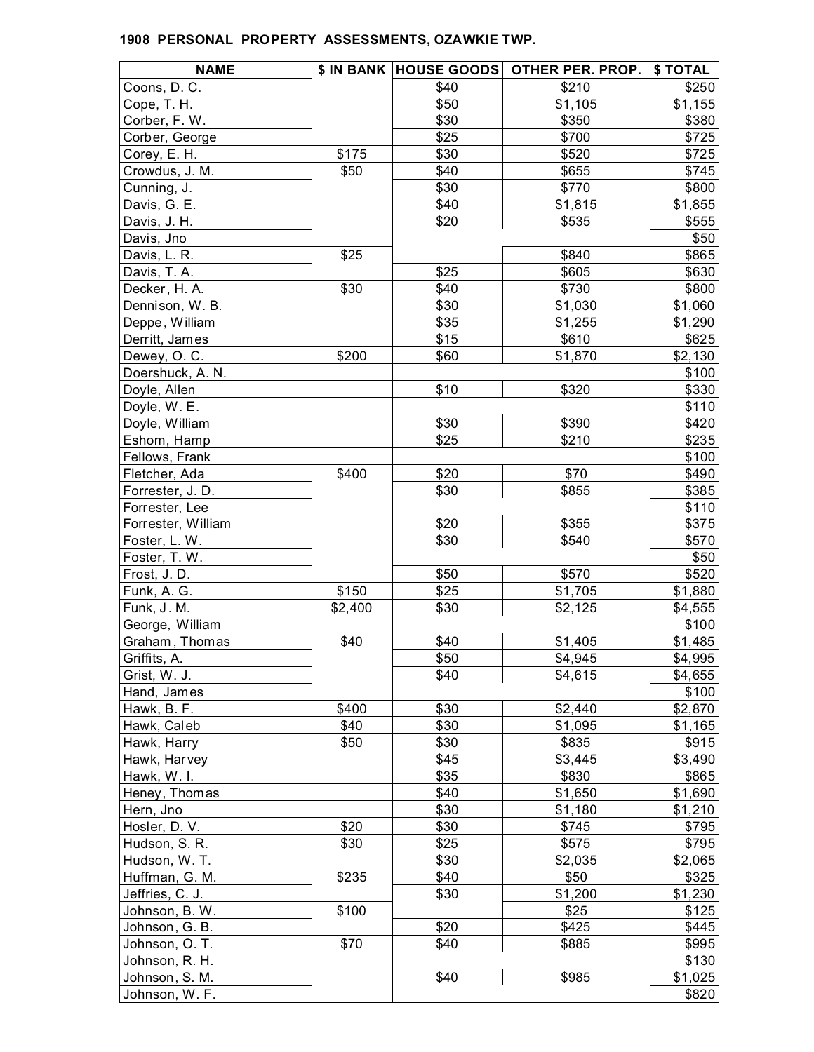**1908 PERSONAL PROPERTY ASSESSMENTS, OZAWKIE TWP.**

| NAME | $ IN BANK | HOUSE GOODS | OTHER PER. PROP. | $ TOTAL |
|---|---|---|---|---|
| Coons, D. C. | | $40 | $210 | $250 |
| Cope, T. H. | | $50 | $1,105 | $1,155 |
| Corber, F. W. | | $30 | $350 | $380 |
| Corber, George | | $25 | $700 | $725 |
| Corey, E. H. | $175 | $30 | $520 | $725 |
| Crowdus, J. M. | $50 | $40 | $655 | $745 |
| Cunning, J. | | $30 | $770 | $800 |
| Davis, G. E. | | $40 | $1,815 | $1,855 |
| Davis, J. H. | | $20 | $535 | $555 |
| Davis, Jno | | | | $50 |
| Davis, L. R. | $25 | | $840 | $865 |
| Davis, T. A. | | $25 | $605 | $630 |
| Decker, H. A. | $30 | $40 | $730 | $800 |
| Dennison, W. B. | | $30 | $1,030 | $1,060 |
| Deppe, William | | $35 | $1,255 | $1,290 |
| Derritt, James | | $15 | $610 | $625 |
| Dewey, O. C. | $200 | $60 | $1,870 | $2,130 |
| Doershuck, A. N. | | | | $100 |
| Doyle, Allen | | $10 | $320 | $330 |
| Doyle, W. E. | | | | $110 |
| Doyle, William | | $30 | $390 | $420 |
| Eshom, Hamp | | $25 | $210 | $235 |
| Fellows, Frank | | | | $100 |
| Fletcher, Ada | $400 | $20 | $70 | $490 |
| Forrester, J. D. | | $30 | $855 | $385 |
| Forrester, Lee | | | | $110 |
| Forrester, William | | $20 | $355 | $375 |
| Foster, L. W. | | $30 | $540 | $570 |
| Foster, T. W. | | | | $50 |
| Frost, J. D. | | $50 | $570 | $520 |
| Funk, A. G. | $150 | $25 | $1,705 | $1,880 |
| Funk, J. M. | $2,400 | $30 | $2,125 | $4,555 |
| George, William | | | | $100 |
| Graham, Thomas | $40 | $40 | $1,405 | $1,485 |
| Griffits, A. | | $50 | $4,945 | $4,995 |
| Grist, W. J. | | $40 | $4,615 | $4,655 |
| Hand, James | | | | $100 |
| Hawk, B. F. | $400 | $30 | $2,440 | $2,870 |
| Hawk, Caleb | $40 | $30 | $1,095 | $1,165 |
| Hawk, Harry | $50 | $30 | $835 | $915 |
| Hawk, Harvey | | $45 | $3,445 | $3,490 |
| Hawk, W. I. | | $35 | $830 | $865 |
| Heney, Thomas | | $40 | $1,650 | $1,690 |
| Hern, Jno | | $30 | $1,180 | $1,210 |
| Hosler, D. V. | $20 | $30 | $745 | $795 |
| Hudson, S. R. | $30 | $25 | $575 | $795 |
| Hudson, W. T. | | $30 | $2,035 | $2,065 |
| Huffman, G. M. | $235 | $40 | $50 | $325 |
| Jeffries, C. J. | | $30 | $1,200 | $1,230 |
| Johnson, B. W. | $100 | | $25 | $125 |
| Johnson, G. B. | | $20 | $425 | $445 |
| Johnson, O. T. | $70 | $40 | $885 | $995 |
| Johnson, R. H. | | | | $130 |
| Johnson, S. M. | | $40 | $985 | $1,025 |
| Johnson, W. F. | | | | $820 |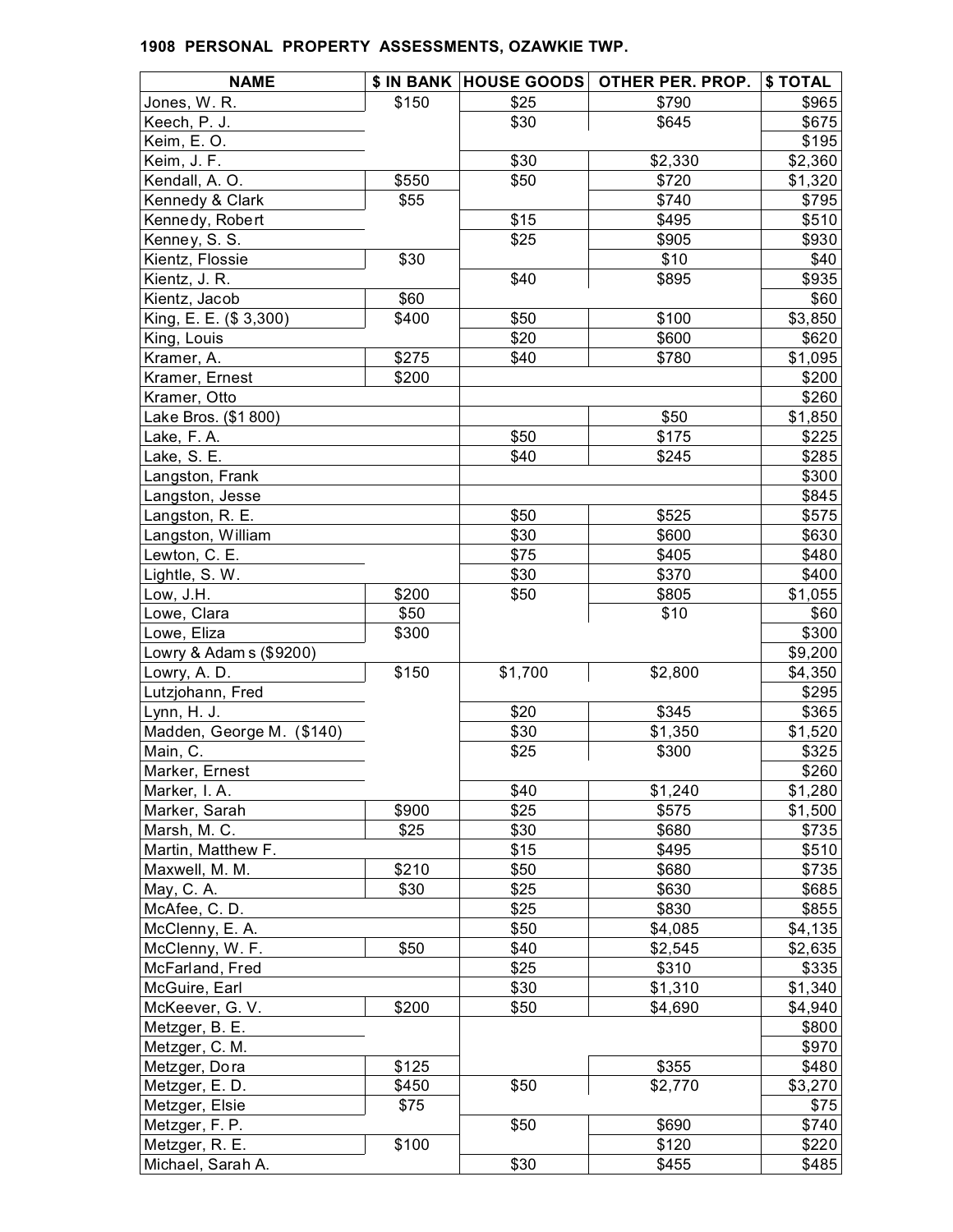# 1908 PERSONAL PROPERTY ASSESSMENTS, OZAWKIE TWP.

| NAME | $ IN BANK | HOUSE GOODS | OTHER PER. PROP. | $ TOTAL |
|---|---|---|---|---|
| Jones, W. R. | $150 | $25 | $790 | $965 |
| Keech, P. J. | | $30 | $645 | $675 |
| Keim, E. O. | | | | $195 |
| Keim, J. F. | | $30 | $2,330 | $2,360 |
| Kendall, A. O. | $550 | $50 | $720 | $1,320 |
| Kennedy & Clark | $55 | | $740 | $795 |
| Kennedy, Robert | | $15 | $495 | $510 |
| Kenney, S. S. | | $25 | $905 | $930 |
| Kientz, Flossie | $30 | | $10 | $40 |
| Kientz, J. R. | | $40 | $895 | $935 |
| Kientz, Jacob | $60 | | | $60 |
| King, E. E. ($ 3,300) | $400 | $50 | $100 | $3,850 |
| King, Louis | | $20 | $600 | $620 |
| Kramer, A. | $275 | $40 | $780 | $1,095 |
| Kramer, Ernest | $200 | | | $200 |
| Kramer, Otto | | | | $260 |
| Lake Bros. ($1 800) | | | $50 | $1,850 |
| Lake, F. A. | | $50 | $175 | $225 |
| Lake, S. E. | | $40 | $245 | $285 |
| Langston, Frank | | | | $300 |
| Langston, Jesse | | | | $845 |
| Langston, R. E. | | $50 | $525 | $575 |
| Langston, William | | $30 | $600 | $630 |
| Lewton, C. E. | | $75 | $405 | $480 |
| Lightle, S. W. | | $30 | $370 | $400 |
| Low, J.H. | $200 | $50 | $805 | $1,055 |
| Lowe, Clara | $50 | | $10 | $60 |
| Lowe, Eliza | $300 | | | $300 |
| Lowry & Adams ($9200) | | | | $9,200 |
| Lowry, A. D. | $150 | $1,700 | $2,800 | $4,350 |
| Lutzjohann, Fred | | | | $295 |
| Lynn, H. J. | | $20 | $345 | $365 |
| Madden, George M. ($140) | | $30 | $1,350 | $1,520 |
| Main, C. | | $25 | $300 | $325 |
| Marker, Ernest | | | | $260 |
| Marker, I. A. | | $40 | $1,240 | $1,280 |
| Marker, Sarah | $900 | $25 | $575 | $1,500 |
| Marsh, M. C. | $25 | $30 | $680 | $735 |
| Martin, Matthew F. | | $15 | $495 | $510 |
| Maxwell, M. M. | $210 | $50 | $680 | $735 |
| May, C. A. | $30 | $25 | $630 | $685 |
| McAfee, C. D. | | $25 | $830 | $855 |
| McClenny, E. A. | | $50 | $4,085 | $4,135 |
| McClenny, W. F. | $50 | $40 | $2,545 | $2,635 |
| McFarland, Fred | | $25 | $310 | $335 |
| McGuire, Earl | | $30 | $1,310 | $1,340 |
| McKeever, G. V. | $200 | $50 | $4,690 | $4,940 |
| Metzger, B. E. | | | | $800 |
| Metzger, C. M. | | | | $970 |
| Metzger, Dora | $125 | | $355 | $480 |
| Metzger, E. D. | $450 | $50 | $2,770 | $3,270 |
| Metzger, Elsie | $75 | | | $75 |
| Metzger, F. P. | | $50 | $690 | $740 |
| Metzger, R. E. | $100 | | $120 | $220 |
| Michael, Sarah A. | | $30 | $455 | $485 |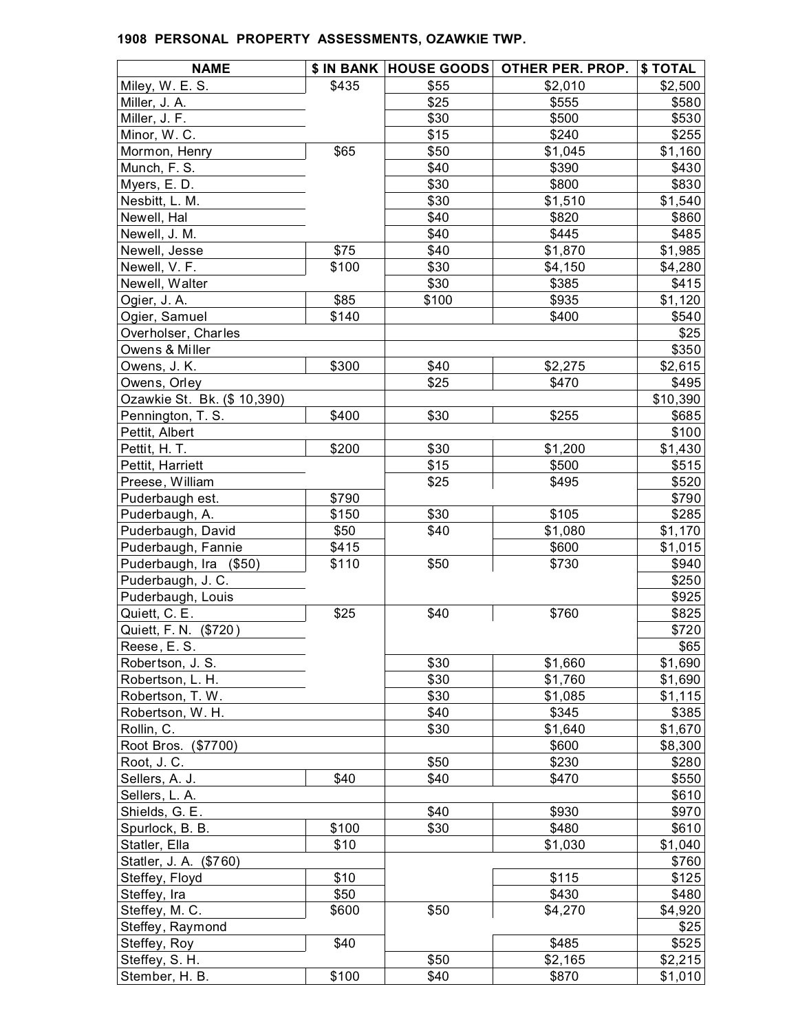**1908 PERSONAL PROPERTY ASSESSMENTS, OZAWKIE TWP.**

| NAME | $ IN BANK | HOUSE GOODS | OTHER PER. PROP. | $ TOTAL |
|---|---|---|---|---|
| Miley, W. E. S. | $435 | $55 | $2,010 | $2,500 |
| Miller, J. A. | | $25 | $555 | $580 |
| Miller, J. F. | | $30 | $500 | $530 |
| Minor, W. C. | | $15 | $240 | $255 |
| Mormon, Henry | $65 | $50 | $1,045 | $1,160 |
| Munch, F. S. | | $40 | $390 | $430 |
| Myers, E. D. | | $30 | $800 | $830 |
| Nesbitt, L. M. | | $30 | $1,510 | $1,540 |
| Newell, Hal | | $40 | $820 | $860 |
| Newell, J. M. | | $40 | $445 | $485 |
| Newell, Jesse | $75 | $40 | $1,870 | $1,985 |
| Newell, V. F. | $100 | $30 | $4,150 | $4,280 |
| Newell, Walter | | $30 | $385 | $415 |
| Ogier, J. A. | $85 | $100 | $935 | $1,120 |
| Ogier, Samuel | $140 | | $400 | $540 |
| Overholser, Charles | | | | $25 |
| Owens & Miller | | | | $350 |
| Owens, J. K. | $300 | $40 | $2,275 | $2,615 |
| Owens, Orley | | $25 | $470 | $495 |
| Ozawkie St. Bk. ($ 10,390) | | | | $10,390 |
| Pennington, T. S. | $400 | $30 | $255 | $685 |
| Pettit, Albert | | | | $100 |
| Pettit, H. T. | $200 | $30 | $1,200 | $1,430 |
| Pettit, Harriett | | $15 | $500 | $515 |
| Preese, William | | $25 | $495 | $520 |
| Puderbaugh est. | $790 | | | $790 |
| Puderbaugh, A. | $150 | $30 | $105 | $285 |
| Puderbaugh, David | $50 | $40 | $1,080 | $1,170 |
| Puderbaugh, Fannie | $415 | | $600 | $1,015 |
| Puderbaugh, Ira ($50) | $110 | $50 | $730 | $940 |
| Puderbaugh, J. C. | | | | $250 |
| Puderbaugh, Louis | | | | $925 |
| Quiett, C. E. | $25 | $40 | $760 | $825 |
| Quiett, F. N. ($720) | | | | $720 |
| Reese, E. S. | | | | $65 |
| Robertson, J. S. | | $30 | $1,660 | $1,690 |
| Robertson, L. H. | | $30 | $1,760 | $1,690 |
| Robertson, T. W. | | $30 | $1,085 | $1,115 |
| Robertson, W. H. | | $40 | $345 | $385 |
| Rollin, C. | | $30 | $1,640 | $1,670 |
| Root Bros. ($7700) | | | $600 | $8,300 |
| Root, J. C. | | $50 | $230 | $280 |
| Sellers, A. J. | $40 | $40 | $470 | $550 |
| Sellers, L. A. | | | | $610 |
| Shields, G. E. | | $40 | $930 | $970 |
| Spurlock, B. B. | $100 | $30 | $480 | $610 |
| Statler, Ella | $10 | | $1,030 | $1,040 |
| Statler, J. A. ($760) | | | | $760 |
| Steffey, Floyd | $10 | | $115 | $125 |
| Steffey, Ira | $50 | | $430 | $480 |
| Steffey, M. C. | $600 | $50 | $4,270 | $4,920 |
| Steffey, Raymond | | | | $25 |
| Steffey, Roy | $40 | | $485 | $525 |
| Steffey, S. H. | | $50 | $2,165 | $2,215 |
| Stember, H. B. | $100 | $40 | $870 | $1,010 |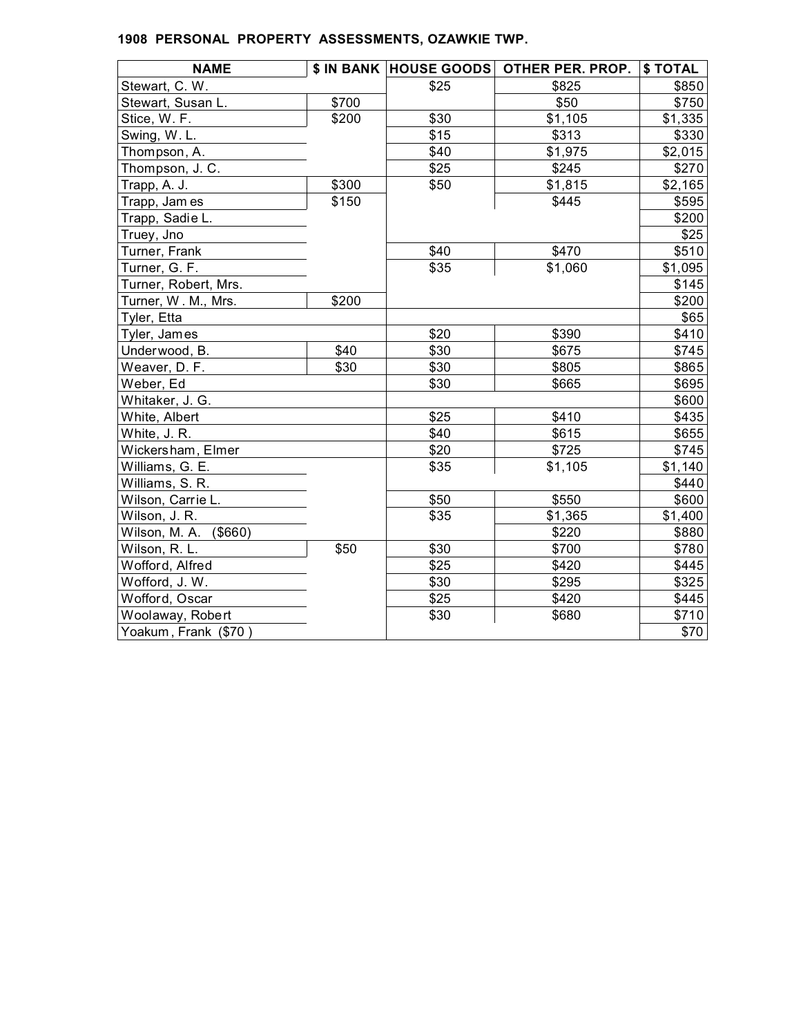**1908 PERSONAL PROPERTY ASSESSMENTS, OZAWKIE TWP.**

| NAME | $ IN BANK | HOUSE GOODS | OTHER PER. PROP. | $ TOTAL |
|---|---|---|---|---|
| Stewart, C. W. | | $25 | $825 | $850 |
| Stewart, Susan L. | $700 | | $50 | $750 |
| Stice, W. F. | $200 | $30 | $1,105 | $1,335 |
| Swing, W. L. | | $15 | $313 | $330 |
| Thompson, A. | | $40 | $1,975 | $2,015 |
| Thompson, J. C. | | $25 | $245 | $270 |
| Trapp, A. J. | $300 | $50 | $1,815 | $2,165 |
| Trapp, James | $150 | | $445 | $595 |
| Trapp, Sadie L. | | | | $200 |
| Truey, Jno | | | | $25 |
| Turner, Frank | | $40 | $470 | $510 |
| Turner, G. F. | | $35 | $1,060 | $1,095 |
| Turner, Robert, Mrs. | | | | $145 |
| Turner, W. M., Mrs. | $200 | | | $200 |
| Tyler, Etta | | | | $65 |
| Tyler, James | | $20 | $390 | $410 |
| Underwood, B. | $40 | $30 | $675 | $745 |
| Weaver, D. F. | $30 | $30 | $805 | $865 |
| Weber, Ed | | $30 | $665 | $695 |
| Whitaker, J. G. | | | | $600 |
| White, Albert | | $25 | $410 | $435 |
| White, J. R. | | $40 | $615 | $655 |
| Wickersham, Elmer | | $20 | $725 | $745 |
| Williams, G. E. | | $35 | $1,105 | $1,140 |
| Williams, S. R. | | | | $440 |
| Wilson, Carrie L. | | $50 | $550 | $600 |
| Wilson, J. R. | | $35 | $1,365 | $1,400 |
| Wilson, M. A. ($660) | | | $220 | $880 |
| Wilson, R. L. | $50 | $30 | $700 | $780 |
| Wofford, Alfred | | $25 | $420 | $445 |
| Wofford, J. W. | | $30 | $295 | $325 |
| Wofford, Oscar | | $25 | $420 | $445 |
| Woolaway, Robert | | $30 | $680 | $710 |
| Yoakum, Frank ($70) | | | | $70 |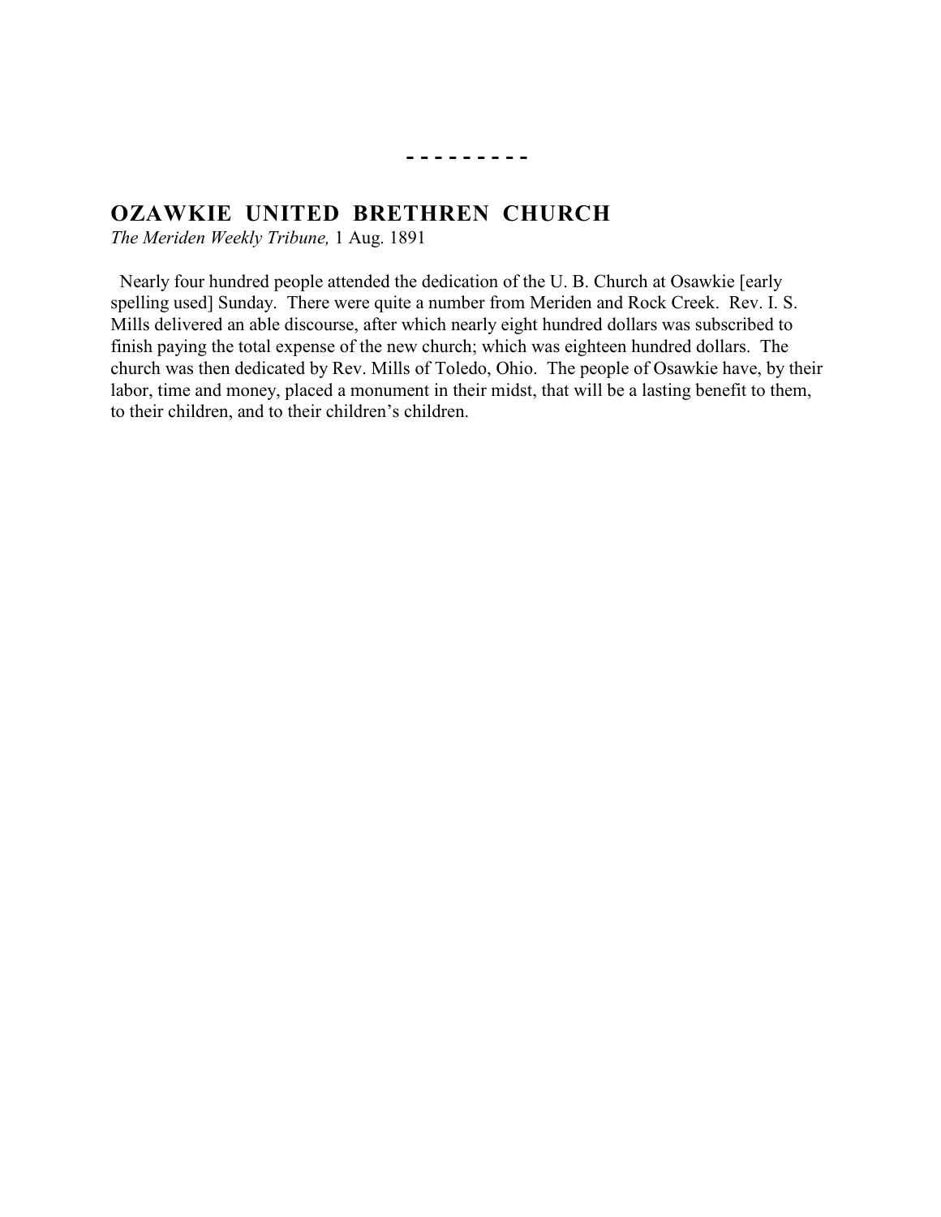- - - - - - - - -

## OZAWKIE UNITED BRETHREN CHURCH

*The Meriden Weekly Tribune,* 1 Aug. 1891

Nearly four hundred people attended the dedication of the U. B. Church at Osawkie [early spelling used] Sunday. There were quite a number from Meriden and Rock Creek. Rev. I. S. Mills delivered an able discourse, after which nearly eight hundred dollars was subscribed to finish paying the total expense of the new church; which was eighteen hundred dollars. The church was then dedicated by Rev. Mills of Toledo, Ohio. The people of Osawkie have, by their labor, time and money, placed a monument in their midst, that will be a lasting benefit to them, to their children, and to their children's children.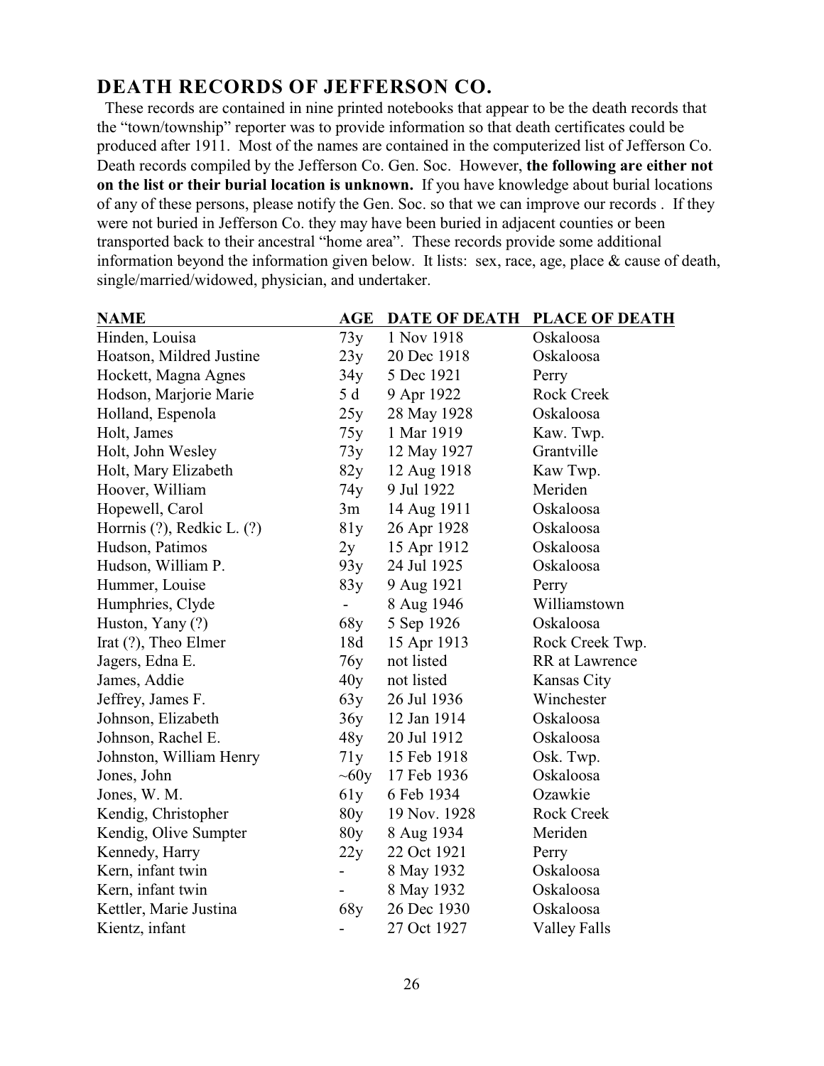## DEATH RECORDS OF JEFFERSON CO.

These records are contained in nine printed notebooks that appear to be the death records that the "town/township" reporter was to provide information so that death certificates could be produced after 1911. Most of the names are contained in the computerized list of Jefferson Co. Death records compiled by the Jefferson Co. Gen. Soc. However, **the following are either not on the list or their burial location is unknown.** If you have knowledge about burial locations of any of these persons, please notify the Gen. Soc. so that we can improve our records . If they were not buried in Jefferson Co. they may have been buried in adjacent counties or been transported back to their ancestral "home area". These records provide some additional information beyond the information given below. It lists: sex, race, age, place & cause of death, single/married/widowed, physician, and undertaker.

| NAME | AGE | DATE OF DEATH | PLACE OF DEATH |
|---|---|---|---|
| Hinden, Louisa | 73y | 1 Nov 1918 | Oskaloosa |
| Hoatson, Mildred Justine | 23y | 20 Dec 1918 | Oskaloosa |
| Hockett, Magna Agnes | 34y | 5 Dec 1921 | Perry |
| Hodson, Marjorie Marie | 5 d | 9 Apr 1922 | Rock Creek |
| Holland, Espenola | 25y | 28 May 1928 | Oskaloosa |
| Holt, James | 75y | 1 Mar 1919 | Kaw. Twp. |
| Holt, John Wesley | 73y | 12 May 1927 | Grantville |
| Holt, Mary Elizabeth | 82y | 12 Aug 1918 | Kaw Twp. |
| Hoover, William | 74y | 9 Jul 1922 | Meriden |
| Hopewell, Carol | 3m | 14 Aug 1911 | Oskaloosa |
| Horrnis (?), Redkic L. (?) | 81y | 26 Apr 1928 | Oskaloosa |
| Hudson, Patimos | 2y | 15 Apr 1912 | Oskaloosa |
| Hudson, William P. | 93y | 24 Jul 1925 | Oskaloosa |
| Hummer, Louise | 83y | 9 Aug 1921 | Perry |
| Humphries, Clyde | - | 8 Aug 1946 | Williamstown |
| Huston, Yany (?) | 68y | 5 Sep 1926 | Oskaloosa |
| Irat (?), Theo Elmer | 18d | 15 Apr 1913 | Rock Creek Twp. |
| Jagers, Edna E. | 76y | not listed | RR at Lawrence |
| James, Addie | 40y | not listed | Kansas City |
| Jeffrey, James F. | 63y | 26 Jul 1936 | Winchester |
| Johnson, Elizabeth | 36y | 12 Jan 1914 | Oskaloosa |
| Johnson, Rachel E. | 48y | 20 Jul 1912 | Oskaloosa |
| Johnston, William Henry | 71y | 15 Feb 1918 | Osk. Twp. |
| Jones, John | ~60y | 17 Feb 1936 | Oskaloosa |
| Jones, W. M. | 61y | 6 Feb 1934 | Ozawkie |
| Kendig, Christopher | 80y | 19 Nov. 1928 | Rock Creek |
| Kendig, Olive Sumpter | 80y | 8 Aug 1934 | Meriden |
| Kennedy, Harry | 22y | 22 Oct 1921 | Perry |
| Kern, infant twin | - | 8 May 1932 | Oskaloosa |
| Kern, infant twin | - | 8 May 1932 | Oskaloosa |
| Kettler, Marie Justina | 68y | 26 Dec 1930 | Oskaloosa |
| Kientz, infant | - | 27 Oct 1927 | Valley Falls |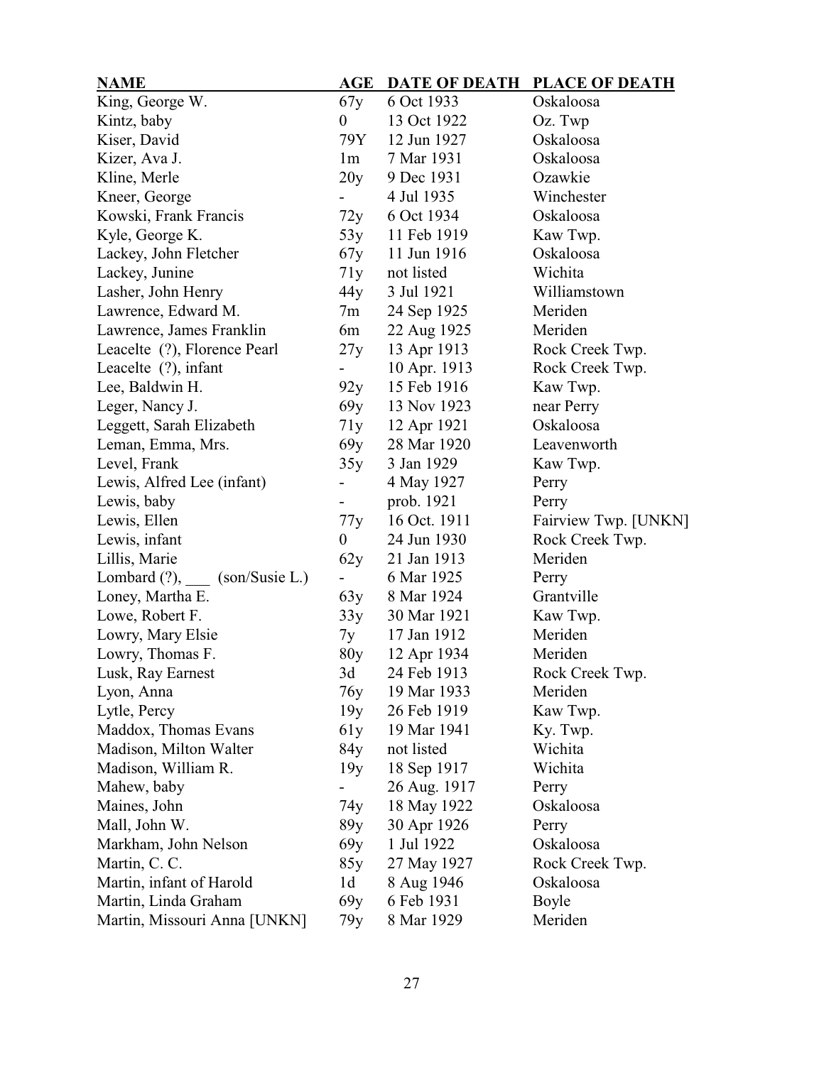| NAME | AGE | DATE OF DEATH | PLACE OF DEATH |
|---|---|---|---|
| King, George W. | 67y | 6 Oct 1933 | Oskaloosa |
| Kintz, baby | 0 | 13 Oct 1922 | Oz. Twp |
| Kiser, David | 79Y | 12 Jun 1927 | Oskaloosa |
| Kizer, Ava J. | 1m | 7 Mar 1931 | Oskaloosa |
| Kline, Merle | 20y | 9 Dec 1931 | Ozawkie |
| Kneer, George | - | 4 Jul 1935 | Winchester |
| Kowski, Frank Francis | 72y | 6 Oct 1934 | Oskaloosa |
| Kyle, George K. | 53y | 11 Feb 1919 | Kaw Twp. |
| Lackey, John Fletcher | 67y | 11 Jun 1916 | Oskaloosa |
| Lackey, Junine | 71y | not listed | Wichita |
| Lasher, John Henry | 44y | 3 Jul 1921 | Williamstown |
| Lawrence, Edward M. | 7m | 24 Sep 1925 | Meriden |
| Lawrence, James Franklin | 6m | 22 Aug 1925 | Meriden |
| Leacelte (?), Florence Pearl | 27y | 13 Apr 1913 | Rock Creek Twp. |
| Leacelte (?), infant | - | 10 Apr. 1913 | Rock Creek Twp. |
| Lee, Baldwin H. | 92y | 15 Feb 1916 | Kaw Twp. |
| Leger, Nancy J. | 69y | 13 Nov 1923 | near Perry |
| Leggett, Sarah Elizabeth | 71y | 12 Apr 1921 | Oskaloosa |
| Leman, Emma, Mrs. | 69y | 28 Mar 1920 | Leavenworth |
| Level, Frank | 35y | 3 Jan 1929 | Kaw Twp. |
| Lewis, Alfred Lee (infant) | - | 4 May 1927 | Perry |
| Lewis, baby | - | prob. 1921 | Perry |
| Lewis, Ellen | 77y | 16 Oct. 1911 | Fairview Twp. [UNKN] |
| Lewis, infant | 0 | 24 Jun 1930 | Rock Creek Twp. |
| Lillis, Marie | 62y | 21 Jan 1913 | Meriden |
| Lombard (?), ___ (son/Susie L.) | - | 6 Mar 1925 | Perry |
| Loney, Martha E. | 63y | 8 Mar 1924 | Grantville |
| Lowe, Robert F. | 33y | 30 Mar 1921 | Kaw Twp. |
| Lowry, Mary Elsie | 7y | 17 Jan 1912 | Meriden |
| Lowry, Thomas F. | 80y | 12 Apr 1934 | Meriden |
| Lusk, Ray Earnest | 3d | 24 Feb 1913 | Rock Creek Twp. |
| Lyon, Anna | 76y | 19 Mar 1933 | Meriden |
| Lytle, Percy | 19y | 26 Feb 1919 | Kaw Twp. |
| Maddox, Thomas Evans | 61y | 19 Mar 1941 | Ky. Twp. |
| Madison, Milton Walter | 84y | not listed | Wichita |
| Madison, William R. | 19y | 18 Sep 1917 | Wichita |
| Mahew, baby | - | 26 Aug. 1917 | Perry |
| Maines, John | 74y | 18 May 1922 | Oskaloosa |
| Mall, John W. | 89y | 30 Apr 1926 | Perry |
| Markham, John Nelson | 69y | 1 Jul 1922 | Oskaloosa |
| Martin, C. C. | 85y | 27 May 1927 | Rock Creek Twp. |
| Martin, infant of Harold | 1d | 8 Aug 1946 | Oskaloosa |
| Martin, Linda Graham | 69y | 6 Feb 1931 | Boyle |
| Martin, Missouri Anna [UNKN] | 79y | 8 Mar 1929 | Meriden |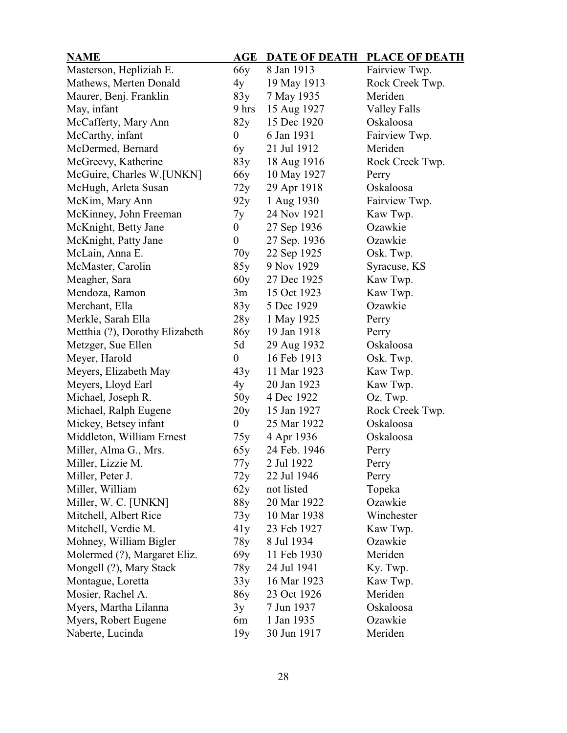| NAME | AGE | DATE OF DEATH | PLACE OF DEATH |
|---|---|---|---|
| Masterson, Hepliziah E. | 66y | 8 Jan 1913 | Fairview Twp. |
| Mathews, Merten Donald | 4y | 19 May 1913 | Rock Creek Twp. |
| Maurer, Benj. Franklin | 83y | 7 May 1935 | Meriden |
| May, infant | 9 hrs | 15 Aug 1927 | Valley Falls |
| McCafferty, Mary Ann | 82y | 15 Dec 1920 | Oskaloosa |
| McCarthy, infant | 0 | 6 Jan 1931 | Fairview Twp. |
| McDermed, Bernard | 6y | 21 Jul 1912 | Meriden |
| McGreevy, Katherine | 83y | 18 Aug 1916 | Rock Creek Twp. |
| McGuire, Charles W.[UNKN] | 66y | 10 May 1927 | Perry |
| McHugh, Arleta Susan | 72y | 29 Apr 1918 | Oskaloosa |
| McKim, Mary Ann | 92y | 1 Aug 1930 | Fairview Twp. |
| McKinney, John Freeman | 7y | 24 Nov 1921 | Kaw Twp. |
| McKnight, Betty Jane | 0 | 27 Sep 1936 | Ozawkie |
| McKnight, Patty Jane | 0 | 27 Sep. 1936 | Ozawkie |
| McLain, Anna E. | 70y | 22 Sep 1925 | Osk. Twp. |
| McMaster, Carolin | 85y | 9 Nov 1929 | Syracuse, KS |
| Meagher, Sara | 60y | 27 Dec 1925 | Kaw Twp. |
| Mendoza, Ramon | 3m | 15 Oct 1923 | Kaw Twp. |
| Merchant, Ella | 83y | 5 Dec 1929 | Ozawkie |
| Merkle, Sarah Ella | 28y | 1 May 1925 | Perry |
| Metthia (?), Dorothy Elizabeth | 86y | 19 Jan 1918 | Perry |
| Metzger, Sue Ellen | 5d | 29 Aug 1932 | Oskaloosa |
| Meyer, Harold | 0 | 16 Feb 1913 | Osk. Twp. |
| Meyers, Elizabeth May | 43y | 11 Mar 1923 | Kaw Twp. |
| Meyers, Lloyd Earl | 4y | 20 Jan 1923 | Kaw Twp. |
| Michael, Joseph R. | 50y | 4 Dec 1922 | Oz. Twp. |
| Michael, Ralph Eugene | 20y | 15 Jan 1927 | Rock Creek Twp. |
| Mickey, Betsey infant | 0 | 25 Mar 1922 | Oskaloosa |
| Middleton, William Ernest | 75y | 4 Apr 1936 | Oskaloosa |
| Miller, Alma G., Mrs. | 65y | 24 Feb. 1946 | Perry |
| Miller, Lizzie M. | 77y | 2 Jul 1922 | Perry |
| Miller, Peter J. | 72y | 22 Jul 1946 | Perry |
| Miller, William | 62y | not listed | Topeka |
| Miller, W. C. [UNKN] | 88y | 20 Mar 1922 | Ozawkie |
| Mitchell, Albert Rice | 73y | 10 Mar 1938 | Winchester |
| Mitchell, Verdie M. | 41y | 23 Feb 1927 | Kaw Twp. |
| Mohney, William Bigler | 78y | 8 Jul 1934 | Ozawkie |
| Molermed (?), Margaret Eliz. | 69y | 11 Feb 1930 | Meriden |
| Mongell (?), Mary Stack | 78y | 24 Jul 1941 | Ky. Twp. |
| Montague, Loretta | 33y | 16 Mar 1923 | Kaw Twp. |
| Mosier, Rachel A. | 86y | 23 Oct 1926 | Meriden |
| Myers, Martha Lilanna | 3y | 7 Jun 1937 | Oskaloosa |
| Myers, Robert Eugene | 6m | 1 Jan 1935 | Ozawkie |
| Naberte, Lucinda | 19y | 30 Jun 1917 | Meriden |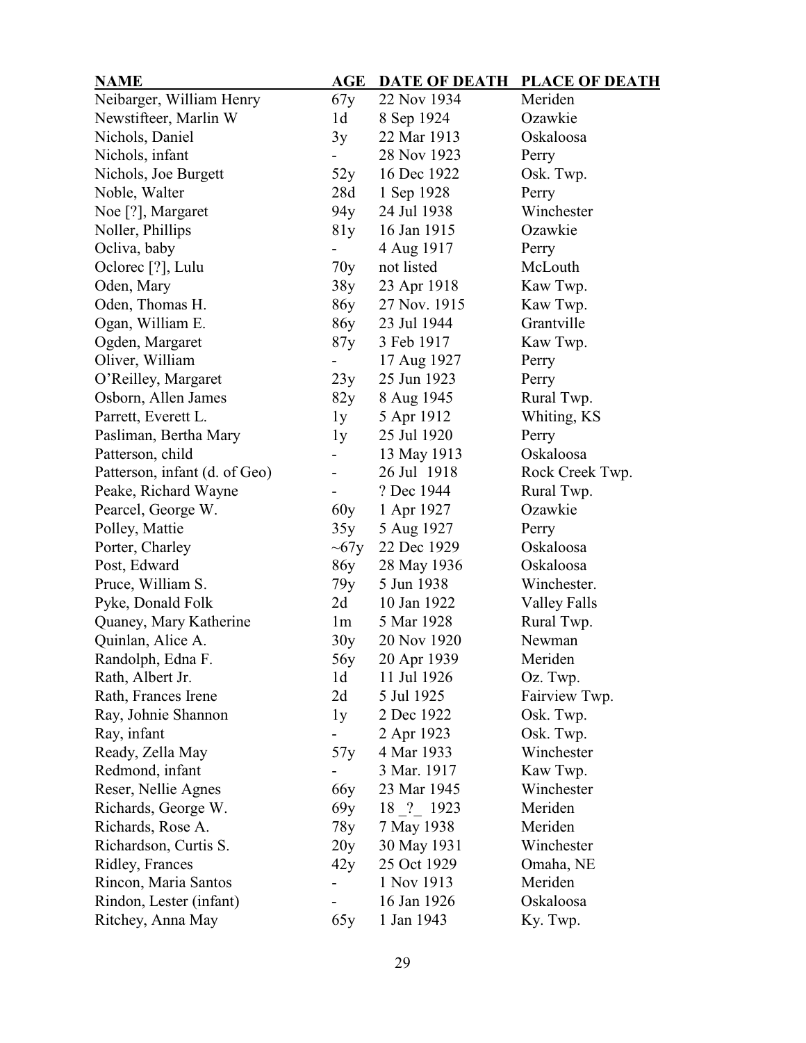| NAME | AGE | DATE OF DEATH | PLACE OF DEATH |
|---|---|---|---|
| Neibarger, William Henry | 67y | 22 Nov 1934 | Meriden |
| Newstifteer, Marlin W | 1d | 8 Sep 1924 | Ozawkie |
| Nichols, Daniel | 3y | 22 Mar 1913 | Oskaloosa |
| Nichols, infant | - | 28 Nov 1923 | Perry |
| Nichols, Joe Burgett | 52y | 16 Dec 1922 | Osk. Twp. |
| Noble, Walter | 28d | 1 Sep 1928 | Perry |
| Noe [?], Margaret | 94y | 24 Jul 1938 | Winchester |
| Noller, Phillips | 81y | 16 Jan 1915 | Ozawkie |
| Ocliva, baby | - | 4 Aug 1917 | Perry |
| Oclorec [?], Lulu | 70y | not listed | McLouth |
| Oden, Mary | 38y | 23 Apr 1918 | Kaw Twp. |
| Oden, Thomas H. | 86y | 27 Nov. 1915 | Kaw Twp. |
| Ogan, William E. | 86y | 23 Jul 1944 | Grantville |
| Ogden, Margaret | 87y | 3 Feb 1917 | Kaw Twp. |
| Oliver, William | - | 17 Aug 1927 | Perry |
| O'Reilley, Margaret | 23y | 25 Jun 1923 | Perry |
| Osborn, Allen James | 82y | 8 Aug 1945 | Rural Twp. |
| Parrett, Everett L. | 1y | 5 Apr 1912 | Whiting, KS |
| Pasliman, Bertha Mary | 1y | 25 Jul 1920 | Perry |
| Patterson, child | - | 13 May 1913 | Oskaloosa |
| Patterson, infant (d. of Geo) | - | 26 Jul 1918 | Rock Creek Twp. |
| Peake, Richard Wayne | - | ? Dec 1944 | Rural Twp. |
| Pearcel, George W. | 60y | 1 Apr 1927 | Ozawkie |
| Polley, Mattie | 35y | 5 Aug 1927 | Perry |
| Porter, Charley | ~67y | 22 Dec 1929 | Oskaloosa |
| Post, Edward | 86y | 28 May 1936 | Oskaloosa |
| Pruce, William S. | 79y | 5 Jun 1938 | Winchester. |
| Pyke, Donald Folk | 2d | 10 Jan 1922 | Valley Falls |
| Quaney, Mary Katherine | 1m | 5 Mar 1928 | Rural Twp. |
| Quinlan, Alice A. | 30y | 20 Nov 1920 | Newman |
| Randolph, Edna F. | 56y | 20 Apr 1939 | Meriden |
| Rath, Albert Jr. | 1d | 11 Jul 1926 | Oz. Twp. |
| Rath, Frances Irene | 2d | 5 Jul 1925 | Fairview Twp. |
| Ray, Johnie Shannon | 1y | 2 Dec 1922 | Osk. Twp. |
| Ray, infant | - | 2 Apr 1923 | Osk. Twp. |
| Ready, Zella May | 57y | 4 Mar 1933 | Winchester |
| Redmond, infant | - | 3 Mar. 1917 | Kaw Twp. |
| Reser, Nellie Agnes | 66y | 23 Mar 1945 | Winchester |
| Richards, George W. | 69y | 18 _?_ 1923 | Meriden |
| Richards, Rose A. | 78y | 7 May 1938 | Meriden |
| Richardson, Curtis S. | 20y | 30 May 1931 | Winchester |
| Ridley, Frances | 42y | 25 Oct 1929 | Omaha, NE |
| Rincon, Maria Santos | - | 1 Nov 1913 | Meriden |
| Rindon, Lester (infant) | - | 16 Jan 1926 | Oskaloosa |
| Ritchey, Anna May | 65y | 1 Jan 1943 | Ky. Twp. |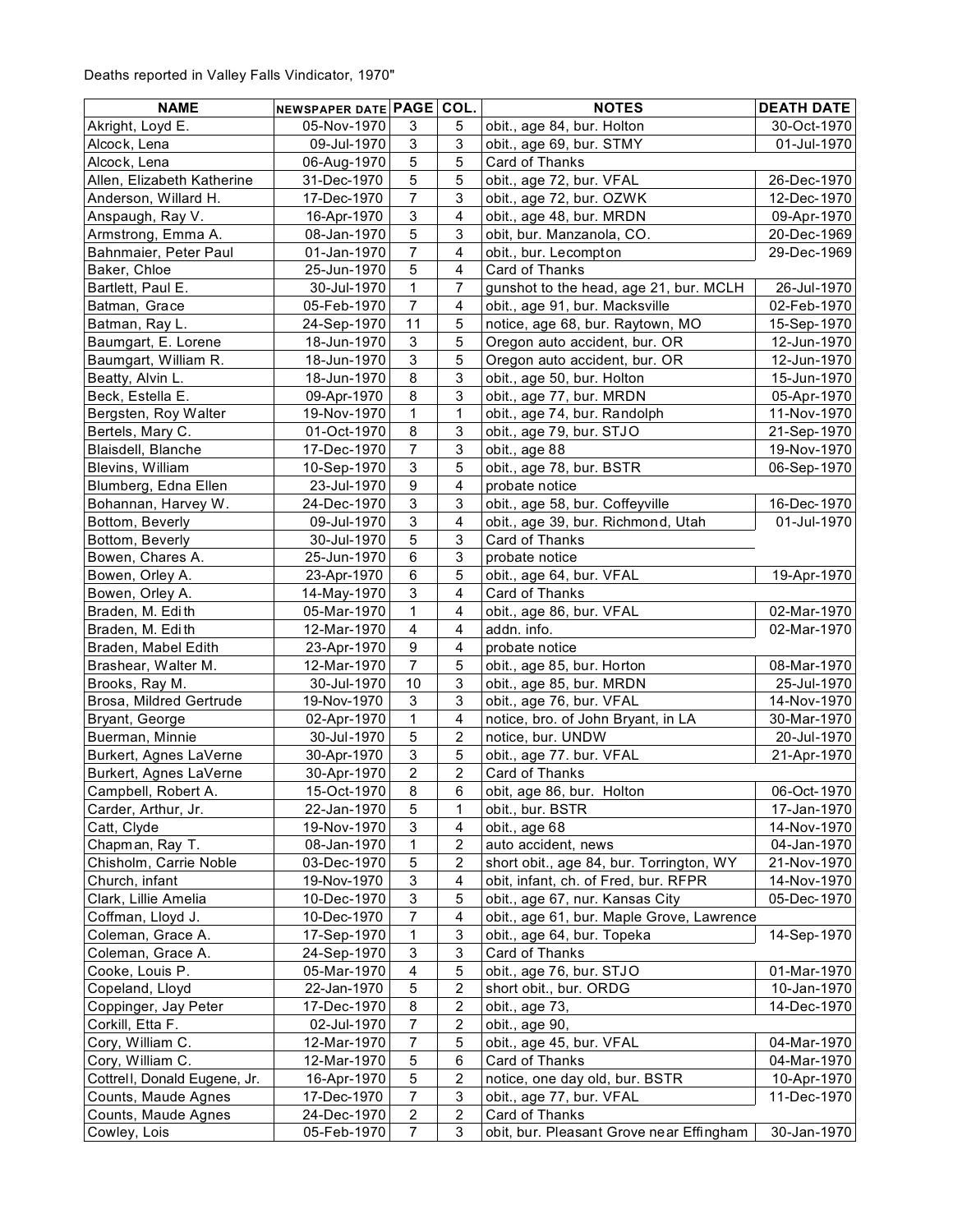Deaths reported in Valley Falls Vindicator, 1970"

| NAME | NEWSPAPER DATE | PAGE | COL. | NOTES | DEATH DATE |
|---|---|---|---|---|---|
| Akright, Loyd E. | 05-Nov-1970 | 3 | 5 | obit., age 84, bur. Holton | 30-Oct-1970 |
| Alcock, Lena | 09-Jul-1970 | 3 | 3 | obit., age 69, bur. STMY | 01-Jul-1970 |
| Alcock, Lena | 06-Aug-1970 | 5 | 5 | Card of Thanks | |
| Allen, Elizabeth Katherine | 31-Dec-1970 | 5 | 5 | obit., age 72, bur. VFAL | 26-Dec-1970 |
| Anderson, Willard H. | 17-Dec-1970 | 7 | 3 | obit., age 72, bur. OZWK | 12-Dec-1970 |
| Anspaugh, Ray V. | 16-Apr-1970 | 3 | 4 | obit., age 48, bur. MRDN | 09-Apr-1970 |
| Armstrong, Emma A. | 08-Jan-1970 | 5 | 3 | obit, bur. Manzanola, CO. | 20-Dec-1969 |
| Bahnmaier, Peter Paul | 01-Jan-1970 | 7 | 4 | obit., bur. Lecompton | 29-Dec-1969 |
| Baker, Chloe | 25-Jun-1970 | 5 | 4 | Card of Thanks | |
| Bartlett, Paul E. | 30-Jul-1970 | 1 | 7 | gunshot to the head, age 21, bur. MCLH | 26-Jul-1970 |
| Batman, Grace | 05-Feb-1970 | 7 | 4 | obit., age 91, bur. Macksville | 02-Feb-1970 |
| Batman, Ray L. | 24-Sep-1970 | 11 | 5 | notice, age 68, bur. Raytown, MO | 15-Sep-1970 |
| Baumgart, E. Lorene | 18-Jun-1970 | 3 | 5 | Oregon auto accident, bur. OR | 12-Jun-1970 |
| Baumgart, William R. | 18-Jun-1970 | 3 | 5 | Oregon auto accident, bur. OR | 12-Jun-1970 |
| Beatty, Alvin L. | 18-Jun-1970 | 8 | 3 | obit., age 50, bur. Holton | 15-Jun-1970 |
| Beck, Estella E. | 09-Apr-1970 | 8 | 3 | obit., age 77, bur. MRDN | 05-Apr-1970 |
| Bergsten, Roy Walter | 19-Nov-1970 | 1 | 1 | obit., age 74, bur. Randolph | 11-Nov-1970 |
| Bertels, Mary C. | 01-Oct-1970 | 8 | 3 | obit., age 79, bur. STJO | 21-Sep-1970 |
| Blaisdell, Blanche | 17-Dec-1970 | 7 | 3 | obit., age 88 | 19-Nov-1970 |
| Blevins, William | 10-Sep-1970 | 3 | 5 | obit., age 78, bur. BSTR | 06-Sep-1970 |
| Blumberg, Edna Ellen | 23-Jul-1970 | 9 | 4 | probate notice | |
| Bohannan, Harvey W. | 24-Dec-1970 | 3 | 3 | obit., age 58, bur. Coffeyville | 16-Dec-1970 |
| Bottom, Beverly | 09-Jul-1970 | 3 | 4 | obit., age 39, bur. Richmond, Utah | 01-Jul-1970 |
| Bottom, Beverly | 30-Jul-1970 | 5 | 3 | Card of Thanks | |
| Bowen, Chares A. | 25-Jun-1970 | 6 | 3 | probate notice | |
| Bowen, Orley A. | 23-Apr-1970 | 6 | 5 | obit., age 64, bur. VFAL | 19-Apr-1970 |
| Bowen, Orley A. | 14-May-1970 | 3 | 4 | Card of Thanks | |
| Braden, M. Edith | 05-Mar-1970 | 1 | 4 | obit., age 86, bur. VFAL | 02-Mar-1970 |
| Braden, M. Edith | 12-Mar-1970 | 4 | 4 | addn. info. | 02-Mar-1970 |
| Braden, Mabel Edith | 23-Apr-1970 | 9 | 4 | probate notice | |
| Brashear, Walter M. | 12-Mar-1970 | 7 | 5 | obit., age 85, bur. Horton | 08-Mar-1970 |
| Brooks, Ray M. | 30-Jul-1970 | 10 | 3 | obit., age 85, bur. MRDN | 25-Jul-1970 |
| Brosa, Mildred Gertrude | 19-Nov-1970 | 3 | 3 | obit., age 76, bur. VFAL | 14-Nov-1970 |
| Bryant, George | 02-Apr-1970 | 1 | 4 | notice, bro. of John Bryant, in LA | 30-Mar-1970 |
| Buerman, Minnie | 30-Jul-1970 | 5 | 2 | notice, bur. UNDW | 20-Jul-1970 |
| Burkert, Agnes LaVerne | 30-Apr-1970 | 3 | 5 | obit., age 77. bur. VFAL | 21-Apr-1970 |
| Burkert, Agnes LaVerne | 30-Apr-1970 | 2 | 2 | Card of Thanks | |
| Campbell, Robert A. | 15-Oct-1970 | 8 | 6 | obit, age 86, bur. Holton | 06-Oct-1970 |
| Carder, Arthur, Jr. | 22-Jan-1970 | 5 | 1 | obit., bur. BSTR | 17-Jan-1970 |
| Catt, Clyde | 19-Nov-1970 | 3 | 4 | obit., age 68 | 14-Nov-1970 |
| Chapman, Ray T. | 08-Jan-1970 | 1 | 2 | auto accident, news | 04-Jan-1970 |
| Chisholm, Carrie Noble | 03-Dec-1970 | 5 | 2 | short obit., age 84, bur. Torrington, WY | 21-Nov-1970 |
| Church, infant | 19-Nov-1970 | 3 | 4 | obit, infant, ch. of Fred, bur. RFPR | 14-Nov-1970 |
| Clark, Lillie Amelia | 10-Dec-1970 | 3 | 5 | obit., age 67, nur. Kansas City | 05-Dec-1970 |
| Coffman, Lloyd J. | 10-Dec-1970 | 7 | 4 | obit., age 61, bur. Maple Grove, Lawrence | |
| Coleman, Grace A. | 17-Sep-1970 | 1 | 3 | obit., age 64, bur. Topeka | 14-Sep-1970 |
| Coleman, Grace A. | 24-Sep-1970 | 3 | 3 | Card of Thanks | |
| Cooke, Louis P. | 05-Mar-1970 | 4 | 5 | obit., age 76, bur. STJO | 01-Mar-1970 |
| Copeland, Lloyd | 22-Jan-1970 | 5 | 2 | short obit., bur. ORDG | 10-Jan-1970 |
| Coppinger, Jay Peter | 17-Dec-1970 | 8 | 2 | obit., age 73, | 14-Dec-1970 |
| Corkill, Etta F. | 02-Jul-1970 | 7 | 2 | obit., age 90, | |
| Cory, William C. | 12-Mar-1970 | 7 | 5 | obit., age 45, bur. VFAL | 04-Mar-1970 |
| Cory, William C. | 12-Mar-1970 | 5 | 6 | Card of Thanks | 04-Mar-1970 |
| Cottrell, Donald Eugene, Jr. | 16-Apr-1970 | 5 | 2 | notice, one day old, bur. BSTR | 10-Apr-1970 |
| Counts, Maude Agnes | 17-Dec-1970 | 7 | 3 | obit., age 77, bur. VFAL | 11-Dec-1970 |
| Counts, Maude Agnes | 24-Dec-1970 | 2 | 2 | Card of Thanks | |
| Cowley, Lois | 05-Feb-1970 | 7 | 3 | obit, bur. Pleasant Grove near Effingham | 30-Jan-1970 |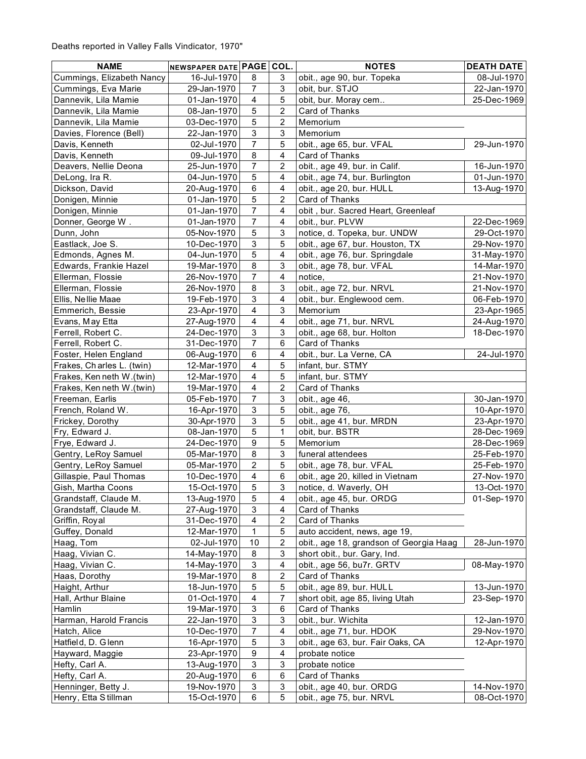Deaths reported in Valley Falls Vindicator, 1970"

| NAME | NEWSPAPER DATE | PAGE | COL. | NOTES | DEATH DATE |
|---|---|---|---|---|---|
| Cummings, Elizabeth Nancy | 16-Jul-1970 | 8 | 3 | obit., age 90, bur. Topeka | 08-Jul-1970 |
| Cummings, Eva Marie | 29-Jan-1970 | 7 | 3 | obit, bur. STJO | 22-Jan-1970 |
| Dannevik, Lila Mamie | 01-Jan-1970 | 4 | 5 | obit, bur. Moray cem.. | 25-Dec-1969 |
| Dannevik, Lila Mamie | 08-Jan-1970 | 5 | 2 | Card of Thanks | |
| Dannevik, Lila Mamie | 03-Dec-1970 | 5 | 2 | Memorium | |
| Davies, Florence (Bell) | 22-Jan-1970 | 3 | 3 | Memorium | |
| Davis, Kenneth | 02-Jul-1970 | 7 | 5 | obit., age 65, bur. VFAL | 29-Jun-1970 |
| Davis, Kenneth | 09-Jul-1970 | 8 | 4 | Card of Thanks | |
| Deavers, Nellie Deona | 25-Jun-1970 | 7 | 2 | obit., age 49, bur. in Calif. | 16-Jun-1970 |
| DeLong, Ira R. | 04-Jun-1970 | 5 | 4 | obit., age 74, bur. Burlington | 01-Jun-1970 |
| Dickson, David | 20-Aug-1970 | 6 | 4 | obit., age 20, bur. HULL | 13-Aug-1970 |
| Donigen, Minnie | 01-Jan-1970 | 5 | 2 | Card of Thanks | |
| Donigen, Minnie | 01-Jan-1970 | 7 | 4 | obit , bur. Sacred Heart, Greenleaf | |
| Donner, George W . | 01-Jan-1970 | 7 | 4 | obit., bur. PLVW | 22-Dec-1969 |
| Dunn, John | 05-Nov-1970 | 5 | 3 | notice, d. Topeka, bur. UNDW | 29-Oct-1970 |
| Eastlack, Joe S. | 10-Dec-1970 | 3 | 5 | obit., age 67, bur. Houston, TX | 29-Nov-1970 |
| Edmonds, Agnes M. | 04-Jun-1970 | 5 | 4 | obit., age 76, bur. Springdale | 31-May-1970 |
| Edwards, Frankie Hazel | 19-Mar-1970 | 8 | 3 | obit., age 78, bur. VFAL | 14-Mar-1970 |
| Ellerman, Flossie | 26-Nov-1970 | 7 | 4 | notice, | 21-Nov-1970 |
| Ellerman, Flossie | 26-Nov-1970 | 8 | 3 | obit., age 72, bur. NRVL | 21-Nov-1970 |
| Ellis, Nellie Maae | 19-Feb-1970 | 3 | 4 | obit., bur. Englewood cem. | 06-Feb-1970 |
| Emmerich, Bessie | 23-Apr-1970 | 4 | 3 | Memorium | 23-Apr-1965 |
| Evans, May Etta | 27-Aug-1970 | 4 | 4 | obit., age 71, bur. NRVL | 24-Aug-1970 |
| Ferrell, Robert C. | 24-Dec-1970 | 3 | 3 | obit., age 68, bur. Holton | 18-Dec-1970 |
| Ferrell, Robert C. | 31-Dec-1970 | 7 | 6 | Card of Thanks | |
| Foster, Helen England | 06-Aug-1970 | 6 | 4 | obit., bur. La Verne, CA | 24-Jul-1970 |
| Frakes, Charles L. (twin) | 12-Mar-1970 | 4 | 5 | infant, bur. STMY | |
| Frakes, Kenneth W.(twin) | 12-Mar-1970 | 4 | 5 | infant, bur. STMY | |
| Frakes, Kenneth W.(twin) | 19-Mar-1970 | 4 | 2 | Card of Thanks | |
| Freeman, Earlis | 05-Feb-1970 | 7 | 3 | obit., age 46, | 30-Jan-1970 |
| French, Roland W. | 16-Apr-1970 | 3 | 5 | obit., age 76, | 10-Apr-1970 |
| Frickey, Dorothy | 30-Apr-1970 | 3 | 5 | obit., age 41, bur. MRDN | 23-Apr-1970 |
| Fry, Edward J. | 08-Jan-1970 | 5 | 1 | obit, bur. BSTR | 28-Dec-1969 |
| Frye, Edward J. | 24-Dec-1970 | 9 | 5 | Memorium | 28-Dec-1969 |
| Gentry, LeRoy Samuel | 05-Mar-1970 | 8 | 3 | funeral attendees | 25-Feb-1970 |
| Gentry, LeRoy Samuel | 05-Mar-1970 | 2 | 5 | obit., age 78, bur. VFAL | 25-Feb-1970 |
| Gillaspie, Paul Thomas | 10-Dec-1970 | 4 | 6 | obit., age 20, killed in Vietnam | 27-Nov-1970 |
| Gish, Martha Coons | 15-Oct-1970 | 5 | 3 | notice, d. Waverly, OH | 13-Oct-1970 |
| Grandstaff, Claude M. | 13-Aug-1970 | 5 | 4 | obit., age 45, bur. ORDG | 01-Sep-1970 |
| Grandstaff, Claude M. | 27-Aug-1970 | 3 | 4 | Card of Thanks | |
| Griffin, Royal | 31-Dec-1970 | 4 | 2 | Card of Thanks | |
| Guffey, Donald | 12-Mar-1970 | 1 | 5 | auto accident, news, age 19, | |
| Haag, Tom | 02-Jul-1970 | 10 | 2 | obit., age 18, grandson of Georgia Haag | 28-Jun-1970 |
| Haag, Vivian C. | 14-May-1970 | 8 | 3 | short obit., bur. Gary, Ind. | |
| Haag, Vivian C. | 14-May-1970 | 3 | 4 | obit., age 56, bu7r. GRTV | 08-May-1970 |
| Haas, Dorothy | 19-Mar-1970 | 8 | 2 | Card of Thanks | |
| Haight, Arthur | 18-Jun-1970 | 5 | 5 | obit., age 89, bur. HULL | 13-Jun-1970 |
| Hall, Arthur Blaine | 01-Oct-1970 | 4 | 7 | short obit, age 85, living Utah | 23-Sep-1970 |
| Hamlin | 19-Mar-1970 | 3 | 6 | Card of Thanks | |
| Harman, Harold Francis | 22-Jan-1970 | 3 | 3 | obit., bur. Wichita | 12-Jan-1970 |
| Hatch, Alice | 10-Dec-1970 | 7 | 4 | obit., age 71, bur. HDOK | 29-Nov-1970 |
| Hatfield, D. Glenn | 16-Apr-1970 | 5 | 3 | obit., age 63, bur. Fair Oaks, CA | 12-Apr-1970 |
| Hayward, Maggie | 23-Apr-1970 | 9 | 4 | probate notice | |
| Hefty, Carl A. | 13-Aug-1970 | 3 | 3 | probate notice | |
| Hefty, Carl A. | 20-Aug-1970 | 6 | 6 | Card of Thanks | |
| Henninger, Betty J. | 19-Nov-1970 | 3 | 3 | obit., age 40, bur. ORDG | 14-Nov-1970 |
| Henry, Etta Stillman | 15-Oct-1970 | 6 | 5 | obit., age 75, bur. NRVL | 08-Oct-1970 |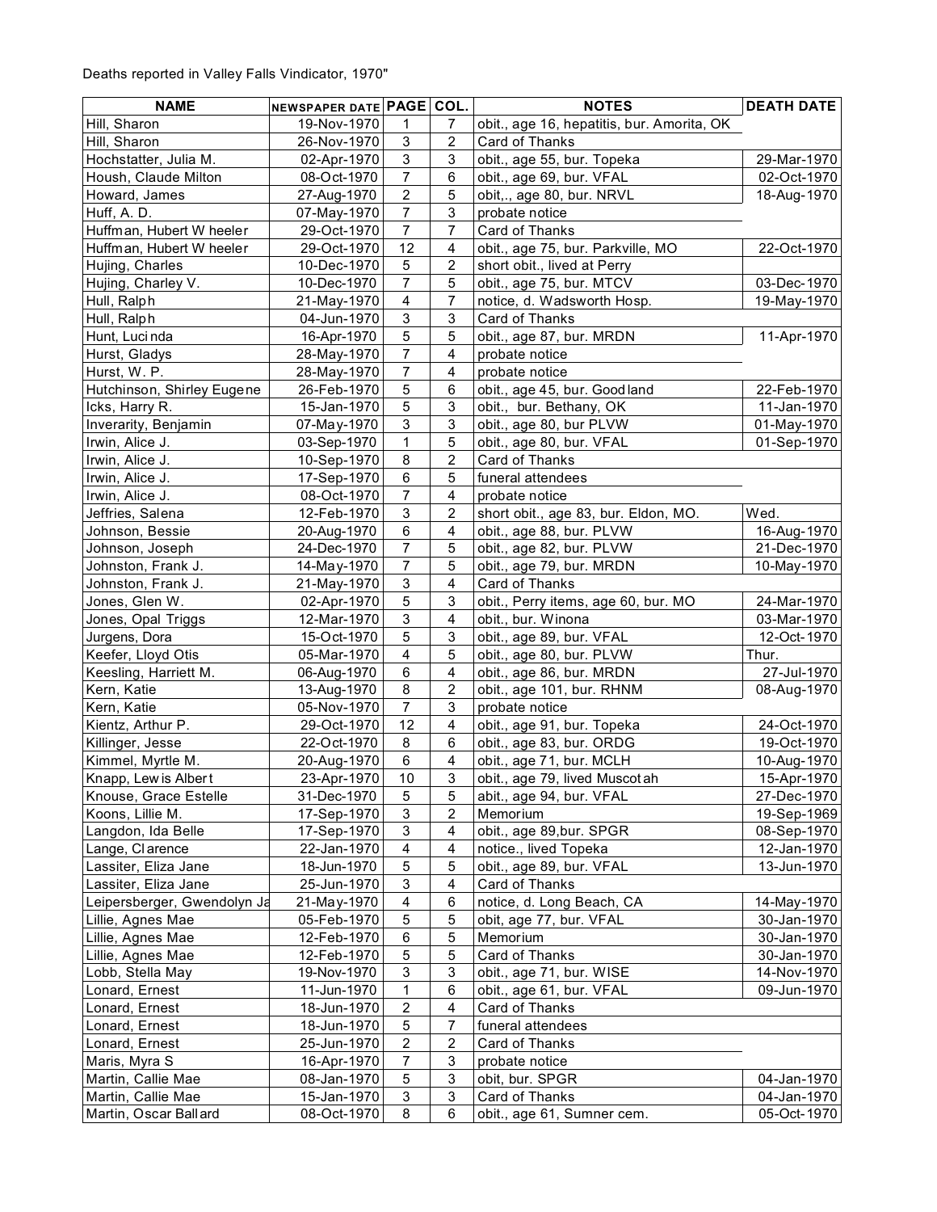Deaths reported in Valley Falls Vindicator, 1970"

| NAME | NEWSPAPER DATE | PAGE | COL. | NOTES | DEATH DATE |
|---|---|---|---|---|---|
| Hill, Sharon | 19-Nov-1970 | 1 | 7 | obit., age 16, hepatitis, bur. Amorita, OK | |
| Hill, Sharon | 26-Nov-1970 | 3 | 2 | Card of Thanks | |
| Hochstatter, Julia M. | 02-Apr-1970 | 3 | 3 | obit., age 55, bur. Topeka | 29-Mar-1970 |
| Housh, Claude Milton | 08-Oct-1970 | 7 | 6 | obit., age 69, bur. VFAL | 02-Oct-1970 |
| Howard, James | 27-Aug-1970 | 2 | 5 | obit,., age 80, bur. NRVL | 18-Aug-1970 |
| Huff, A. D. | 07-May-1970 | 7 | 3 | probate notice | |
| Huffman, Hubert Wheeler | 29-Oct-1970 | 7 | 7 | Card of Thanks | |
| Huffman, Hubert Wheeler | 29-Oct-1970 | 12 | 4 | obit., age 75, bur. Parkville, MO | 22-Oct-1970 |
| Hujing, Charles | 10-Dec-1970 | 5 | 2 | short obit., lived at Perry | |
| Hujing, Charley V. | 10-Dec-1970 | 7 | 5 | obit., age 75, bur. MTCV | 03-Dec-1970 |
| Hull, Ralph | 21-May-1970 | 4 | 7 | notice, d. Wadsworth Hosp. | 19-May-1970 |
| Hull, Ralph | 04-Jun-1970 | 3 | 3 | Card of Thanks | |
| Hunt, Lucinda | 16-Apr-1970 | 5 | 5 | obit., age 87, bur. MRDN | 11-Apr-1970 |
| Hurst, Gladys | 28-May-1970 | 7 | 4 | probate notice | |
| Hurst, W. P. | 28-May-1970 | 7 | 4 | probate notice | |
| Hutchinson, Shirley Eugene | 26-Feb-1970 | 5 | 6 | obit., age 45, bur. Goodland | 22-Feb-1970 |
| Icks, Harry R. | 15-Jan-1970 | 5 | 3 | obit., bur. Bethany, OK | 11-Jan-1970 |
| Inverarity, Benjamin | 07-May-1970 | 3 | 3 | obit., age 80, bur PLVW | 01-May-1970 |
| Irwin, Alice J. | 03-Sep-1970 | 1 | 5 | obit., age 80, bur. VFAL | 01-Sep-1970 |
| Irwin, Alice J. | 10-Sep-1970 | 8 | 2 | Card of Thanks | |
| Irwin, Alice J. | 17-Sep-1970 | 6 | 5 | funeral attendees | |
| Irwin, Alice J. | 08-Oct-1970 | 7 | 4 | probate notice | |
| Jeffries, Salena | 12-Feb-1970 | 3 | 2 | short obit., age 83, bur. Eldon, MO. | Wed. |
| Johnson, Bessie | 20-Aug-1970 | 6 | 4 | obit., age 88, bur. PLVW | 16-Aug-1970 |
| Johnson, Joseph | 24-Dec-1970 | 7 | 5 | obit., age 82, bur. PLVW | 21-Dec-1970 |
| Johnston, Frank J. | 14-May-1970 | 7 | 5 | obit., age 79, bur. MRDN | 10-May-1970 |
| Johnston, Frank J. | 21-May-1970 | 3 | 4 | Card of Thanks | |
| Jones, Glen W. | 02-Apr-1970 | 5 | 3 | obit., Perry items, age 60, bur. MO | 24-Mar-1970 |
| Jones, Opal Triggs | 12-Mar-1970 | 3 | 4 | obit., bur. Winona | 03-Mar-1970 |
| Jurgens, Dora | 15-Oct-1970 | 5 | 3 | obit., age 89, bur. VFAL | 12-Oct-1970 |
| Keefer, Lloyd Otis | 05-Mar-1970 | 4 | 5 | obit., age 80, bur. PLVW | Thur. |
| Keesling, Harriett M. | 06-Aug-1970 | 6 | 4 | obit., age 86, bur. MRDN | 27-Jul-1970 |
| Kern, Katie | 13-Aug-1970 | 8 | 2 | obit., age 101, bur. RHNM | 08-Aug-1970 |
| Kern, Katie | 05-Nov-1970 | 7 | 3 | probate notice | |
| Kientz, Arthur P. | 29-Oct-1970 | 12 | 4 | obit., age 91, bur. Topeka | 24-Oct-1970 |
| Killinger, Jesse | 22-Oct-1970 | 8 | 6 | obit., age 83, bur. ORDG | 19-Oct-1970 |
| Kimmel, Myrtle M. | 20-Aug-1970 | 6 | 4 | obit., age 71, bur. MCLH | 10-Aug-1970 |
| Knapp, Lewis Albert | 23-Apr-1970 | 10 | 3 | obit., age 79, lived Muscotah | 15-Apr-1970 |
| Knouse, Grace Estelle | 31-Dec-1970 | 5 | 5 | abit., age 94, bur. VFAL | 27-Dec-1970 |
| Koons, Lillie M. | 17-Sep-1970 | 3 | 2 | Memorium | 19-Sep-1969 |
| Langdon, Ida Belle | 17-Sep-1970 | 3 | 4 | obit., age 89,bur. SPGR | 08-Sep-1970 |
| Lange, Clarence | 22-Jan-1970 | 4 | 4 | notice., lived Topeka | 12-Jan-1970 |
| Lassiter, Eliza Jane | 18-Jun-1970 | 5 | 5 | obit., age 89, bur. VFAL | 13-Jun-1970 |
| Lassiter, Eliza Jane | 25-Jun-1970 | 3 | 4 | Card of Thanks | |
| Leipersberger, Gwendolyn Ja | 21-May-1970 | 4 | 6 | notice, d. Long Beach, CA | 14-May-1970 |
| Lillie, Agnes Mae | 05-Feb-1970 | 5 | 5 | obit, age 77, bur. VFAL | 30-Jan-1970 |
| Lillie, Agnes Mae | 12-Feb-1970 | 6 | 5 | Memorium | 30-Jan-1970 |
| Lillie, Agnes Mae | 12-Feb-1970 | 5 | 5 | Card of Thanks | 30-Jan-1970 |
| Lobb, Stella May | 19-Nov-1970 | 3 | 3 | obit., age 71, bur. WISE | 14-Nov-1970 |
| Lonard, Ernest | 11-Jun-1970 | 1 | 6 | obit., age 61, bur. VFAL | 09-Jun-1970 |
| Lonard, Ernest | 18-Jun-1970 | 2 | 4 | Card of Thanks | |
| Lonard, Ernest | 18-Jun-1970 | 5 | 7 | funeral attendees | |
| Lonard, Ernest | 25-Jun-1970 | 2 | 2 | Card of Thanks | |
| Maris, Myra S | 16-Apr-1970 | 7 | 3 | probate notice | |
| Martin, Callie Mae | 08-Jan-1970 | 5 | 3 | obit, bur. SPGR | 04-Jan-1970 |
| Martin, Callie Mae | 15-Jan-1970 | 3 | 3 | Card of Thanks | 04-Jan-1970 |
| Martin, Oscar Ballard | 08-Oct-1970 | 8 | 6 | obit., age 61, Sumner cem. | 05-Oct-1970 |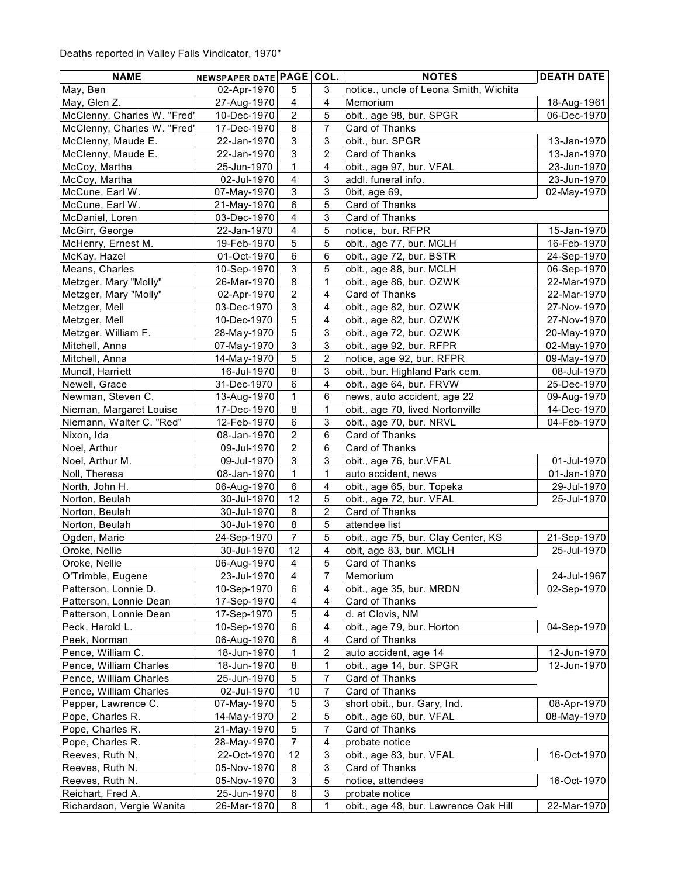Deaths reported in Valley Falls Vindicator, 1970"

| NAME | NEWSPAPER DATE | PAGE | COL. | NOTES | DEATH DATE |
|---|---|---|---|---|---|
| May, Ben | 02-Apr-1970 | 5 | 3 | notice., uncle of Leona Smith, Wichita | |
| May, Glen Z. | 27-Aug-1970 | 4 | 4 | Memorium | 18-Aug-1961 |
| McClenny, Charles W. "Fred" | 10-Dec-1970 | 2 | 5 | obit., age 98, bur. SPGR | 06-Dec-1970 |
| McClenny, Charles W. "Fred" | 17-Dec-1970 | 8 | 7 | Card of Thanks | |
| McClenny, Maude E. | 22-Jan-1970 | 3 | 3 | obit., bur. SPGR | 13-Jan-1970 |
| McClenny, Maude E. | 22-Jan-1970 | 3 | 2 | Card of Thanks | 13-Jan-1970 |
| McCoy, Martha | 25-Jun-1970 | 1 | 4 | obit., age 97, bur. VFAL | 23-Jun-1970 |
| McCoy, Martha | 02-Jul-1970 | 4 | 3 | addl. funeral info. | 23-Jun-1970 |
| McCune, Earl W. | 07-May-1970 | 3 | 3 | 0bit, age 69, | 02-May-1970 |
| McCune, Earl W. | 21-May-1970 | 6 | 5 | Card of Thanks | |
| McDaniel, Loren | 03-Dec-1970 | 4 | 3 | Card of Thanks | |
| McGirr, George | 22-Jan-1970 | 4 | 5 | notice, bur. RFPR | 15-Jan-1970 |
| McHenry, Ernest M. | 19-Feb-1970 | 5 | 5 | obit., age 77, bur. MCLH | 16-Feb-1970 |
| McKay, Hazel | 01-Oct-1970 | 6 | 6 | obit., age 72, bur. BSTR | 24-Sep-1970 |
| Means, Charles | 10-Sep-1970 | 3 | 5 | obit., age 88, bur. MCLH | 06-Sep-1970 |
| Metzger, Mary "Molly" | 26-Mar-1970 | 8 | 1 | obit., age 86, bur. OZWK | 22-Mar-1970 |
| Metzger, Mary "Molly" | 02-Apr-1970 | 2 | 4 | Card of Thanks | 22-Mar-1970 |
| Metzger, Mell | 03-Dec-1970 | 3 | 4 | obit., age 82, bur. OZWK | 27-Nov-1970 |
| Metzger, Mell | 10-Dec-1970 | 5 | 4 | obit., age 82, bur. OZWK | 27-Nov-1970 |
| Metzger, William F. | 28-May-1970 | 5 | 3 | obit., age 72, bur. OZWK | 20-May-1970 |
| Mitchell, Anna | 07-May-1970 | 3 | 3 | obit., age 92, bur. RFPR | 02-May-1970 |
| Mitchell, Anna | 14-May-1970 | 5 | 2 | notice, age 92, bur. RFPR | 09-May-1970 |
| Muncil, Harriett | 16-Jul-1970 | 8 | 3 | obit., bur. Highland Park cem. | 08-Jul-1970 |
| Newell, Grace | 31-Dec-1970 | 6 | 4 | obit., age 64, bur. FRVW | 25-Dec-1970 |
| Newman, Steven C. | 13-Aug-1970 | 1 | 6 | news, auto accident, age 22 | 09-Aug-1970 |
| Nieman, Margaret Louise | 17-Dec-1970 | 8 | 1 | obit., age 70, lived Nortonville | 14-Dec-1970 |
| Niemann, Walter C. "Red" | 12-Feb-1970 | 6 | 3 | obit., age 70, bur. NRVL | 04-Feb-1970 |
| Nixon, Ida | 08-Jan-1970 | 2 | 6 | Card of Thanks | |
| Noel, Arthur | 09-Jul-1970 | 2 | 6 | Card of Thanks | |
| Noel, Arthur M. | 09-Jul-1970 | 3 | 3 | obit., age 76, bur.VFAL | 01-Jul-1970 |
| Noll, Theresa | 08-Jan-1970 | 1 | 1 | auto accident, news | 01-Jan-1970 |
| North, John H. | 06-Aug-1970 | 6 | 4 | obit., age 65, bur. Topeka | 29-Jul-1970 |
| Norton, Beulah | 30-Jul-1970 | 12 | 5 | obit., age 72, bur. VFAL | 25-Jul-1970 |
| Norton, Beulah | 30-Jul-1970 | 8 | 2 | Card of Thanks | |
| Norton, Beulah | 30-Jul-1970 | 8 | 5 | attendee list | |
| Ogden, Marie | 24-Sep-1970 | 7 | 5 | obit., age 75, bur. Clay Center, KS | 21-Sep-1970 |
| Oroke, Nellie | 30-Jul-1970 | 12 | 4 | obit, age 83, bur. MCLH | 25-Jul-1970 |
| Oroke, Nellie | 06-Aug-1970 | 4 | 5 | Card of Thanks | |
| O'Trimble, Eugene | 23-Jul-1970 | 4 | 7 | Memorium | 24-Jul-1967 |
| Patterson, Lonnie D. | 10-Sep-1970 | 6 | 4 | obit., age 35, bur. MRDN | 02-Sep-1970 |
| Patterson, Lonnie Dean | 17-Sep-1970 | 4 | 4 | Card of Thanks | |
| Patterson, Lonnie Dean | 17-Sep-1970 | 5 | 4 | d. at Clovis, NM | |
| Peck, Harold L. | 10-Sep-1970 | 6 | 4 | obit., age 79, bur. Horton | 04-Sep-1970 |
| Peek, Norman | 06-Aug-1970 | 6 | 4 | Card of Thanks | |
| Pence, William C. | 18-Jun-1970 | 1 | 2 | auto accident, age 14 | 12-Jun-1970 |
| Pence, William Charles | 18-Jun-1970 | 8 | 1 | obit., age 14, bur. SPGR | 12-Jun-1970 |
| Pence, William Charles | 25-Jun-1970 | 5 | 7 | Card of Thanks | |
| Pence, William Charles | 02-Jul-1970 | 10 | 7 | Card of Thanks | |
| Pepper, Lawrence C. | 07-May-1970 | 5 | 3 | short obit., bur. Gary, Ind. | 08-Apr-1970 |
| Pope, Charles R. | 14-May-1970 | 2 | 5 | obit., age 60, bur. VFAL | 08-May-1970 |
| Pope, Charles R. | 21-May-1970 | 5 | 7 | Card of Thanks | |
| Pope, Charles R. | 28-May-1970 | 7 | 4 | probate notice | |
| Reeves, Ruth N. | 22-Oct-1970 | 12 | 3 | obit., age 83, bur. VFAL | 16-Oct-1970 |
| Reeves, Ruth N. | 05-Nov-1970 | 8 | 3 | Card of Thanks | |
| Reeves, Ruth N. | 05-Nov-1970 | 3 | 5 | notice, attendees | 16-Oct-1970 |
| Reichart, Fred A. | 25-Jun-1970 | 6 | 3 | probate notice | |
| Richardson, Vergie Wanita | 26-Mar-1970 | 8 | 1 | obit., age 48, bur. Lawrence Oak Hill | 22-Mar-1970 |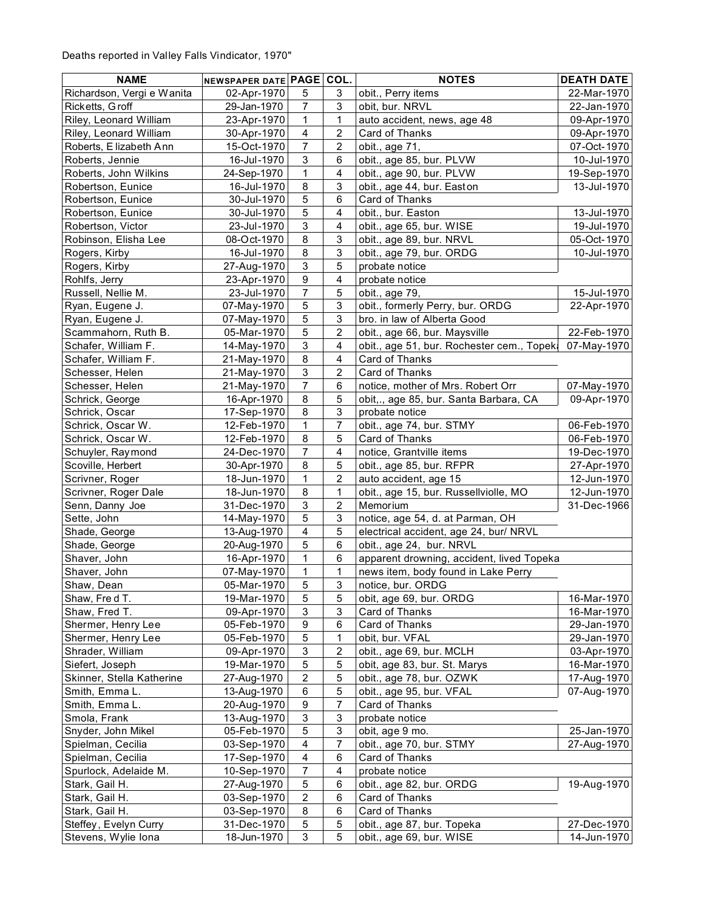Deaths reported in Valley Falls Vindicator, 1970"

| NAME | NEWSPAPER DATE | PAGE | COL. | NOTES | DEATH DATE |
|---|---|---|---|---|---|
| Richardson, Vergi e Wanita | 02-Apr-1970 | 5 | 3 | obit., Perry items | 22-Mar-1970 |
| Ricketts, G roff | 29-Jan-1970 | 7 | 3 | obit, bur. NRVL | 22-Jan-1970 |
| Riley, Leonard William | 23-Apr-1970 | 1 | 1 | auto accident, news, age 48 | 09-Apr-1970 |
| Riley, Leonard William | 30-Apr-1970 | 4 | 2 | Card of Thanks | 09-Apr-1970 |
| Roberts, E lizabeth Ann | 15-Oct-1970 | 7 | 2 | obit., age 71, | 07-Oct-1970 |
| Roberts, Jennie | 16-Jul-1970 | 3 | 6 | obit., age 85, bur. PLVW | 10-Jul-1970 |
| Roberts, John Wilkins | 24-Sep-1970 | 1 | 4 | obit., age 90, bur. PLVW | 19-Sep-1970 |
| Robertson, Eunice | 16-Jul-1970 | 8 | 3 | obit., age 44, bur. Easton | 13-Jul-1970 |
| Robertson, Eunice | 30-Jul-1970 | 5 | 6 | Card of Thanks | |
| Robertson, Eunice | 30-Jul-1970 | 5 | 4 | obit., bur. Easton | 13-Jul-1970 |
| Robertson, Victor | 23-Jul-1970 | 3 | 4 | obit., age 65, bur. WISE | 19-Jul-1970 |
| Robinson, Elisha Lee | 08-Oct-1970 | 8 | 3 | obit., age 89, bur. NRVL | 05-Oct-1970 |
| Rogers, Kirby | 16-Jul-1970 | 8 | 3 | obit., age 79, bur. ORDG | 10-Jul-1970 |
| Rogers, Kirby | 27-Aug-1970 | 3 | 5 | probate notice | |
| Rohlfs, Jerry | 23-Apr-1970 | 9 | 4 | probate notice | |
| Russell, Nellie M. | 23-Jul-1970 | 7 | 5 | obit., age 79, | 15-Jul-1970 |
| Ryan, Eugene J. | 07-May-1970 | 5 | 3 | obit., formerly Perry, bur. ORDG | 22-Apr-1970 |
| Ryan, Eugene J. | 07-May-1970 | 5 | 3 | bro. in law of Alberta Good | |
| Scammahorn, Ruth B. | 05-Mar-1970 | 5 | 2 | obit., age 66, bur. Maysville | 22-Feb-1970 |
| Schafer, William F. | 14-May-1970 | 3 | 4 | obit., age 51, bur. Rochester cem., Topeka | 07-May-1970 |
| Schafer, William F. | 21-May-1970 | 8 | 4 | Card of Thanks | |
| Schesser, Helen | 21-May-1970 | 3 | 2 | Card of Thanks | |
| Schesser, Helen | 21-May-1970 | 7 | 6 | notice, mother of Mrs. Robert Orr | 07-May-1970 |
| Schrick, George | 16-Apr-1970 | 8 | 5 | obit,., age 85, bur. Santa Barbara, CA | 09-Apr-1970 |
| Schrick, Oscar | 17-Sep-1970 | 8 | 3 | probate notice | |
| Schrick, Oscar W. | 12-Feb-1970 | 1 | 7 | obit., age 74, bur. STMY | 06-Feb-1970 |
| Schrick, Oscar W. | 12-Feb-1970 | 8 | 5 | Card of Thanks | 06-Feb-1970 |
| Schuyler, Raymond | 24-Dec-1970 | 7 | 4 | notice, Grantville items | 19-Dec-1970 |
| Scoville, Herbert | 30-Apr-1970 | 8 | 5 | obit., age 85, bur. RFPR | 27-Apr-1970 |
| Scrivner, Roger | 18-Jun-1970 | 1 | 2 | auto accident, age 15 | 12-Jun-1970 |
| Scrivner, Roger Dale | 18-Jun-1970 | 8 | 1 | obit., age 15, bur. Russellviolle, MO | 12-Jun-1970 |
| Senn, Danny Joe | 31-Dec-1970 | 3 | 2 | Memorium | 31-Dec-1966 |
| Sette, John | 14-May-1970 | 5 | 3 | notice, age 54, d. at Parman, OH | |
| Shade, George | 13-Aug-1970 | 4 | 5 | electrical accident, age 24, bur/ NRVL | |
| Shade, George | 20-Aug-1970 | 5 | 6 | obit., age 24, bur. NRVL | |
| Shaver, John | 16-Apr-1970 | 1 | 6 | apparent drowning, accident, lived Topeka | |
| Shaver, John | 07-May-1970 | 1 | 1 | news item, body found in Lake Perry | |
| Shaw, Dean | 05-Mar-1970 | 5 | 3 | notice, bur. ORDG | |
| Shaw, Fre d T. | 19-Mar-1970 | 5 | 5 | obit, age 69, bur. ORDG | 16-Mar-1970 |
| Shaw, Fred T. | 09-Apr-1970 | 3 | 3 | Card of Thanks | 16-Mar-1970 |
| Shermer, Henry Lee | 05-Feb-1970 | 9 | 6 | Card of Thanks | 29-Jan-1970 |
| Shermer, Henry Lee | 05-Feb-1970 | 5 | 1 | obit, bur. VFAL | 29-Jan-1970 |
| Shrader, William | 09-Apr-1970 | 3 | 2 | obit., age 69, bur. MCLH | 03-Apr-1970 |
| Siefert, Joseph | 19-Mar-1970 | 5 | 5 | obit, age 83, bur. St. Marys | 16-Mar-1970 |
| Skinner, Stella Katherine | 27-Aug-1970 | 2 | 5 | obit., age 78, bur. OZWK | 17-Aug-1970 |
| Smith, Emma L. | 13-Aug-1970 | 6 | 5 | obit., age 95, bur. VFAL | 07-Aug-1970 |
| Smith, Emma L. | 20-Aug-1970 | 9 | 7 | Card of Thanks | |
| Smola, Frank | 13-Aug-1970 | 3 | 3 | probate notice | |
| Snyder, John Mikel | 05-Feb-1970 | 5 | 3 | obit, age 9 mo. | 25-Jan-1970 |
| Spielman, Cecilia | 03-Sep-1970 | 4 | 7 | obit., age 70, bur. STMY | 27-Aug-1970 |
| Spielman, Cecilia | 17-Sep-1970 | 4 | 6 | Card of Thanks | |
| Spurlock, Adelaide M. | 10-Sep-1970 | 7 | 4 | probate notice | |
| Stark, Gail H. | 27-Aug-1970 | 5 | 6 | obit., age 82, bur. ORDG | 19-Aug-1970 |
| Stark, Gail H. | 03-Sep-1970 | 2 | 6 | Card of Thanks | |
| Stark, Gail H. | 03-Sep-1970 | 8 | 6 | Card of Thanks | |
| Steffey, Evelyn Curry | 31-Dec-1970 | 5 | 5 | obit., age 87, bur. Topeka | 27-Dec-1970 |
| Stevens, Wylie Iona | 18-Jun-1970 | 3 | 5 | obit., age 69, bur. WISE | 14-Jun-1970 |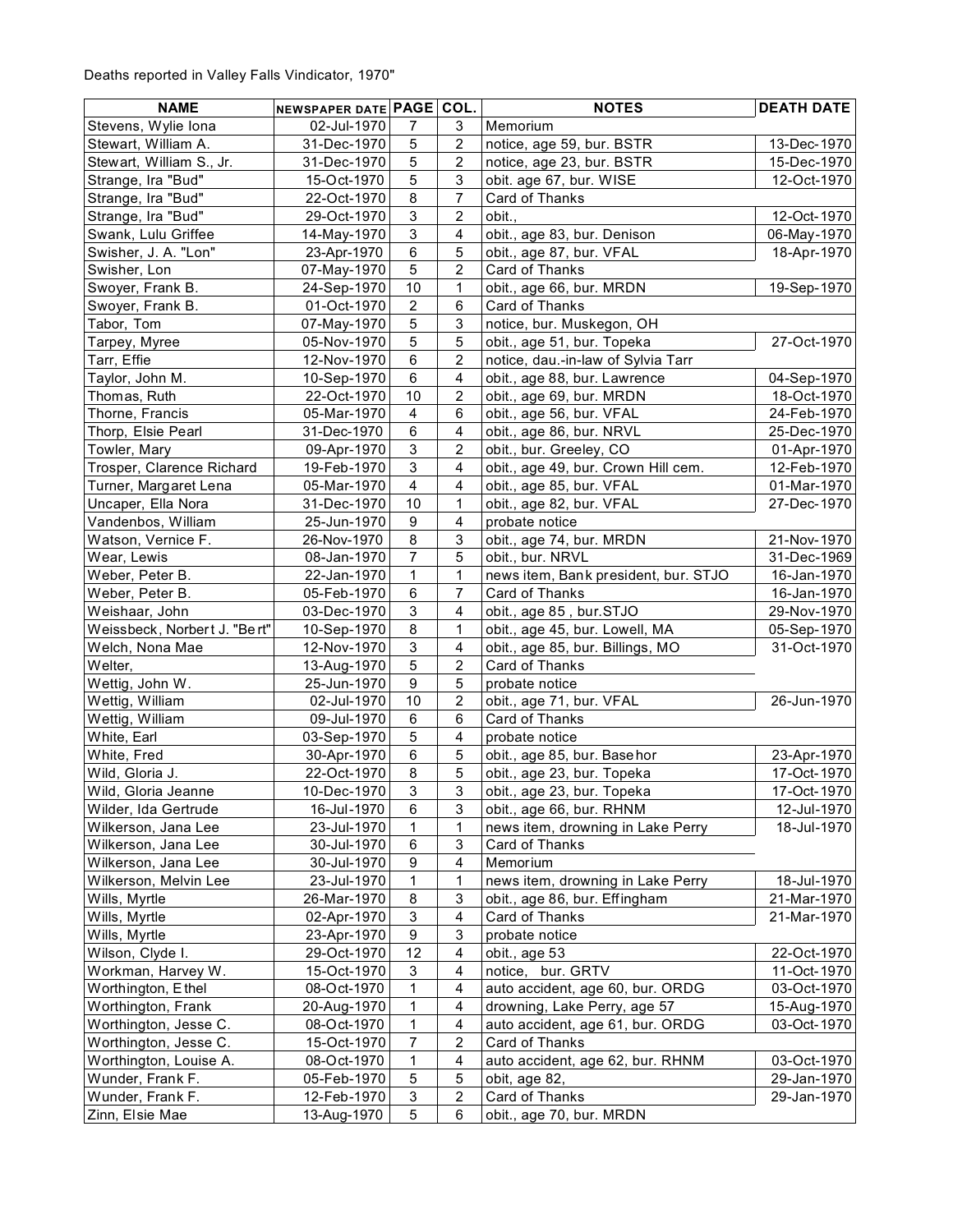Deaths reported in Valley Falls Vindicator, 1970"

| NAME | NEWSPAPER DATE | PAGE | COL. | NOTES | DEATH DATE |
|---|---|---|---|---|---|
| Stevens, Wylie Iona | 02-Jul-1970 | 7 | 3 | Memorium | |
| Stewart, William A. | 31-Dec-1970 | 5 | 2 | notice, age 59, bur. BSTR | 13-Dec-1970 |
| Stewart, William S., Jr. | 31-Dec-1970 | 5 | 2 | notice, age 23, bur. BSTR | 15-Dec-1970 |
| Strange, Ira "Bud" | 15-Oct-1970 | 5 | 3 | obit. age 67, bur. WISE | 12-Oct-1970 |
| Strange, Ira "Bud" | 22-Oct-1970 | 8 | 7 | Card of Thanks | |
| Strange, Ira "Bud" | 29-Oct-1970 | 3 | 2 | obit., | 12-Oct-1970 |
| Swank, Lulu Griffee | 14-May-1970 | 3 | 4 | obit., age 83, bur. Denison | 06-May-1970 |
| Swisher, J. A. "Lon" | 23-Apr-1970 | 6 | 5 | obit., age 87, bur. VFAL | 18-Apr-1970 |
| Swisher, Lon | 07-May-1970 | 5 | 2 | Card of Thanks | |
| Swoyer, Frank B. | 24-Sep-1970 | 10 | 1 | obit., age 66, bur. MRDN | 19-Sep-1970 |
| Swoyer, Frank B. | 01-Oct-1970 | 2 | 6 | Card of Thanks | |
| Tabor, Tom | 07-May-1970 | 5 | 3 | notice, bur. Muskegon, OH | |
| Tarpey, Myree | 05-Nov-1970 | 5 | 5 | obit., age 51, bur. Topeka | 27-Oct-1970 |
| Tarr, Effie | 12-Nov-1970 | 6 | 2 | notice, dau.-in-law of Sylvia Tarr | |
| Taylor, John M. | 10-Sep-1970 | 6 | 4 | obit., age 88, bur. Lawrence | 04-Sep-1970 |
| Thomas, Ruth | 22-Oct-1970 | 10 | 2 | obit., age 69, bur. MRDN | 18-Oct-1970 |
| Thorne, Francis | 05-Mar-1970 | 4 | 6 | obit., age 56, bur. VFAL | 24-Feb-1970 |
| Thorp, Elsie Pearl | 31-Dec-1970 | 6 | 4 | obit., age 86, bur. NRVL | 25-Dec-1970 |
| Towler, Mary | 09-Apr-1970 | 3 | 2 | obit., bur. Greeley, CO | 01-Apr-1970 |
| Trosper, Clarence Richard | 19-Feb-1970 | 3 | 4 | obit., age 49, bur. Crown Hill cem. | 12-Feb-1970 |
| Turner, Margaret Lena | 05-Mar-1970 | 4 | 4 | obit., age 85, bur. VFAL | 01-Mar-1970 |
| Uncaper, Ella Nora | 31-Dec-1970 | 10 | 1 | obit., age 82, bur. VFAL | 27-Dec-1970 |
| Vandenbos, William | 25-Jun-1970 | 9 | 4 | probate notice | |
| Watson, Vernice F. | 26-Nov-1970 | 8 | 3 | obit., age 74, bur. MRDN | 21-Nov-1970 |
| Wear, Lewis | 08-Jan-1970 | 7 | 5 | obit., bur. NRVL | 31-Dec-1969 |
| Weber, Peter B. | 22-Jan-1970 | 1 | 1 | news item, Bank president, bur. STJO | 16-Jan-1970 |
| Weber, Peter B. | 05-Feb-1970 | 6 | 7 | Card of Thanks | 16-Jan-1970 |
| Weishaar, John | 03-Dec-1970 | 3 | 4 | obit., age 85 , bur.STJO | 29-Nov-1970 |
| Weissbeck, Norbert J. "Bert" | 10-Sep-1970 | 8 | 1 | obit., age 45, bur. Lowell, MA | 05-Sep-1970 |
| Welch, Nona Mae | 12-Nov-1970 | 3 | 4 | obit., age 85, bur. Billings, MO | 31-Oct-1970 |
| Welter, | 13-Aug-1970 | 5 | 2 | Card of Thanks | |
| Wettig, John W. | 25-Jun-1970 | 9 | 5 | probate notice | |
| Wettig, William | 02-Jul-1970 | 10 | 2 | obit., age 71, bur. VFAL | 26-Jun-1970 |
| Wettig, William | 09-Jul-1970 | 6 | 6 | Card of Thanks | |
| White, Earl | 03-Sep-1970 | 5 | 4 | probate notice | |
| White, Fred | 30-Apr-1970 | 6 | 5 | obit., age 85, bur. Basehor | 23-Apr-1970 |
| Wild, Gloria J. | 22-Oct-1970 | 8 | 5 | obit., age 23, bur. Topeka | 17-Oct-1970 |
| Wild, Gloria Jeanne | 10-Dec-1970 | 3 | 3 | obit., age 23, bur. Topeka | 17-Oct-1970 |
| Wilder, Ida Gertrude | 16-Jul-1970 | 6 | 3 | obit., age 66, bur. RHNM | 12-Jul-1970 |
| Wilkerson, Jana Lee | 23-Jul-1970 | 1 | 1 | news item, drowning in Lake Perry | 18-Jul-1970 |
| Wilkerson, Jana Lee | 30-Jul-1970 | 6 | 3 | Card of Thanks | |
| Wilkerson, Jana Lee | 30-Jul-1970 | 9 | 4 | Memorium | |
| Wilkerson, Melvin Lee | 23-Jul-1970 | 1 | 1 | news item, drowning in Lake Perry | 18-Jul-1970 |
| Wills, Myrtle | 26-Mar-1970 | 8 | 3 | obit., age 86, bur. Effingham | 21-Mar-1970 |
| Wills, Myrtle | 02-Apr-1970 | 3 | 4 | Card of Thanks | 21-Mar-1970 |
| Wills, Myrtle | 23-Apr-1970 | 9 | 3 | probate notice | |
| Wilson, Clyde I. | 29-Oct-1970 | 12 | 4 | obit., age 53 | 22-Oct-1970 |
| Workman, Harvey W. | 15-Oct-1970 | 3 | 4 | notice, bur. GRTV | 11-Oct-1970 |
| Worthington, Ethel | 08-Oct-1970 | 1 | 4 | auto accident, age 60, bur. ORDG | 03-Oct-1970 |
| Worthington, Frank | 20-Aug-1970 | 1 | 4 | drowning, Lake Perry, age 57 | 15-Aug-1970 |
| Worthington, Jesse C. | 08-Oct-1970 | 1 | 4 | auto accident, age 61, bur. ORDG | 03-Oct-1970 |
| Worthington, Jesse C. | 15-Oct-1970 | 7 | 2 | Card of Thanks | |
| Worthington, Louise A. | 08-Oct-1970 | 1 | 4 | auto accident, age 62, bur. RHNM | 03-Oct-1970 |
| Wunder, Frank F. | 05-Feb-1970 | 5 | 5 | obit, age 82, | 29-Jan-1970 |
| Wunder, Frank F. | 12-Feb-1970 | 3 | 2 | Card of Thanks | 29-Jan-1970 |
| Zinn, Elsie Mae | 13-Aug-1970 | 5 | 6 | obit., age 70, bur. MRDN | |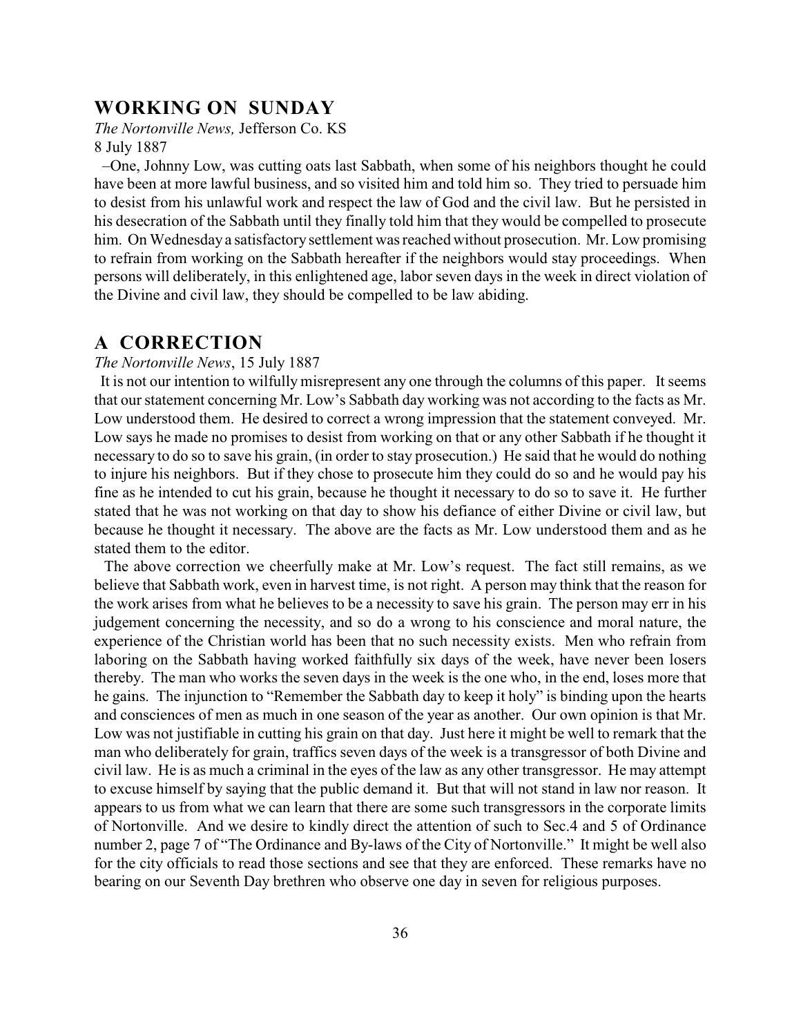## WORKING ON SUNDAY

*The Nortonville News,* Jefferson Co. KS
8 July 1887

–One, Johnny Low, was cutting oats last Sabbath, when some of his neighbors thought he could have been at more lawful business, and so visited him and told him so. They tried to persuade him to desist from his unlawful work and respect the law of God and the civil law. But he persisted in his desecration of the Sabbath until they finally told him that they would be compelled to prosecute him. On Wednesday a satisfactory settlement was reached without prosecution. Mr. Low promising to refrain from working on the Sabbath hereafter if the neighbors would stay proceedings. When persons will deliberately, in this enlightened age, labor seven days in the week in direct violation of the Divine and civil law, they should be compelled to be law abiding.

## A CORRECTION

*The Nortonville News*, 15 July 1887

It is not our intention to wilfully misrepresent any one through the columns of this paper. It seems that our statement concerning Mr. Low's Sabbath day working was not according to the facts as Mr. Low understood them. He desired to correct a wrong impression that the statement conveyed. Mr. Low says he made no promises to desist from working on that or any other Sabbath if he thought it necessary to do so to save his grain, (in order to stay prosecution.) He said that he would do nothing to injure his neighbors. But if they chose to prosecute him they could do so and he would pay his fine as he intended to cut his grain, because he thought it necessary to do so to save it. He further stated that he was not working on that day to show his defiance of either Divine or civil law, but because he thought it necessary. The above are the facts as Mr. Low understood them and as he stated them to the editor.

The above correction we cheerfully make at Mr. Low's request. The fact still remains, as we believe that Sabbath work, even in harvest time, is not right. A person may think that the reason for the work arises from what he believes to be a necessity to save his grain. The person may err in his judgement concerning the necessity, and so do a wrong to his conscience and moral nature, the experience of the Christian world has been that no such necessity exists. Men who refrain from laboring on the Sabbath having worked faithfully six days of the week, have never been losers thereby. The man who works the seven days in the week is the one who, in the end, loses more that he gains. The injunction to "Remember the Sabbath day to keep it holy" is binding upon the hearts and consciences of men as much in one season of the year as another. Our own opinion is that Mr. Low was not justifiable in cutting his grain on that day. Just here it might be well to remark that the man who deliberately for grain, traffics seven days of the week is a transgressor of both Divine and civil law. He is as much a criminal in the eyes of the law as any other transgressor. He may attempt to excuse himself by saying that the public demand it. But that will not stand in law nor reason. It appears to us from what we can learn that there are some such transgressors in the corporate limits of Nortonville. And we desire to kindly direct the attention of such to Sec.4 and 5 of Ordinance number 2, page 7 of "The Ordinance and By-laws of the City of Nortonville." It might be well also for the city officials to read those sections and see that they are enforced. These remarks have no bearing on our Seventh Day brethren who observe one day in seven for religious purposes.